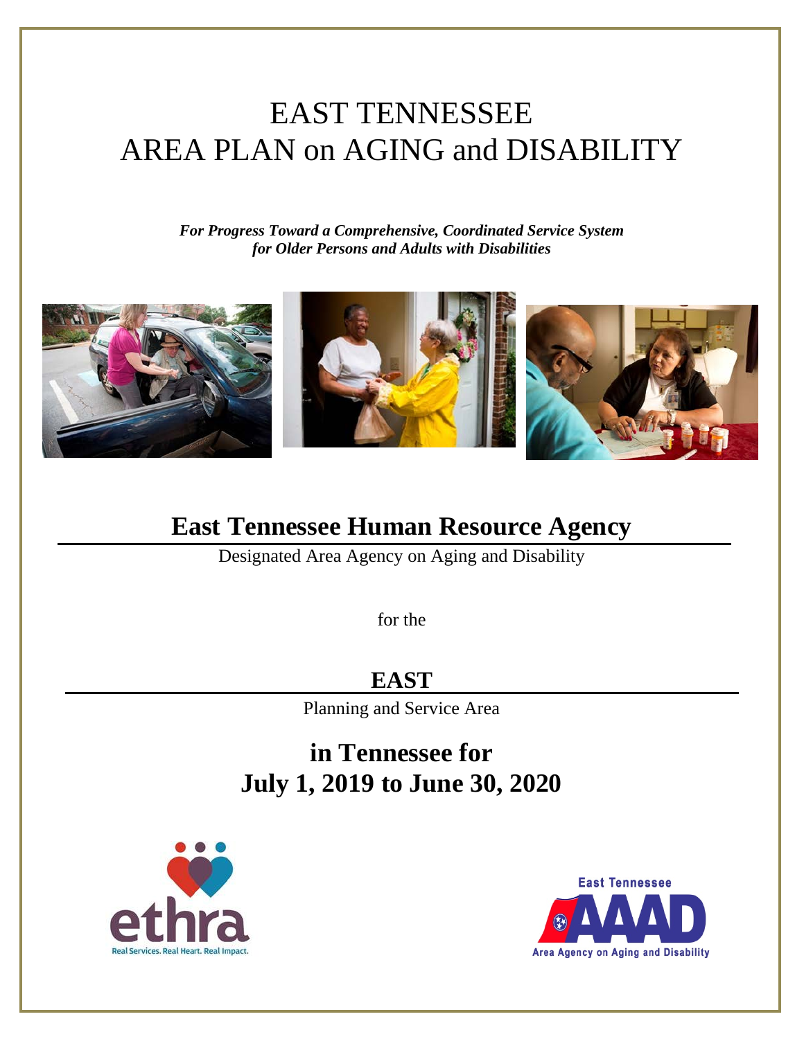# EAST TENNESSEE
# AREA PLAN on AGING and DISABILITY

***For Progress Toward a Comprehensive, Coordinated Service System for Older Persons and Adults with Disabilities***

## East Tennessee Human Resource Agency

Designated Area Agency on Aging and Disability

for the

## EAST

Planning and Service Area

## in Tennessee for July 1, 2019 to June 30, 2020

ethra

Real Services. Real Heart. Real Impact.

East Tennessee AAAD

Area Agency on Aging and Disability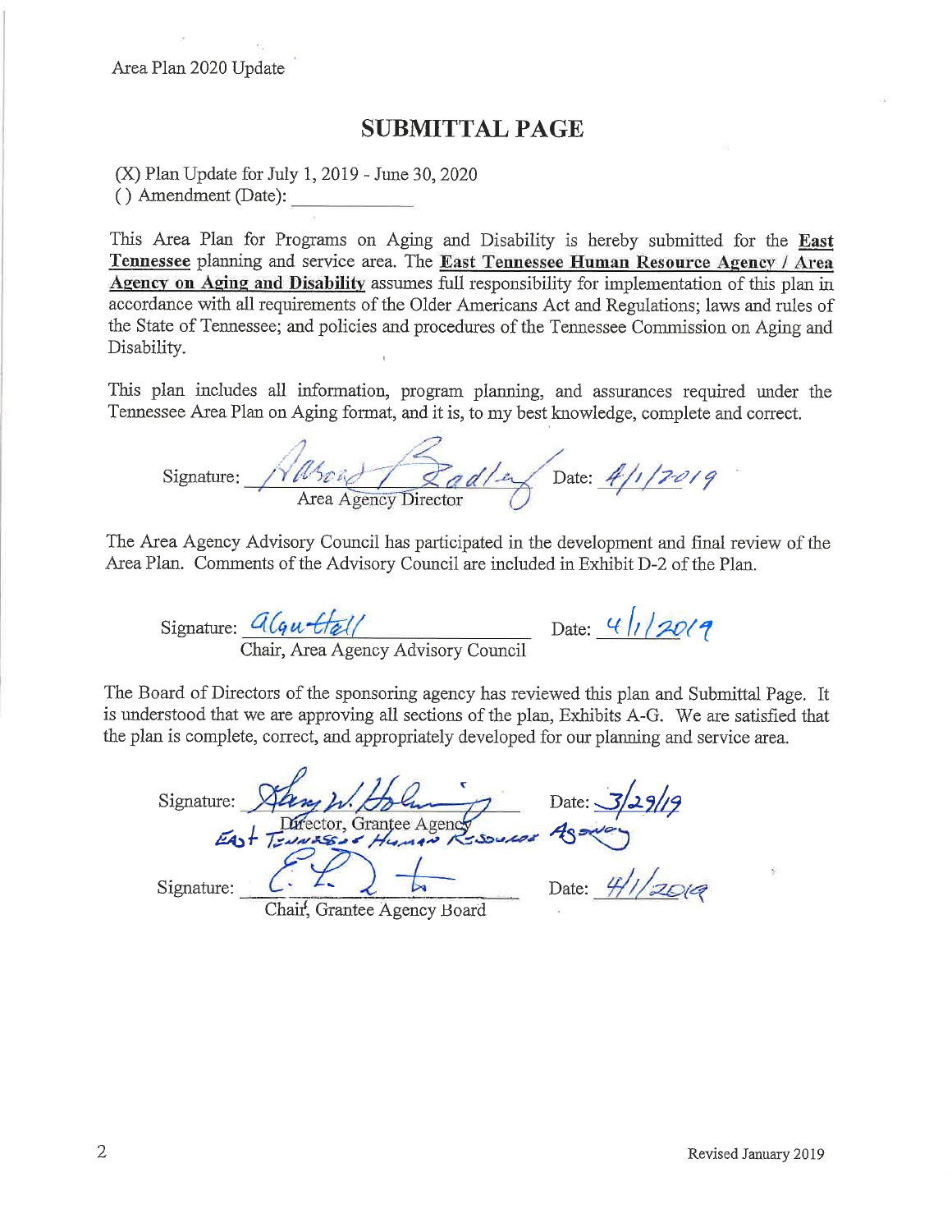Area Plan 2020 Update

## SUBMITTAL PAGE

(X) Plan Update for July 1, 2019 - June 30, 2020
( ) Amendment (Date): ____________

This Area Plan for Programs on Aging and Disability is hereby submitted for the **East Tennessee** planning and service area. The **East Tennessee Human Resource Agency / Area Agency on Aging and Disability** assumes full responsibility for implementation of this plan in accordance with all requirements of the Older Americans Act and Regulations; laws and rules of the State of Tennessee; and policies and procedures of the Tennessee Commission on Aging and Disability.

This plan includes all information, program planning, and assurances required under the Tennessee Area Plan on Aging format, and it is, to my best knowledge, complete and correct.

Signature: *Harold Bradley* Date: *4/1/2019*
Area Agency Director

The Area Agency Advisory Council has participated in the development and final review of the Area Plan. Comments of the Advisory Council are included in Exhibit D-2 of the Plan.

Signature: *Alan Hall* Date: *4/1/2019*
Chair, Area Agency Advisory Council

The Board of Directors of the sponsoring agency has reviewed this plan and Submittal Page. It is understood that we are approving all sections of the plan, Exhibits A-G. We are satisfied that the plan is complete, correct, and appropriately developed for our planning and service area.

Signature: *Gary W. Holiway* Date: *3/29/19*
Director, Grantee Agency
*East Tennessee Human Resource Agency*

Signature: *E. L. ...* Date: *4/1/2019*
Chair, Grantee Agency Board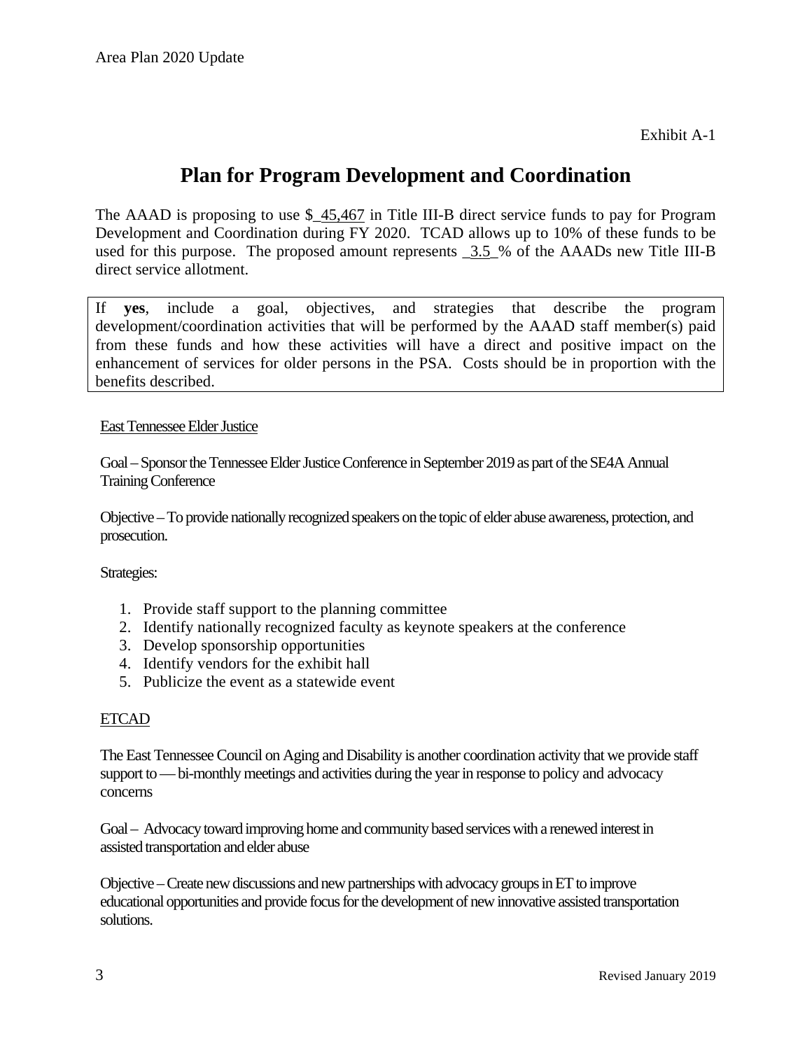Exhibit A-1

# Plan for Program Development and Coordination

The AAAD is proposing to use $_45,467 in Title III-B direct service funds to pay for Program Development and Coordination during FY 2020. TCAD allows up to 10% of these funds to be used for this purpose. The proposed amount represents _3.5_% of the AAADs new Title III-B direct service allotment.

If **yes**, include a goal, objectives, and strategies that describe the program development/coordination activities that will be performed by the AAAD staff member(s) paid from these funds and how these activities will have a direct and positive impact on the enhancement of services for older persons in the PSA. Costs should be in proportion with the benefits described.

East Tennessee Elder Justice

Goal – Sponsor the Tennessee Elder Justice Conference in September 2019 as part of the SE4A Annual Training Conference

Objective – To provide nationally recognized speakers on the topic of elder abuse awareness, protection, and prosecution.

Strategies:

1. Provide staff support to the planning committee
2. Identify nationally recognized faculty as keynote speakers at the conference
3. Develop sponsorship opportunities
4. Identify vendors for the exhibit hall
5. Publicize the event as a statewide event

ETCAD

The East Tennessee Council on Aging and Disability is another coordination activity that we provide staff support to — bi-monthly meetings and activities during the year in response to policy and advocacy concerns

Goal – Advocacy toward improving home and community based services with a renewed interest in assisted transportation and elder abuse

Objective – Create new discussions and new partnerships with advocacy groups in ET to improve educational opportunities and provide focus for the development of new innovative assisted transportation solutions.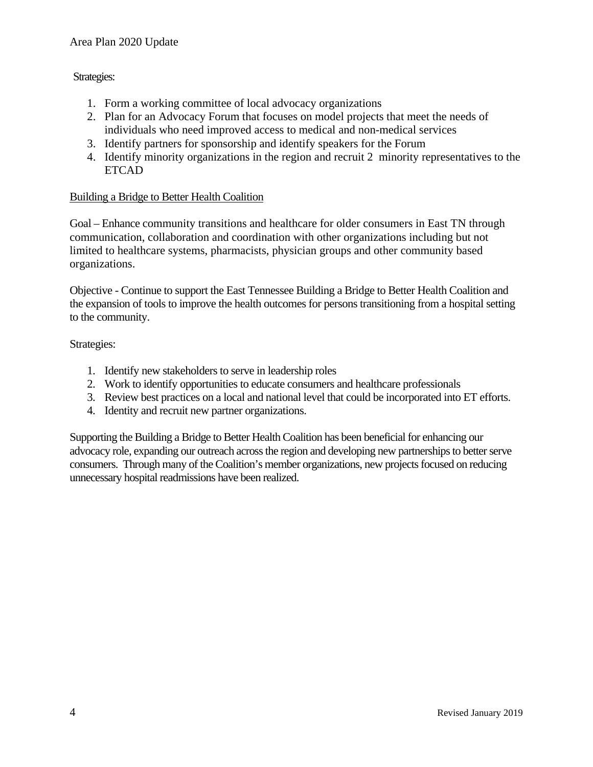Strategies:

1. Form a working committee of local advocacy organizations
2. Plan for an Advocacy Forum that focuses on model projects that meet the needs of individuals who need improved access to medical and non-medical services
3. Identify partners for sponsorship and identify speakers for the Forum
4. Identify minority organizations in the region and recruit 2 minority representatives to the ETCAD

<u>Building a Bridge to Better Health Coalition</u>

Goal – Enhance community transitions and healthcare for older consumers in East TN through communication, collaboration and coordination with other organizations including but not limited to healthcare systems, pharmacists, physician groups and other community based organizations.

Objective - Continue to support the East Tennessee Building a Bridge to Better Health Coalition and the expansion of tools to improve the health outcomes for persons transitioning from a hospital setting to the community.

Strategies:

1. Identify new stakeholders to serve in leadership roles
2. Work to identify opportunities to educate consumers and healthcare professionals
3. Review best practices on a local and national level that could be incorporated into ET efforts.
4. Identity and recruit new partner organizations.

Supporting the Building a Bridge to Better Health Coalition has been beneficial for enhancing our advocacy role, expanding our outreach across the region and developing new partnerships to better serve consumers. Through many of the Coalition's member organizations, new projects focused on reducing unnecessary hospital readmissions have been realized.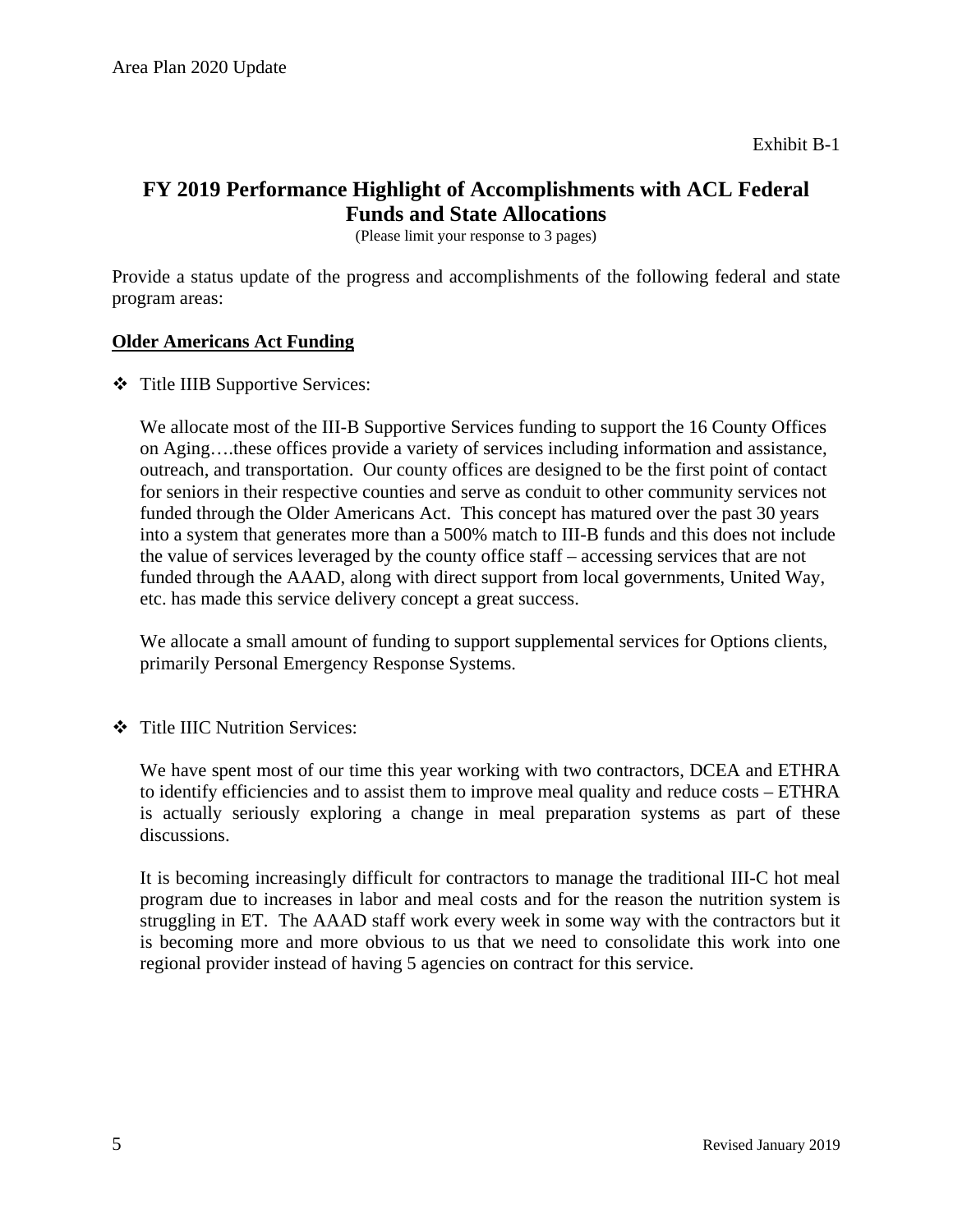Exhibit B-1

## FY 2019 Performance Highlight of Accomplishments with ACL Federal Funds and State Allocations

(Please limit your response to 3 pages)

Provide a status update of the progress and accomplishments of the following federal and state program areas:

**Older Americans Act Funding**

- Title IIIB Supportive Services:

  We allocate most of the III-B Supportive Services funding to support the 16 County Offices on Aging….these offices provide a variety of services including information and assistance, outreach, and transportation. Our county offices are designed to be the first point of contact for seniors in their respective counties and serve as conduit to other community services not funded through the Older Americans Act. This concept has matured over the past 30 years into a system that generates more than a 500% match to III-B funds and this does not include the value of services leveraged by the county office staff – accessing services that are not funded through the AAAD, along with direct support from local governments, United Way, etc. has made this service delivery concept a great success.

  We allocate a small amount of funding to support supplemental services for Options clients, primarily Personal Emergency Response Systems.

- Title IIIC Nutrition Services:

  We have spent most of our time this year working with two contractors, DCEA and ETHRA to identify efficiencies and to assist them to improve meal quality and reduce costs – ETHRA is actually seriously exploring a change in meal preparation systems as part of these discussions.

  It is becoming increasingly difficult for contractors to manage the traditional III-C hot meal program due to increases in labor and meal costs and for the reason the nutrition system is struggling in ET. The AAAD staff work every week in some way with the contractors but it is becoming more and more obvious to us that we need to consolidate this work into one regional provider instead of having 5 agencies on contract for this service.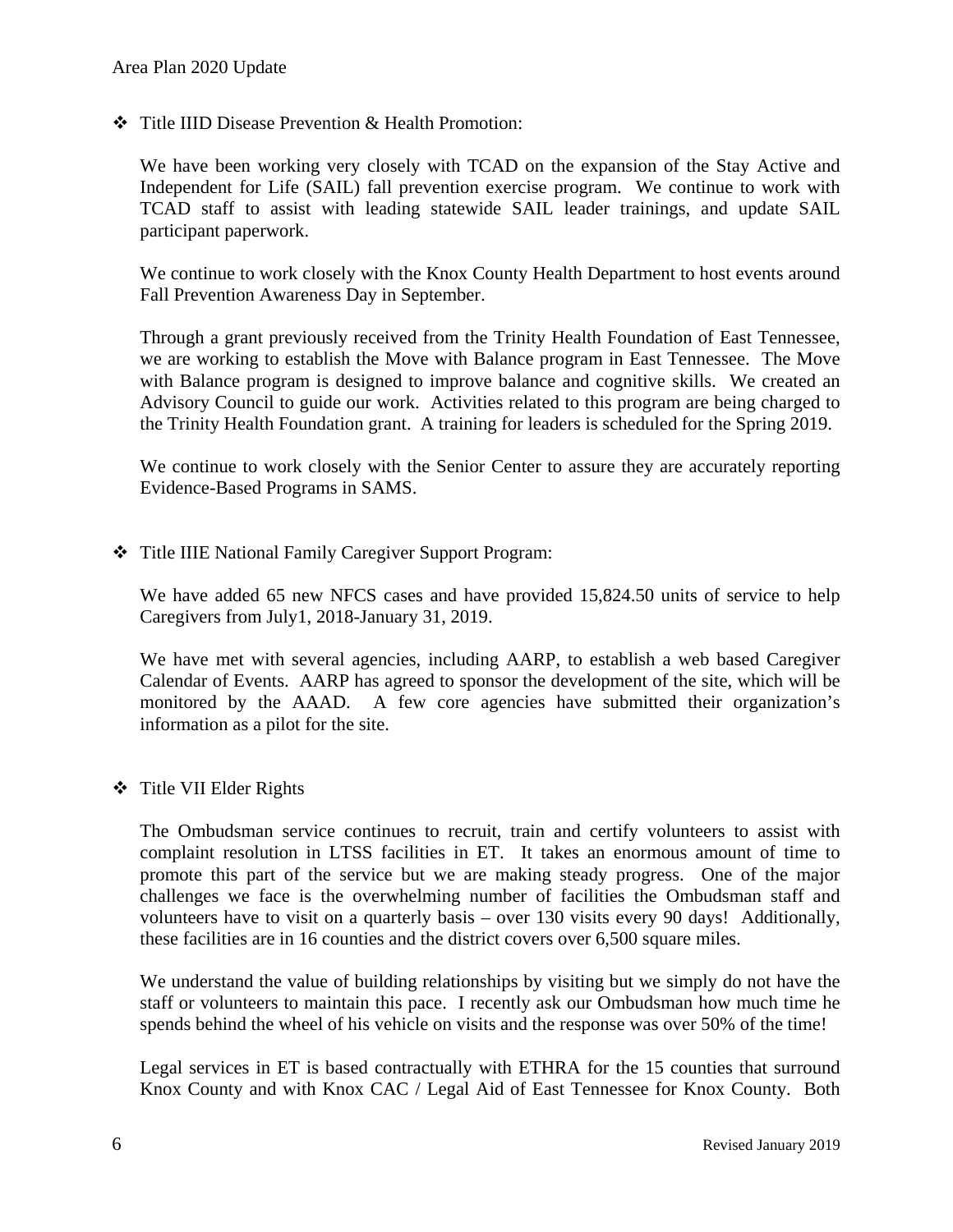- Title IIID Disease Prevention & Health Promotion:

  We have been working very closely with TCAD on the expansion of the Stay Active and Independent for Life (SAIL) fall prevention exercise program. We continue to work with TCAD staff to assist with leading statewide SAIL leader trainings, and update SAIL participant paperwork.

  We continue to work closely with the Knox County Health Department to host events around Fall Prevention Awareness Day in September.

  Through a grant previously received from the Trinity Health Foundation of East Tennessee, we are working to establish the Move with Balance program in East Tennessee. The Move with Balance program is designed to improve balance and cognitive skills. We created an Advisory Council to guide our work. Activities related to this program are being charged to the Trinity Health Foundation grant. A training for leaders is scheduled for the Spring 2019.

  We continue to work closely with the Senior Center to assure they are accurately reporting Evidence-Based Programs in SAMS.

- Title IIIE National Family Caregiver Support Program:

  We have added 65 new NFCS cases and have provided 15,824.50 units of service to help Caregivers from July1, 2018-January 31, 2019.

  We have met with several agencies, including AARP, to establish a web based Caregiver Calendar of Events. AARP has agreed to sponsor the development of the site, which will be monitored by the AAAD. A few core agencies have submitted their organization's information as a pilot for the site.

- Title VII Elder Rights

  The Ombudsman service continues to recruit, train and certify volunteers to assist with complaint resolution in LTSS facilities in ET. It takes an enormous amount of time to promote this part of the service but we are making steady progress. One of the major challenges we face is the overwhelming number of facilities the Ombudsman staff and volunteers have to visit on a quarterly basis – over 130 visits every 90 days! Additionally, these facilities are in 16 counties and the district covers over 6,500 square miles.

  We understand the value of building relationships by visiting but we simply do not have the staff or volunteers to maintain this pace. I recently ask our Ombudsman how much time he spends behind the wheel of his vehicle on visits and the response was over 50% of the time!

  Legal services in ET is based contractually with ETHRA for the 15 counties that surround Knox County and with Knox CAC / Legal Aid of East Tennessee for Knox County. Both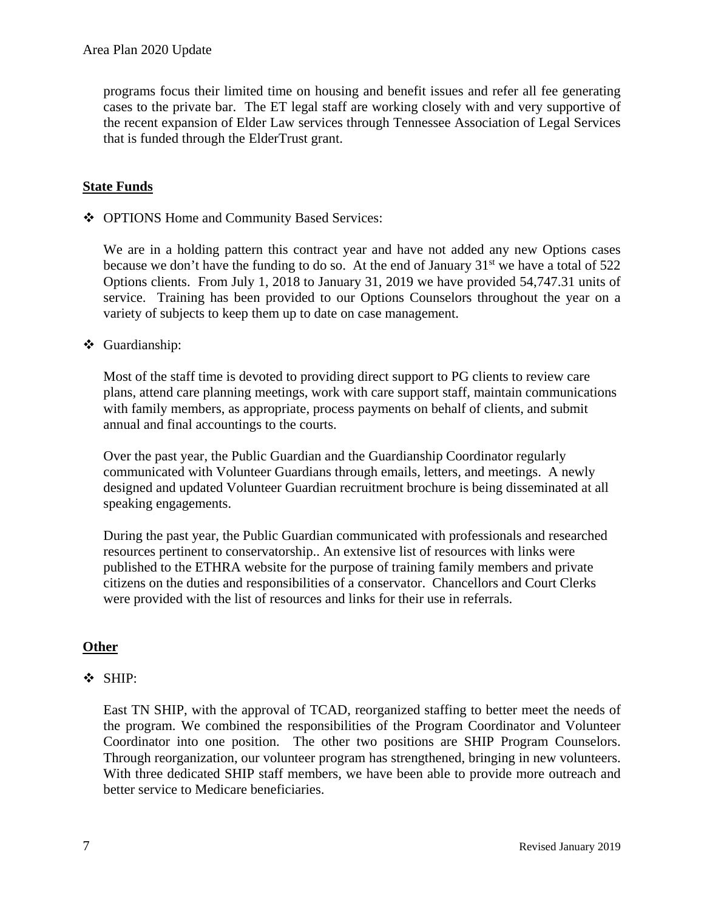programs focus their limited time on housing and benefit issues and refer all fee generating cases to the private bar. The ET legal staff are working closely with and very supportive of the recent expansion of Elder Law services through Tennessee Association of Legal Services that is funded through the ElderTrust grant.

**State Funds**

- OPTIONS Home and Community Based Services:

  We are in a holding pattern this contract year and have not added any new Options cases because we don't have the funding to do so. At the end of January 31st we have a total of 522 Options clients. From July 1, 2018 to January 31, 2019 we have provided 54,747.31 units of service. Training has been provided to our Options Counselors throughout the year on a variety of subjects to keep them up to date on case management.

- Guardianship:

  Most of the staff time is devoted to providing direct support to PG clients to review care plans, attend care planning meetings, work with care support staff, maintain communications with family members, as appropriate, process payments on behalf of clients, and submit annual and final accountings to the courts.

  Over the past year, the Public Guardian and the Guardianship Coordinator regularly communicated with Volunteer Guardians through emails, letters, and meetings. A newly designed and updated Volunteer Guardian recruitment brochure is being disseminated at all speaking engagements.

  During the past year, the Public Guardian communicated with professionals and researched resources pertinent to conservatorship.. An extensive list of resources with links were published to the ETHRA website for the purpose of training family members and private citizens on the duties and responsibilities of a conservator. Chancellors and Court Clerks were provided with the list of resources and links for their use in referrals.

**Other**

- SHIP:

  East TN SHIP, with the approval of TCAD, reorganized staffing to better meet the needs of the program. We combined the responsibilities of the Program Coordinator and Volunteer Coordinator into one position. The other two positions are SHIP Program Counselors. Through reorganization, our volunteer program has strengthened, bringing in new volunteers. With three dedicated SHIP staff members, we have been able to provide more outreach and better service to Medicare beneficiaries.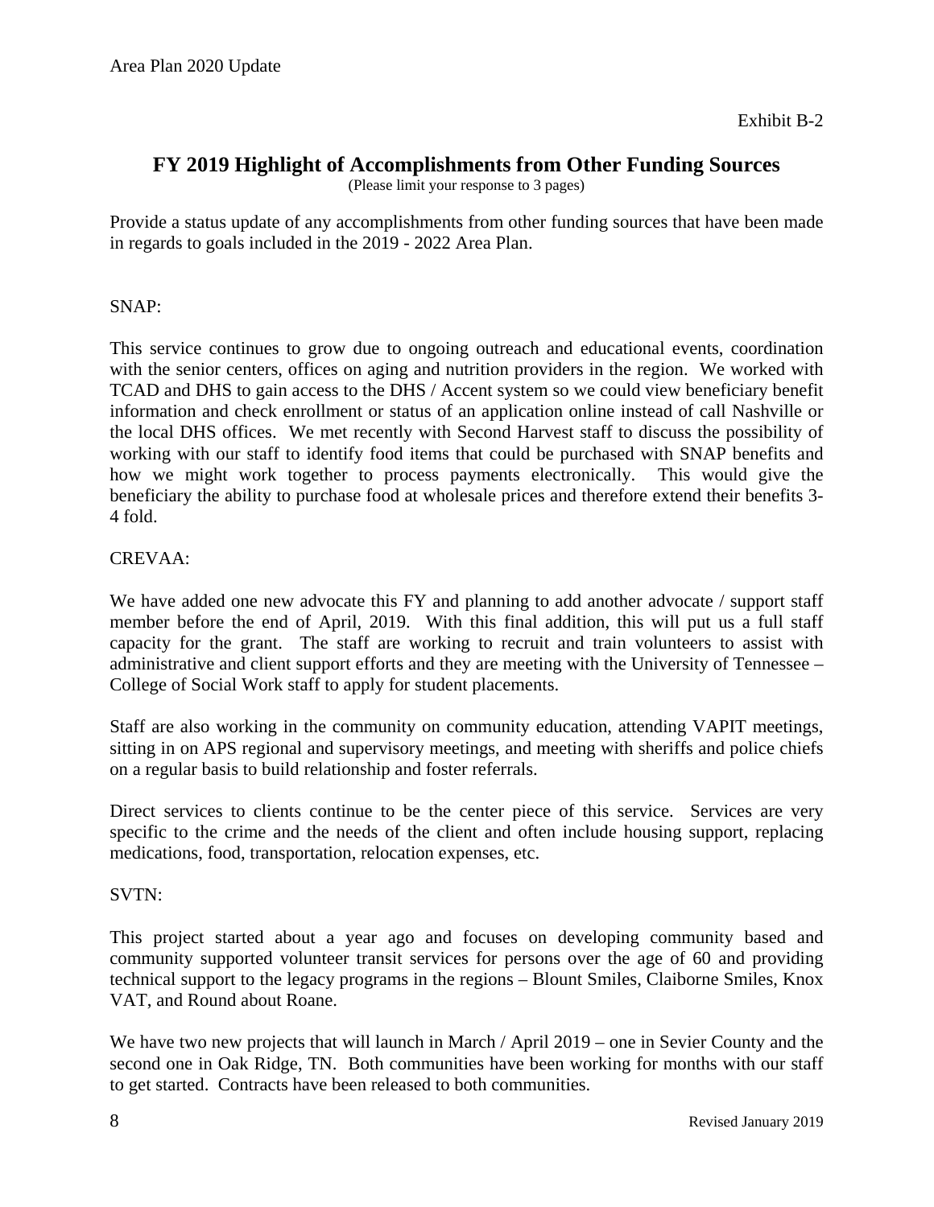Exhibit B-2

## FY 2019 Highlight of Accomplishments from Other Funding Sources

(Please limit your response to 3 pages)

Provide a status update of any accomplishments from other funding sources that have been made in regards to goals included in the 2019 - 2022 Area Plan.

SNAP:

This service continues to grow due to ongoing outreach and educational events, coordination with the senior centers, offices on aging and nutrition providers in the region. We worked with TCAD and DHS to gain access to the DHS / Accent system so we could view beneficiary benefit information and check enrollment or status of an application online instead of call Nashville or the local DHS offices. We met recently with Second Harvest staff to discuss the possibility of working with our staff to identify food items that could be purchased with SNAP benefits and how we might work together to process payments electronically. This would give the beneficiary the ability to purchase food at wholesale prices and therefore extend their benefits 3-4 fold.

CREVAA:

We have added one new advocate this FY and planning to add another advocate / support staff member before the end of April, 2019. With this final addition, this will put us a full staff capacity for the grant. The staff are working to recruit and train volunteers to assist with administrative and client support efforts and they are meeting with the University of Tennessee – College of Social Work staff to apply for student placements.

Staff are also working in the community on community education, attending VAPIT meetings, sitting in on APS regional and supervisory meetings, and meeting with sheriffs and police chiefs on a regular basis to build relationship and foster referrals.

Direct services to clients continue to be the center piece of this service. Services are very specific to the crime and the needs of the client and often include housing support, replacing medications, food, transportation, relocation expenses, etc.

SVTN:

This project started about a year ago and focuses on developing community based and community supported volunteer transit services for persons over the age of 60 and providing technical support to the legacy programs in the regions – Blount Smiles, Claiborne Smiles, Knox VAT, and Round about Roane.

We have two new projects that will launch in March / April 2019 – one in Sevier County and the second one in Oak Ridge, TN. Both communities have been working for months with our staff to get started. Contracts have been released to both communities.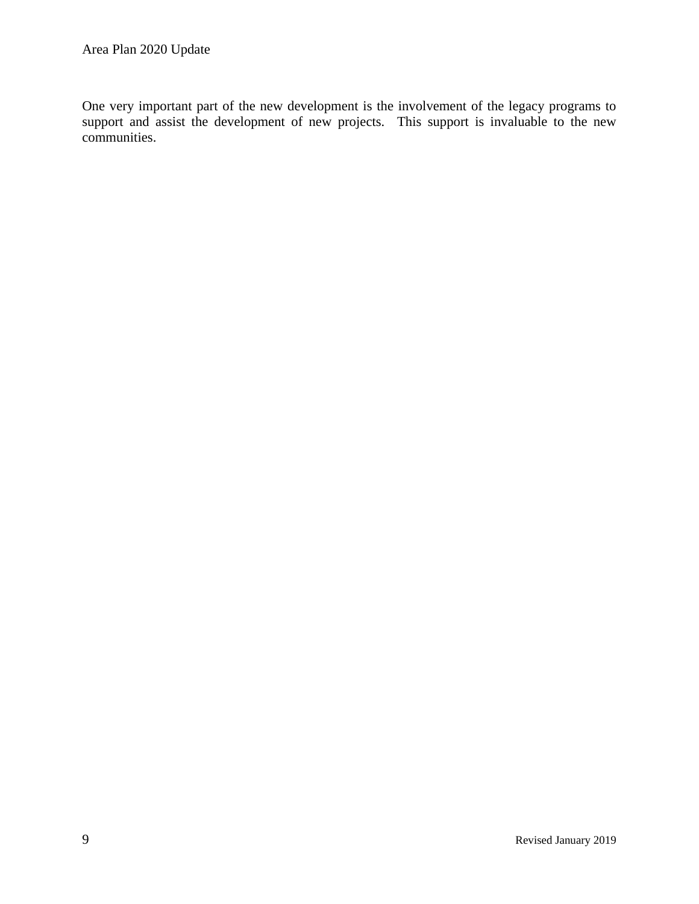One very important part of the new development is the involvement of the legacy programs to support and assist the development of new projects.  This support is invaluable to the new communities.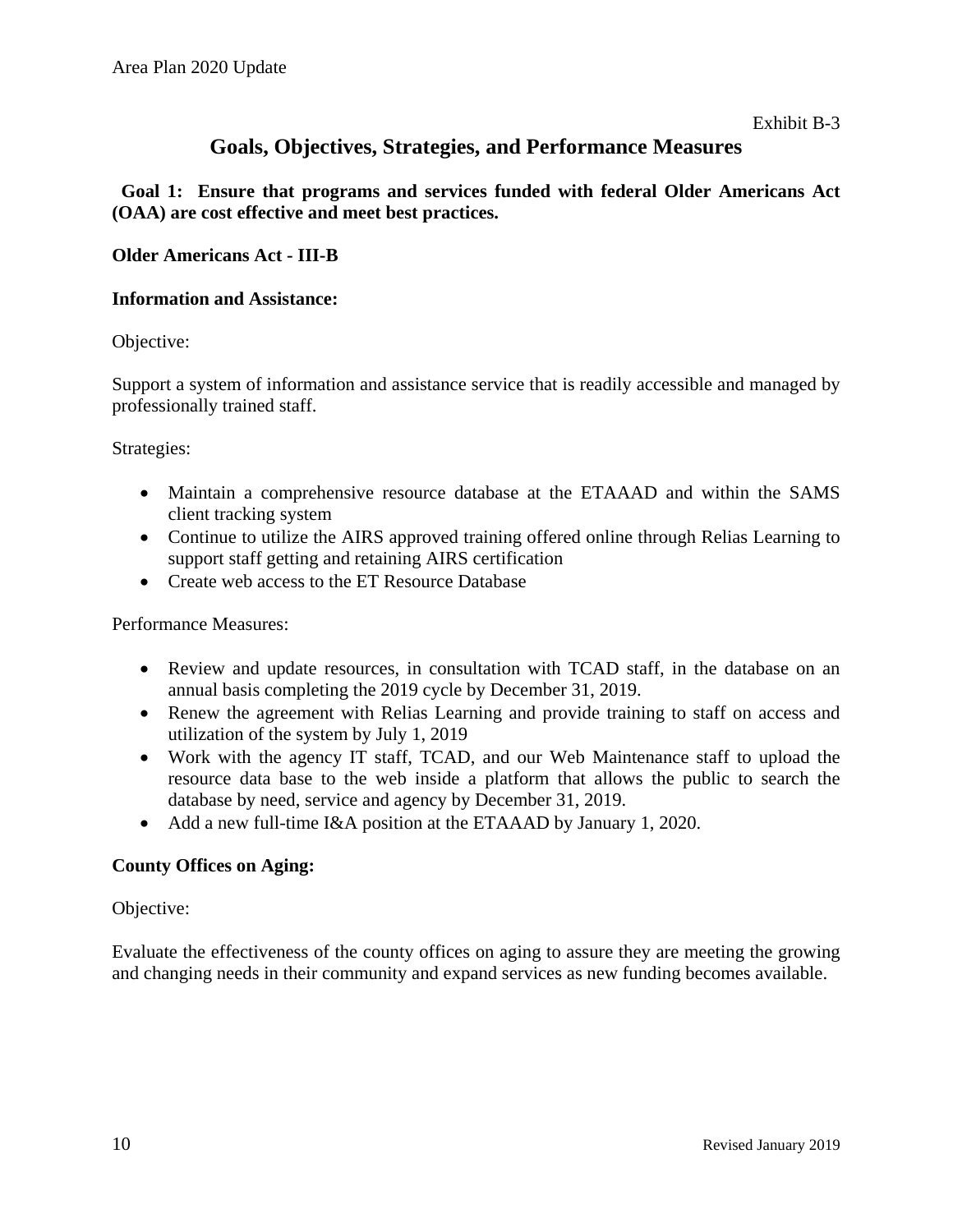Exhibit B-3

## Goals, Objectives, Strategies, and Performance Measures

**Goal 1: Ensure that programs and services funded with federal Older Americans Act (OAA) are cost effective and meet best practices.**

**Older Americans Act - III-B**

**Information and Assistance:**

Objective:

Support a system of information and assistance service that is readily accessible and managed by professionally trained staff.

Strategies:

- Maintain a comprehensive resource database at the ETAAAD and within the SAMS client tracking system
- Continue to utilize the AIRS approved training offered online through Relias Learning to support staff getting and retaining AIRS certification
- Create web access to the ET Resource Database

Performance Measures:

- Review and update resources, in consultation with TCAD staff, in the database on an annual basis completing the 2019 cycle by December 31, 2019.
- Renew the agreement with Relias Learning and provide training to staff on access and utilization of the system by July 1, 2019
- Work with the agency IT staff, TCAD, and our Web Maintenance staff to upload the resource data base to the web inside a platform that allows the public to search the database by need, service and agency by December 31, 2019.
- Add a new full-time I&A position at the ETAAAD by January 1, 2020.

**County Offices on Aging:**

Objective:

Evaluate the effectiveness of the county offices on aging to assure they are meeting the growing and changing needs in their community and expand services as new funding becomes available.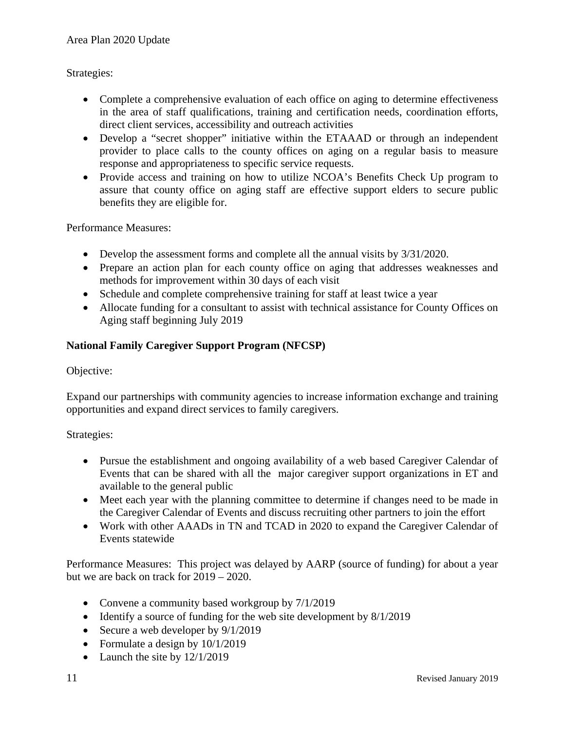Strategies:

- Complete a comprehensive evaluation of each office on aging to determine effectiveness in the area of staff qualifications, training and certification needs, coordination efforts, direct client services, accessibility and outreach activities
- Develop a "secret shopper" initiative within the ETAAAD or through an independent provider to place calls to the county offices on aging on a regular basis to measure response and appropriateness to specific service requests.
- Provide access and training on how to utilize NCOA's Benefits Check Up program to assure that county office on aging staff are effective support elders to secure public benefits they are eligible for.

Performance Measures:

- Develop the assessment forms and complete all the annual visits by 3/31/2020.
- Prepare an action plan for each county office on aging that addresses weaknesses and methods for improvement within 30 days of each visit
- Schedule and complete comprehensive training for staff at least twice a year
- Allocate funding for a consultant to assist with technical assistance for County Offices on Aging staff beginning July 2019

**National Family Caregiver Support Program (NFCSP)**

Objective:

Expand our partnerships with community agencies to increase information exchange and training opportunities and expand direct services to family caregivers.

Strategies:

- Pursue the establishment and ongoing availability of a web based Caregiver Calendar of Events that can be shared with all the major caregiver support organizations in ET and available to the general public
- Meet each year with the planning committee to determine if changes need to be made in the Caregiver Calendar of Events and discuss recruiting other partners to join the effort
- Work with other AAADs in TN and TCAD in 2020 to expand the Caregiver Calendar of Events statewide

Performance Measures: This project was delayed by AARP (source of funding) for about a year but we are back on track for 2019 – 2020.

- Convene a community based workgroup by 7/1/2019
- Identify a source of funding for the web site development by 8/1/2019
- Secure a web developer by 9/1/2019
- Formulate a design by 10/1/2019
- Launch the site by 12/1/2019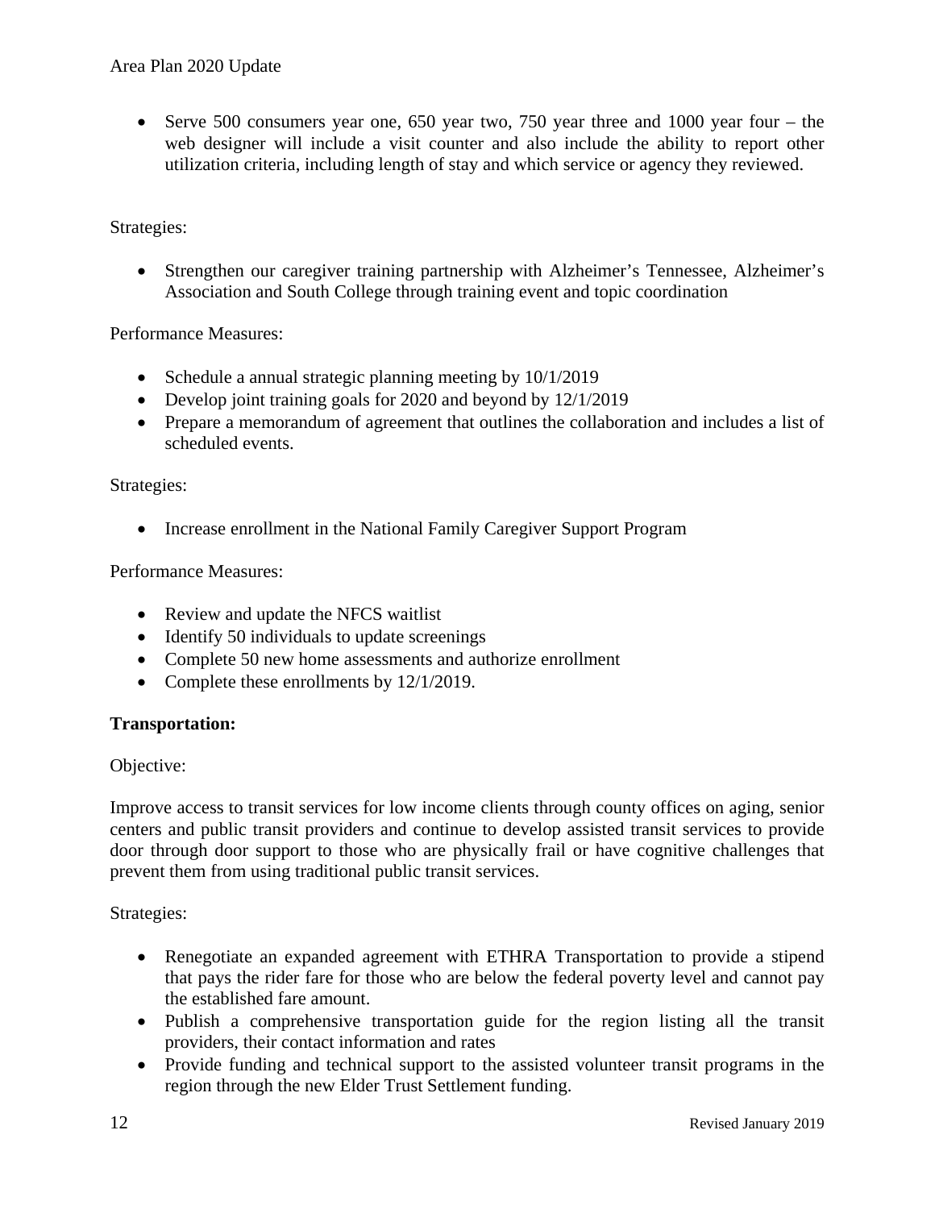- Serve 500 consumers year one, 650 year two, 750 year three and 1000 year four – the web designer will include a visit counter and also include the ability to report other utilization criteria, including length of stay and which service or agency they reviewed.

Strategies:

- Strengthen our caregiver training partnership with Alzheimer's Tennessee, Alzheimer's Association and South College through training event and topic coordination

Performance Measures:

- Schedule a annual strategic planning meeting by 10/1/2019
- Develop joint training goals for 2020 and beyond by 12/1/2019
- Prepare a memorandum of agreement that outlines the collaboration and includes a list of scheduled events.

Strategies:

- Increase enrollment in the National Family Caregiver Support Program

Performance Measures:

- Review and update the NFCS waitlist
- Identify 50 individuals to update screenings
- Complete 50 new home assessments and authorize enrollment
- Complete these enrollments by 12/1/2019.

**Transportation:**

Objective:

Improve access to transit services for low income clients through county offices on aging, senior centers and public transit providers and continue to develop assisted transit services to provide door through door support to those who are physically frail or have cognitive challenges that prevent them from using traditional public transit services.

Strategies:

- Renegotiate an expanded agreement with ETHRA Transportation to provide a stipend that pays the rider fare for those who are below the federal poverty level and cannot pay the established fare amount.
- Publish a comprehensive transportation guide for the region listing all the transit providers, their contact information and rates
- Provide funding and technical support to the assisted volunteer transit programs in the region through the new Elder Trust Settlement funding.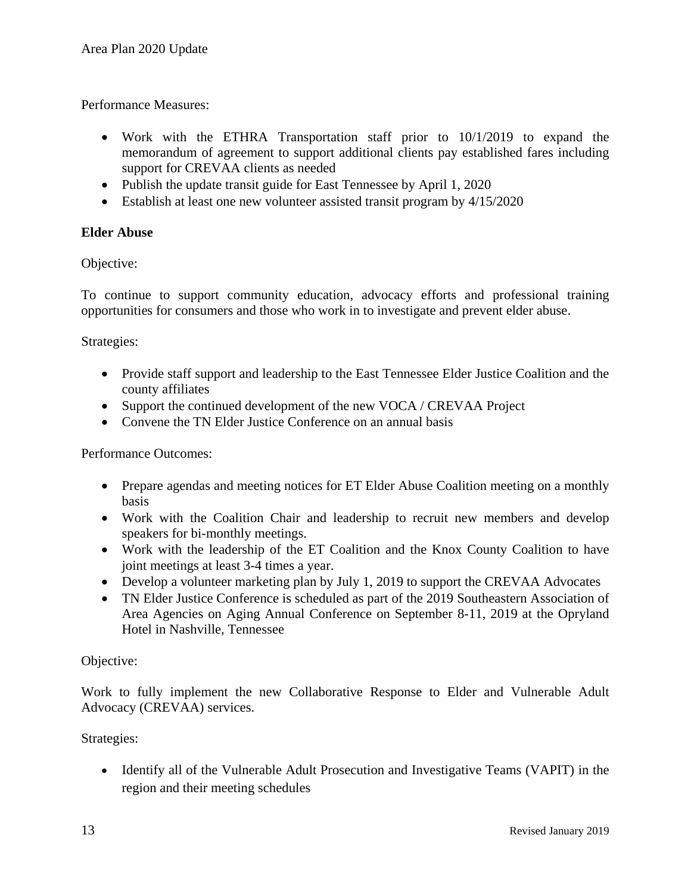Performance Measures:

- Work with the ETHRA Transportation staff prior to 10/1/2019 to expand the memorandum of agreement to support additional clients pay established fares including support for CREVAA clients as needed
- Publish the update transit guide for East Tennessee by April 1, 2020
- Establish at least one new volunteer assisted transit program by 4/15/2020

**Elder Abuse**

Objective:

To continue to support community education, advocacy efforts and professional training opportunities for consumers and those who work in to investigate and prevent elder abuse.

Strategies:

- Provide staff support and leadership to the East Tennessee Elder Justice Coalition and the county affiliates
- Support the continued development of the new VOCA / CREVAA Project
- Convene the TN Elder Justice Conference on an annual basis

Performance Outcomes:

- Prepare agendas and meeting notices for ET Elder Abuse Coalition meeting on a monthly basis
- Work with the Coalition Chair and leadership to recruit new members and develop speakers for bi-monthly meetings.
- Work with the leadership of the ET Coalition and the Knox County Coalition to have joint meetings at least 3-4 times a year.
- Develop a volunteer marketing plan by July 1, 2019 to support the CREVAA Advocates
- TN Elder Justice Conference is scheduled as part of the 2019 Southeastern Association of Area Agencies on Aging Annual Conference on September 8-11, 2019 at the Opryland Hotel in Nashville, Tennessee

Objective:

Work to fully implement the new Collaborative Response to Elder and Vulnerable Adult Advocacy (CREVAA) services.

Strategies:

- Identify all of the Vulnerable Adult Prosecution and Investigative Teams (VAPIT) in the region and their meeting schedules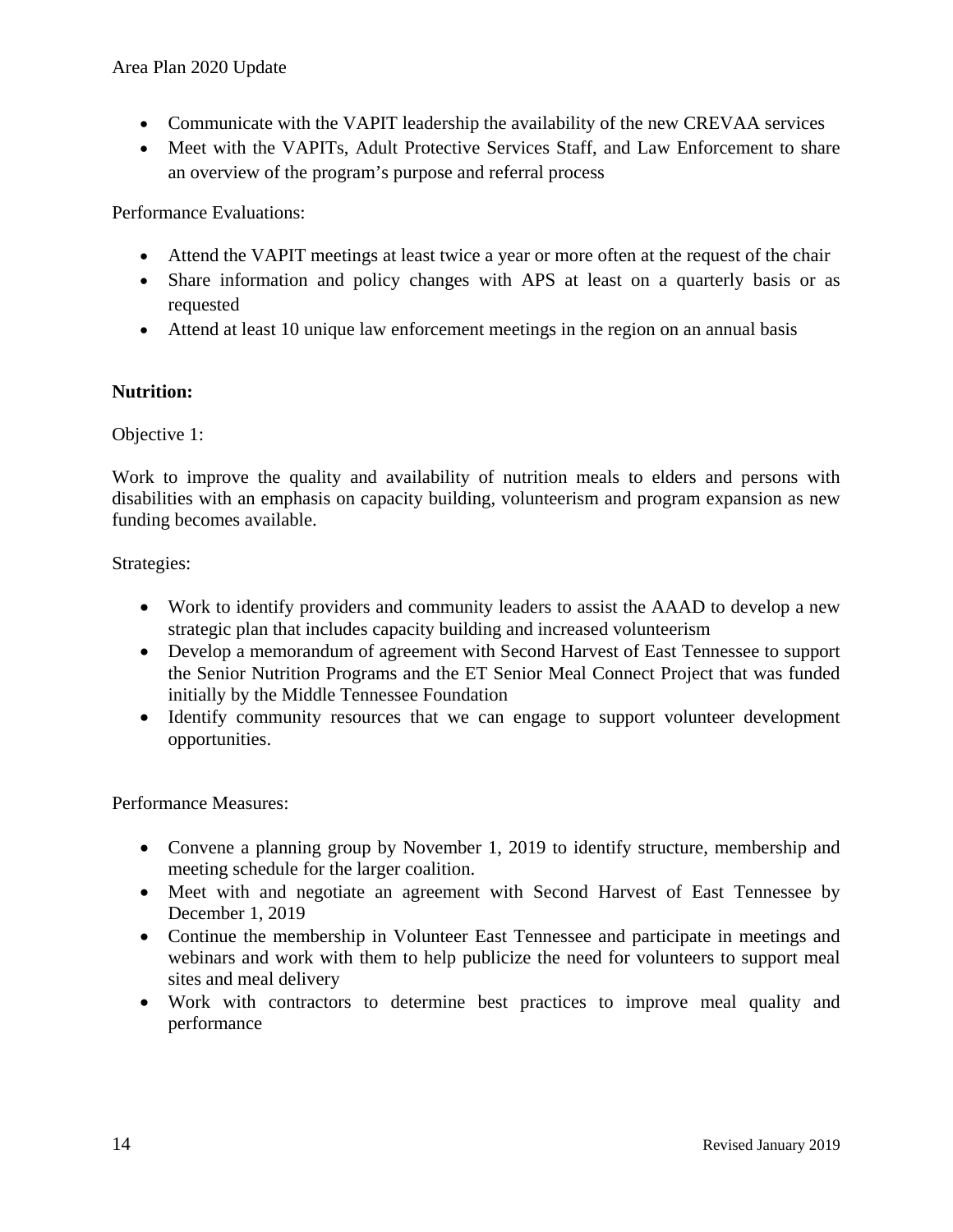- Communicate with the VAPIT leadership the availability of the new CREVAA services
- Meet with the VAPITs, Adult Protective Services Staff, and Law Enforcement to share an overview of the program's purpose and referral process

Performance Evaluations:

- Attend the VAPIT meetings at least twice a year or more often at the request of the chair
- Share information and policy changes with APS at least on a quarterly basis or as requested
- Attend at least 10 unique law enforcement meetings in the region on an annual basis

**Nutrition:**

Objective 1:

Work to improve the quality and availability of nutrition meals to elders and persons with disabilities with an emphasis on capacity building, volunteerism and program expansion as new funding becomes available.

Strategies:

- Work to identify providers and community leaders to assist the AAAD to develop a new strategic plan that includes capacity building and increased volunteerism
- Develop a memorandum of agreement with Second Harvest of East Tennessee to support the Senior Nutrition Programs and the ET Senior Meal Connect Project that was funded initially by the Middle Tennessee Foundation
- Identify community resources that we can engage to support volunteer development opportunities.

Performance Measures:

- Convene a planning group by November 1, 2019 to identify structure, membership and meeting schedule for the larger coalition.
- Meet with and negotiate an agreement with Second Harvest of East Tennessee by December 1, 2019
- Continue the membership in Volunteer East Tennessee and participate in meetings and webinars and work with them to help publicize the need for volunteers to support meal sites and meal delivery
- Work with contractors to determine best practices to improve meal quality and performance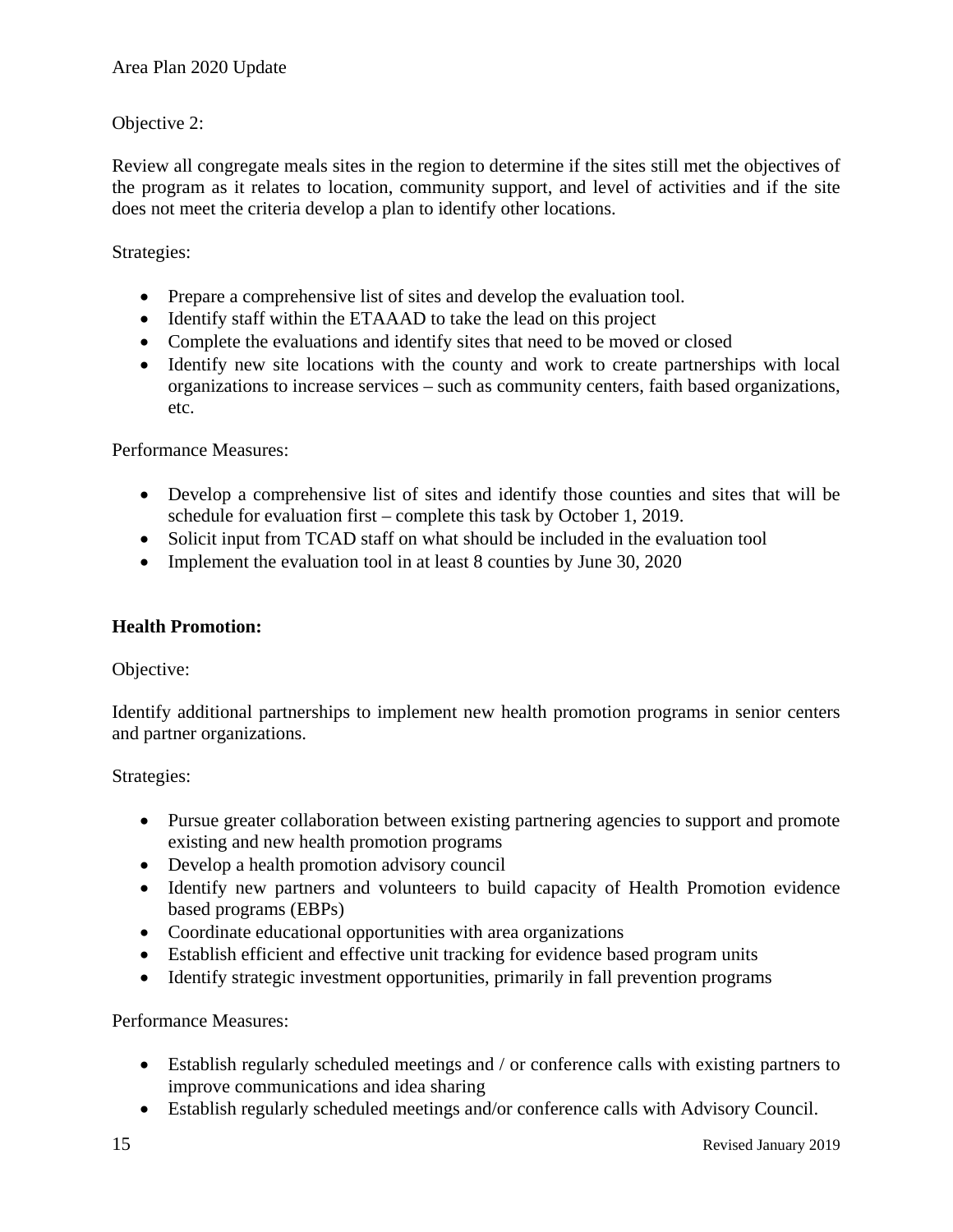Objective 2:

Review all congregate meals sites in the region to determine if the sites still met the objectives of the program as it relates to location, community support, and level of activities and if the site does not meet the criteria develop a plan to identify other locations.

Strategies:

- Prepare a comprehensive list of sites and develop the evaluation tool.
- Identify staff within the ETAAAD to take the lead on this project
- Complete the evaluations and identify sites that need to be moved or closed
- Identify new site locations with the county and work to create partnerships with local organizations to increase services – such as community centers, faith based organizations, etc.

Performance Measures:

- Develop a comprehensive list of sites and identify those counties and sites that will be schedule for evaluation first – complete this task by October 1, 2019.
- Solicit input from TCAD staff on what should be included in the evaluation tool
- Implement the evaluation tool in at least 8 counties by June 30, 2020

**Health Promotion:**

Objective:

Identify additional partnerships to implement new health promotion programs in senior centers and partner organizations.

Strategies:

- Pursue greater collaboration between existing partnering agencies to support and promote existing and new health promotion programs
- Develop a health promotion advisory council
- Identify new partners and volunteers to build capacity of Health Promotion evidence based programs (EBPs)
- Coordinate educational opportunities with area organizations
- Establish efficient and effective unit tracking for evidence based program units
- Identify strategic investment opportunities, primarily in fall prevention programs

Performance Measures:

- Establish regularly scheduled meetings and / or conference calls with existing partners to improve communications and idea sharing
- Establish regularly scheduled meetings and/or conference calls with Advisory Council.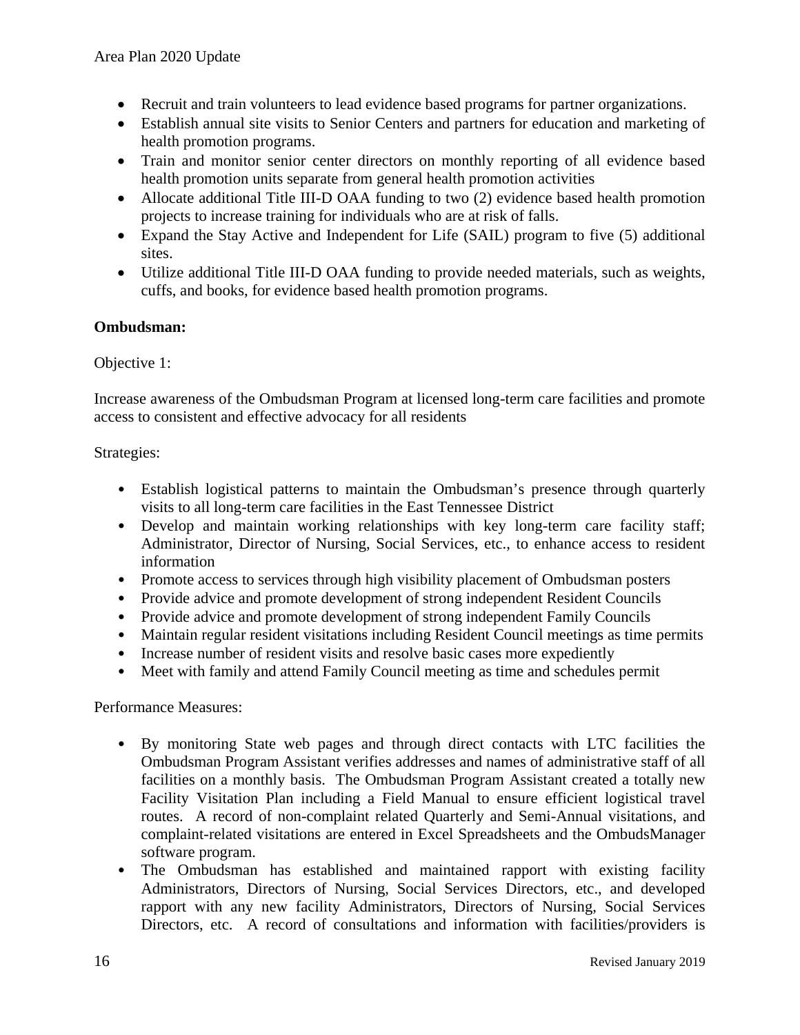- Recruit and train volunteers to lead evidence based programs for partner organizations.
- Establish annual site visits to Senior Centers and partners for education and marketing of health promotion programs.
- Train and monitor senior center directors on monthly reporting of all evidence based health promotion units separate from general health promotion activities
- Allocate additional Title III-D OAA funding to two (2) evidence based health promotion projects to increase training for individuals who are at risk of falls.
- Expand the Stay Active and Independent for Life (SAIL) program to five (5) additional sites.
- Utilize additional Title III-D OAA funding to provide needed materials, such as weights, cuffs, and books, for evidence based health promotion programs.

**Ombudsman:**

Objective 1:

Increase awareness of the Ombudsman Program at licensed long-term care facilities and promote access to consistent and effective advocacy for all residents

Strategies:

- Establish logistical patterns to maintain the Ombudsman's presence through quarterly visits to all long-term care facilities in the East Tennessee District
- Develop and maintain working relationships with key long-term care facility staff; Administrator, Director of Nursing, Social Services, etc., to enhance access to resident information
- Promote access to services through high visibility placement of Ombudsman posters
- Provide advice and promote development of strong independent Resident Councils
- Provide advice and promote development of strong independent Family Councils
- Maintain regular resident visitations including Resident Council meetings as time permits
- Increase number of resident visits and resolve basic cases more expediently
- Meet with family and attend Family Council meeting as time and schedules permit

Performance Measures:

- By monitoring State web pages and through direct contacts with LTC facilities the Ombudsman Program Assistant verifies addresses and names of administrative staff of all facilities on a monthly basis. The Ombudsman Program Assistant created a totally new Facility Visitation Plan including a Field Manual to ensure efficient logistical travel routes. A record of non-complaint related Quarterly and Semi-Annual visitations, and complaint-related visitations are entered in Excel Spreadsheets and the OmbudsManager software program.
- The Ombudsman has established and maintained rapport with existing facility Administrators, Directors of Nursing, Social Services Directors, etc., and developed rapport with any new facility Administrators, Directors of Nursing, Social Services Directors, etc. A record of consultations and information with facilities/providers is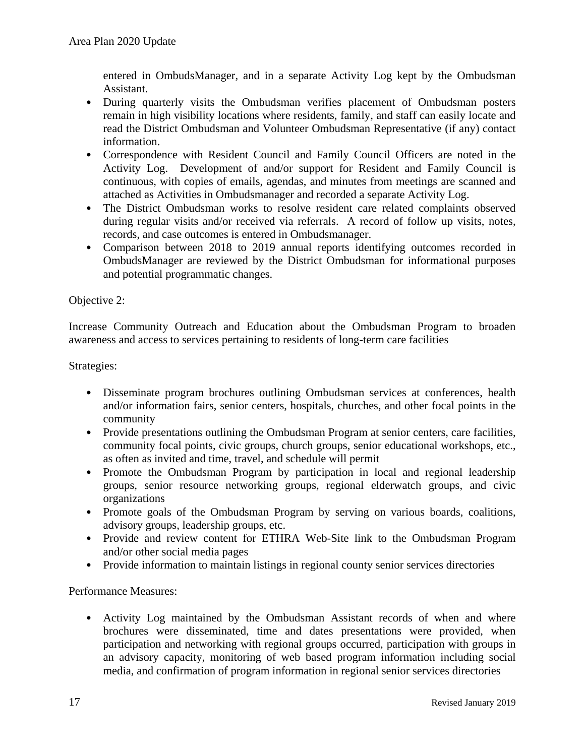entered in OmbudsManager, and in a separate Activity Log kept by the Ombudsman Assistant.

- During quarterly visits the Ombudsman verifies placement of Ombudsman posters remain in high visibility locations where residents, family, and staff can easily locate and read the District Ombudsman and Volunteer Ombudsman Representative (if any) contact information.
- Correspondence with Resident Council and Family Council Officers are noted in the Activity Log. Development of and/or support for Resident and Family Council is continuous, with copies of emails, agendas, and minutes from meetings are scanned and attached as Activities in Ombudsmanager and recorded a separate Activity Log.
- The District Ombudsman works to resolve resident care related complaints observed during regular visits and/or received via referrals. A record of follow up visits, notes, records, and case outcomes is entered in Ombudsmanager.
- Comparison between 2018 to 2019 annual reports identifying outcomes recorded in OmbudsManager are reviewed by the District Ombudsman for informational purposes and potential programmatic changes.

Objective 2:

Increase Community Outreach and Education about the Ombudsman Program to broaden awareness and access to services pertaining to residents of long-term care facilities

Strategies:

- Disseminate program brochures outlining Ombudsman services at conferences, health and/or information fairs, senior centers, hospitals, churches, and other focal points in the community
- Provide presentations outlining the Ombudsman Program at senior centers, care facilities, community focal points, civic groups, church groups, senior educational workshops, etc., as often as invited and time, travel, and schedule will permit
- Promote the Ombudsman Program by participation in local and regional leadership groups, senior resource networking groups, regional elderwatch groups, and civic organizations
- Promote goals of the Ombudsman Program by serving on various boards, coalitions, advisory groups, leadership groups, etc.
- Provide and review content for ETHRA Web-Site link to the Ombudsman Program and/or other social media pages
- Provide information to maintain listings in regional county senior services directories

Performance Measures:

- Activity Log maintained by the Ombudsman Assistant records of when and where brochures were disseminated, time and dates presentations were provided, when participation and networking with regional groups occurred, participation with groups in an advisory capacity, monitoring of web based program information including social media, and confirmation of program information in regional senior services directories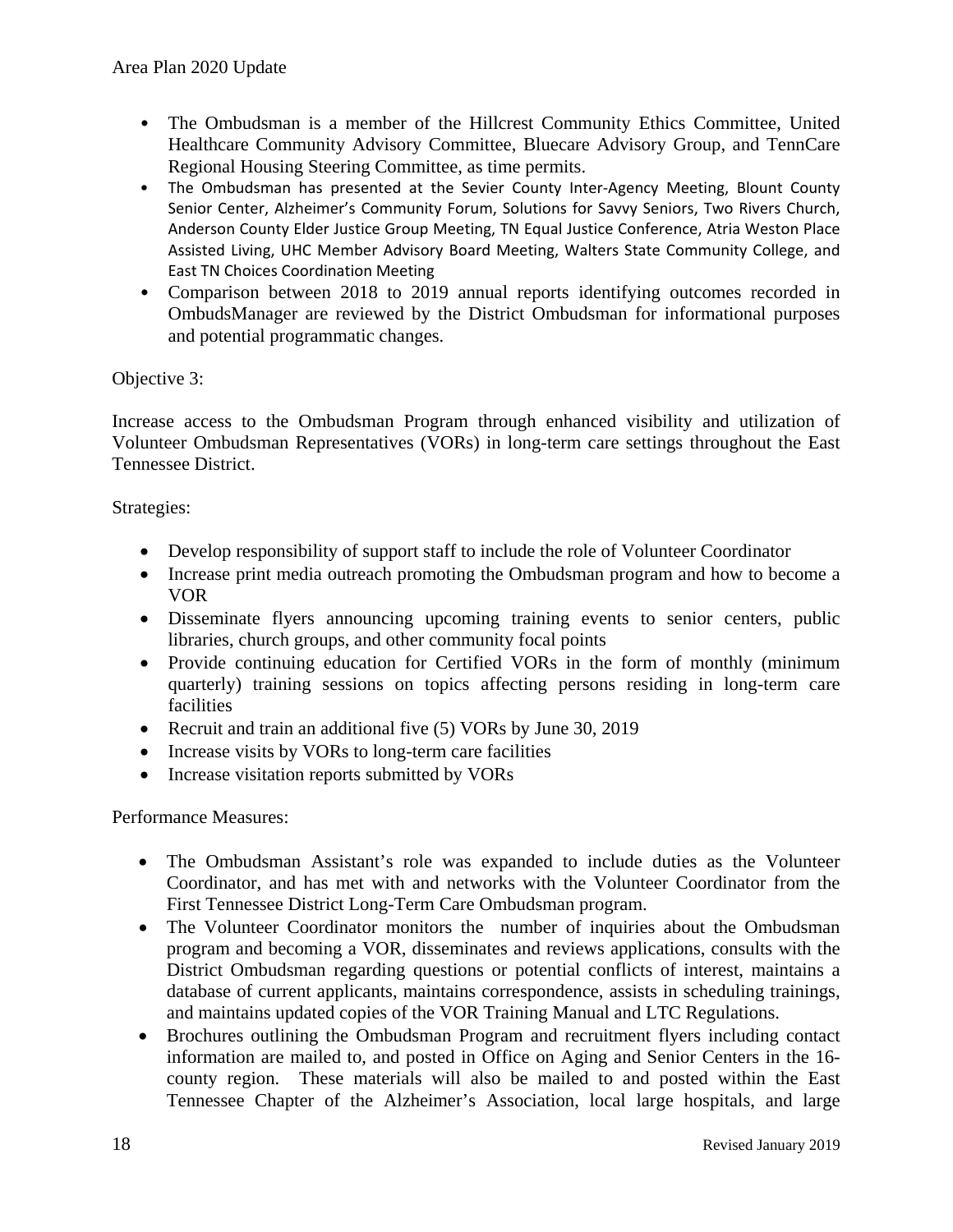- The Ombudsman is a member of the Hillcrest Community Ethics Committee, United Healthcare Community Advisory Committee, Bluecare Advisory Group, and TennCare Regional Housing Steering Committee, as time permits.
- The Ombudsman has presented at the Sevier County Inter-Agency Meeting, Blount County Senior Center, Alzheimer's Community Forum, Solutions for Savvy Seniors, Two Rivers Church, Anderson County Elder Justice Group Meeting, TN Equal Justice Conference, Atria Weston Place Assisted Living, UHC Member Advisory Board Meeting, Walters State Community College, and East TN Choices Coordination Meeting
- Comparison between 2018 to 2019 annual reports identifying outcomes recorded in OmbudsManager are reviewed by the District Ombudsman for informational purposes and potential programmatic changes.

Objective 3:

Increase access to the Ombudsman Program through enhanced visibility and utilization of Volunteer Ombudsman Representatives (VORs) in long-term care settings throughout the East Tennessee District.

Strategies:

- Develop responsibility of support staff to include the role of Volunteer Coordinator
- Increase print media outreach promoting the Ombudsman program and how to become a VOR
- Disseminate flyers announcing upcoming training events to senior centers, public libraries, church groups, and other community focal points
- Provide continuing education for Certified VORs in the form of monthly (minimum quarterly) training sessions on topics affecting persons residing in long-term care facilities
- Recruit and train an additional five (5) VORs by June 30, 2019
- Increase visits by VORs to long-term care facilities
- Increase visitation reports submitted by VORs

Performance Measures:

- The Ombudsman Assistant's role was expanded to include duties as the Volunteer Coordinator, and has met with and networks with the Volunteer Coordinator from the First Tennessee District Long-Term Care Ombudsman program.
- The Volunteer Coordinator monitors the number of inquiries about the Ombudsman program and becoming a VOR, disseminates and reviews applications, consults with the District Ombudsman regarding questions or potential conflicts of interest, maintains a database of current applicants, maintains correspondence, assists in scheduling trainings, and maintains updated copies of the VOR Training Manual and LTC Regulations.
- Brochures outlining the Ombudsman Program and recruitment flyers including contact information are mailed to, and posted in Office on Aging and Senior Centers in the 16-county region. These materials will also be mailed to and posted within the East Tennessee Chapter of the Alzheimer's Association, local large hospitals, and large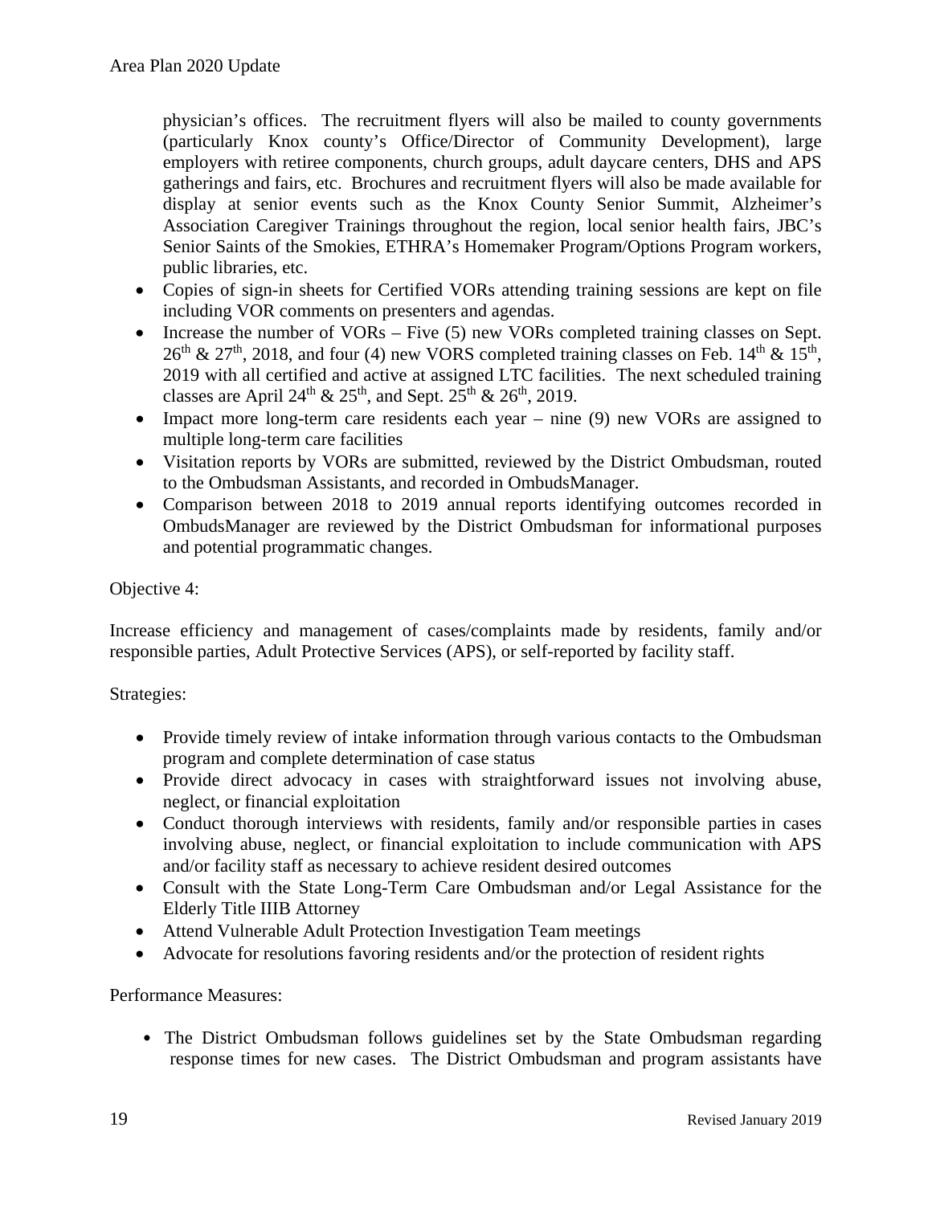physician's offices. The recruitment flyers will also be mailed to county governments (particularly Knox county's Office/Director of Community Development), large employers with retiree components, church groups, adult daycare centers, DHS and APS gatherings and fairs, etc. Brochures and recruitment flyers will also be made available for display at senior events such as the Knox County Senior Summit, Alzheimer's Association Caregiver Trainings throughout the region, local senior health fairs, JBC's Senior Saints of the Smokies, ETHRA's Homemaker Program/Options Program workers, public libraries, etc.

- Copies of sign-in sheets for Certified VORs attending training sessions are kept on file including VOR comments on presenters and agendas.
- Increase the number of VORs – Five (5) new VORs completed training classes on Sept. 26th & 27th, 2018, and four (4) new VORS completed training classes on Feb. 14th & 15th, 2019 with all certified and active at assigned LTC facilities. The next scheduled training classes are April 24th & 25th, and Sept. 25th & 26th, 2019.
- Impact more long-term care residents each year – nine (9) new VORs are assigned to multiple long-term care facilities
- Visitation reports by VORs are submitted, reviewed by the District Ombudsman, routed to the Ombudsman Assistants, and recorded in OmbudsManager.
- Comparison between 2018 to 2019 annual reports identifying outcomes recorded in OmbudsManager are reviewed by the District Ombudsman for informational purposes and potential programmatic changes.

Objective 4:

Increase efficiency and management of cases/complaints made by residents, family and/or responsible parties, Adult Protective Services (APS), or self-reported by facility staff.

Strategies:

- Provide timely review of intake information through various contacts to the Ombudsman program and complete determination of case status
- Provide direct advocacy in cases with straightforward issues not involving abuse, neglect, or financial exploitation
- Conduct thorough interviews with residents, family and/or responsible parties in cases involving abuse, neglect, or financial exploitation to include communication with APS and/or facility staff as necessary to achieve resident desired outcomes
- Consult with the State Long-Term Care Ombudsman and/or Legal Assistance for the Elderly Title IIIB Attorney
- Attend Vulnerable Adult Protection Investigation Team meetings
- Advocate for resolutions favoring residents and/or the protection of resident rights

Performance Measures:

- The District Ombudsman follows guidelines set by the State Ombudsman regarding response times for new cases. The District Ombudsman and program assistants have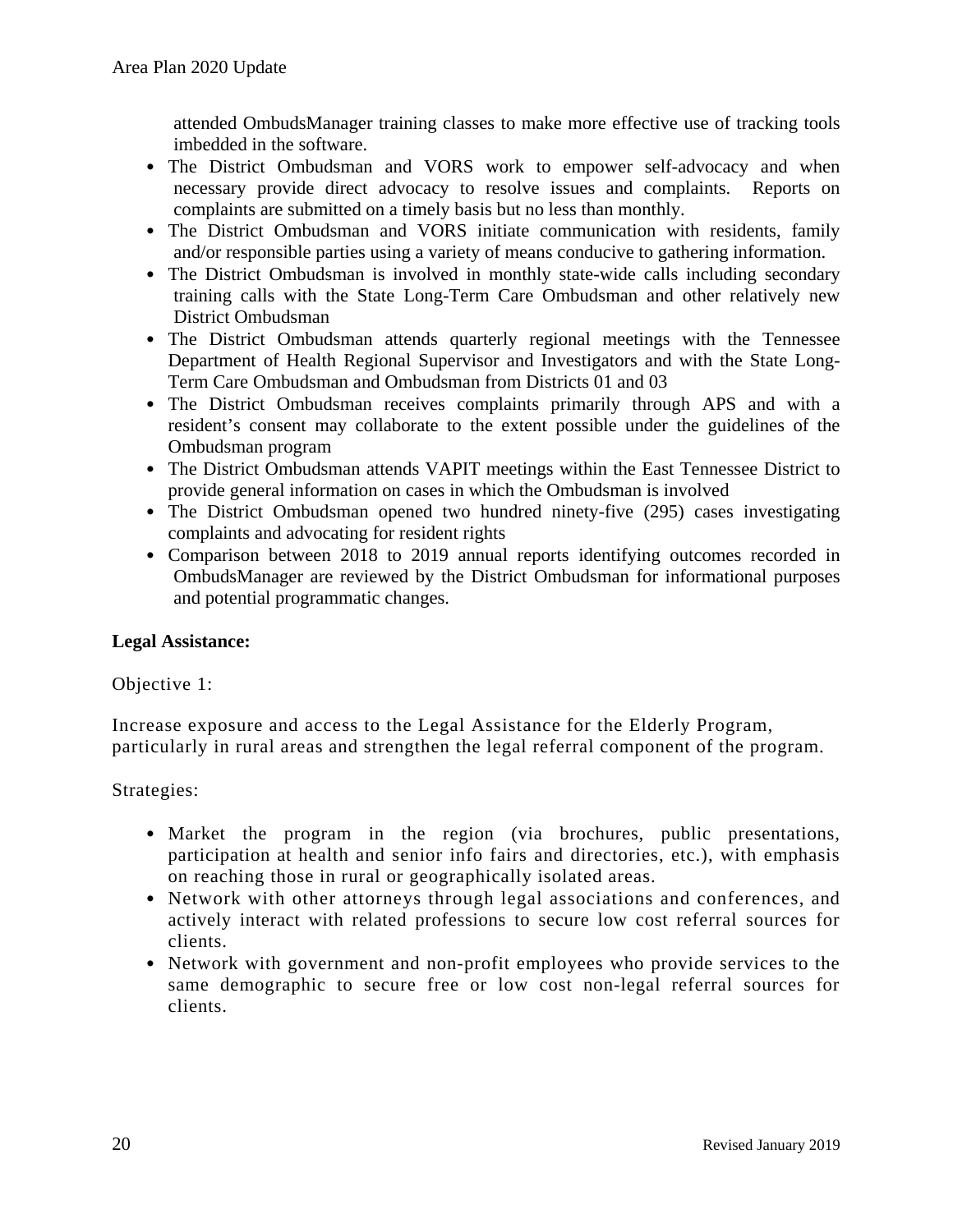attended OmbudsManager training classes to make more effective use of tracking tools imbedded in the software.

- The District Ombudsman and VORS work to empower self-advocacy and when necessary provide direct advocacy to resolve issues and complaints. Reports on complaints are submitted on a timely basis but no less than monthly.
- The District Ombudsman and VORS initiate communication with residents, family and/or responsible parties using a variety of means conducive to gathering information.
- The District Ombudsman is involved in monthly state-wide calls including secondary training calls with the State Long-Term Care Ombudsman and other relatively new District Ombudsman
- The District Ombudsman attends quarterly regional meetings with the Tennessee Department of Health Regional Supervisor and Investigators and with the State Long-Term Care Ombudsman and Ombudsman from Districts 01 and 03
- The District Ombudsman receives complaints primarily through APS and with a resident's consent may collaborate to the extent possible under the guidelines of the Ombudsman program
- The District Ombudsman attends VAPIT meetings within the East Tennessee District to provide general information on cases in which the Ombudsman is involved
- The District Ombudsman opened two hundred ninety-five (295) cases investigating complaints and advocating for resident rights
- Comparison between 2018 to 2019 annual reports identifying outcomes recorded in OmbudsManager are reviewed by the District Ombudsman for informational purposes and potential programmatic changes.

**Legal Assistance:**

Objective 1:

Increase exposure and access to the Legal Assistance for the Elderly Program, particularly in rural areas and strengthen the legal referral component of the program.

Strategies:

- Market the program in the region (via brochures, public presentations, participation at health and senior info fairs and directories, etc.), with emphasis on reaching those in rural or geographically isolated areas.
- Network with other attorneys through legal associations and conferences, and actively interact with related professions to secure low cost referral sources for clients.
- Network with government and non-profit employees who provide services to the same demographic to secure free or low cost non-legal referral sources for clients.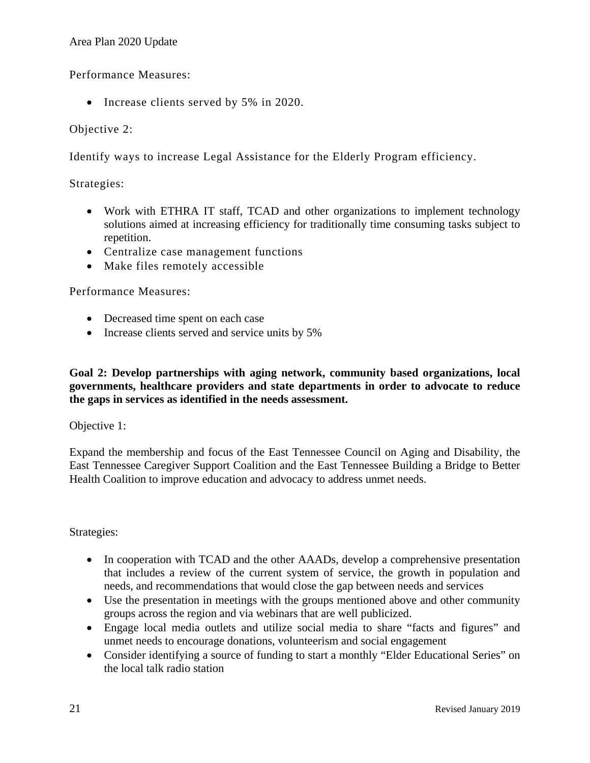Performance Measures:

- Increase clients served by 5% in 2020.

Objective 2:

Identify ways to increase Legal Assistance for the Elderly Program efficiency.

Strategies:

- Work with ETHRA IT staff, TCAD and other organizations to implement technology solutions aimed at increasing efficiency for traditionally time consuming tasks subject to repetition.
- Centralize case management functions
- Make files remotely accessible

Performance Measures:

- Decreased time spent on each case
- Increase clients served and service units by 5%

**Goal 2: Develop partnerships with aging network, community based organizations, local governments, healthcare providers and state departments in order to advocate to reduce the gaps in services as identified in the needs assessment.**

Objective 1:

Expand the membership and focus of the East Tennessee Council on Aging and Disability, the East Tennessee Caregiver Support Coalition and the East Tennessee Building a Bridge to Better Health Coalition to improve education and advocacy to address unmet needs.

Strategies:

- In cooperation with TCAD and the other AAADs, develop a comprehensive presentation that includes a review of the current system of service, the growth in population and needs, and recommendations that would close the gap between needs and services
- Use the presentation in meetings with the groups mentioned above and other community groups across the region and via webinars that are well publicized.
- Engage local media outlets and utilize social media to share "facts and figures" and unmet needs to encourage donations, volunteerism and social engagement
- Consider identifying a source of funding to start a monthly "Elder Educational Series" on the local talk radio station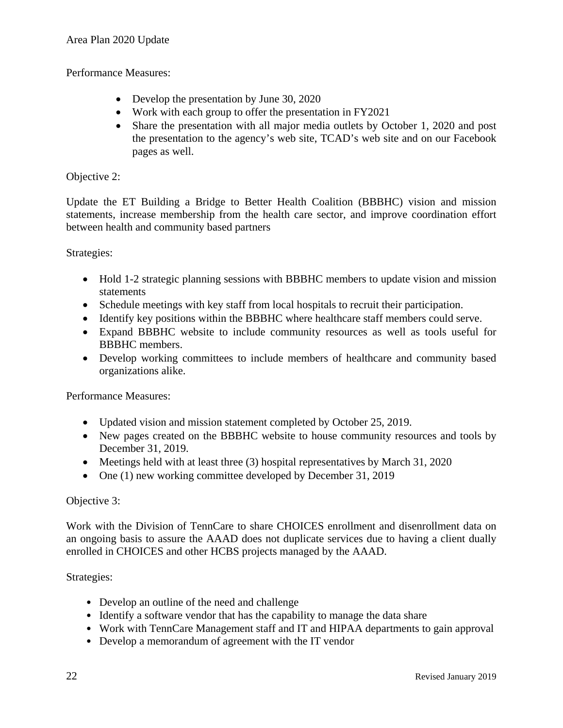Performance Measures:

- Develop the presentation by June 30, 2020
- Work with each group to offer the presentation in FY2021
- Share the presentation with all major media outlets by October 1, 2020 and post the presentation to the agency's web site, TCAD's web site and on our Facebook pages as well.

Objective 2:

Update the ET Building a Bridge to Better Health Coalition (BBBHC) vision and mission statements, increase membership from the health care sector, and improve coordination effort between health and community based partners

Strategies:

- Hold 1-2 strategic planning sessions with BBBHC members to update vision and mission statements
- Schedule meetings with key staff from local hospitals to recruit their participation.
- Identify key positions within the BBBHC where healthcare staff members could serve.
- Expand BBBHC website to include community resources as well as tools useful for BBBHC members.
- Develop working committees to include members of healthcare and community based organizations alike.

Performance Measures:

- Updated vision and mission statement completed by October 25, 2019.
- New pages created on the BBBHC website to house community resources and tools by December 31, 2019.
- Meetings held with at least three (3) hospital representatives by March 31, 2020
- One (1) new working committee developed by December 31, 2019

Objective 3:

Work with the Division of TennCare to share CHOICES enrollment and disenrollment data on an ongoing basis to assure the AAAD does not duplicate services due to having a client dually enrolled in CHOICES and other HCBS projects managed by the AAAD.

Strategies:

- Develop an outline of the need and challenge
- Identify a software vendor that has the capability to manage the data share
- Work with TennCare Management staff and IT and HIPAA departments to gain approval
- Develop a memorandum of agreement with the IT vendor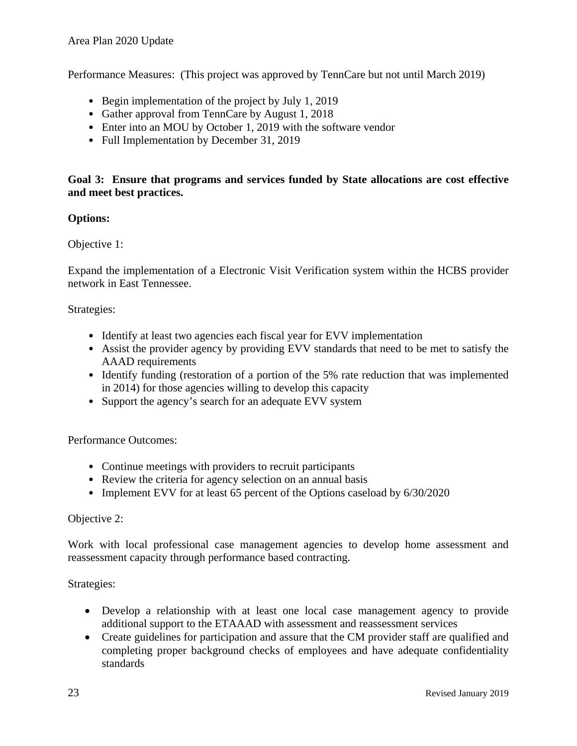Performance Measures: (This project was approved by TennCare but not until March 2019)

- Begin implementation of the project by July 1, 2019
- Gather approval from TennCare by August 1, 2018
- Enter into an MOU by October 1, 2019 with the software vendor
- Full Implementation by December 31, 2019

**Goal 3: Ensure that programs and services funded by State allocations are cost effective and meet best practices.**

**Options:**

Objective 1:

Expand the implementation of a Electronic Visit Verification system within the HCBS provider network in East Tennessee.

Strategies:

- Identify at least two agencies each fiscal year for EVV implementation
- Assist the provider agency by providing EVV standards that need to be met to satisfy the AAAD requirements
- Identify funding (restoration of a portion of the 5% rate reduction that was implemented in 2014) for those agencies willing to develop this capacity
- Support the agency's search for an adequate EVV system

Performance Outcomes:

- Continue meetings with providers to recruit participants
- Review the criteria for agency selection on an annual basis
- Implement EVV for at least 65 percent of the Options caseload by 6/30/2020

Objective 2:

Work with local professional case management agencies to develop home assessment and reassessment capacity through performance based contracting.

Strategies:

- Develop a relationship with at least one local case management agency to provide additional support to the ETAAAD with assessment and reassessment services
- Create guidelines for participation and assure that the CM provider staff are qualified and completing proper background checks of employees and have adequate confidentiality standards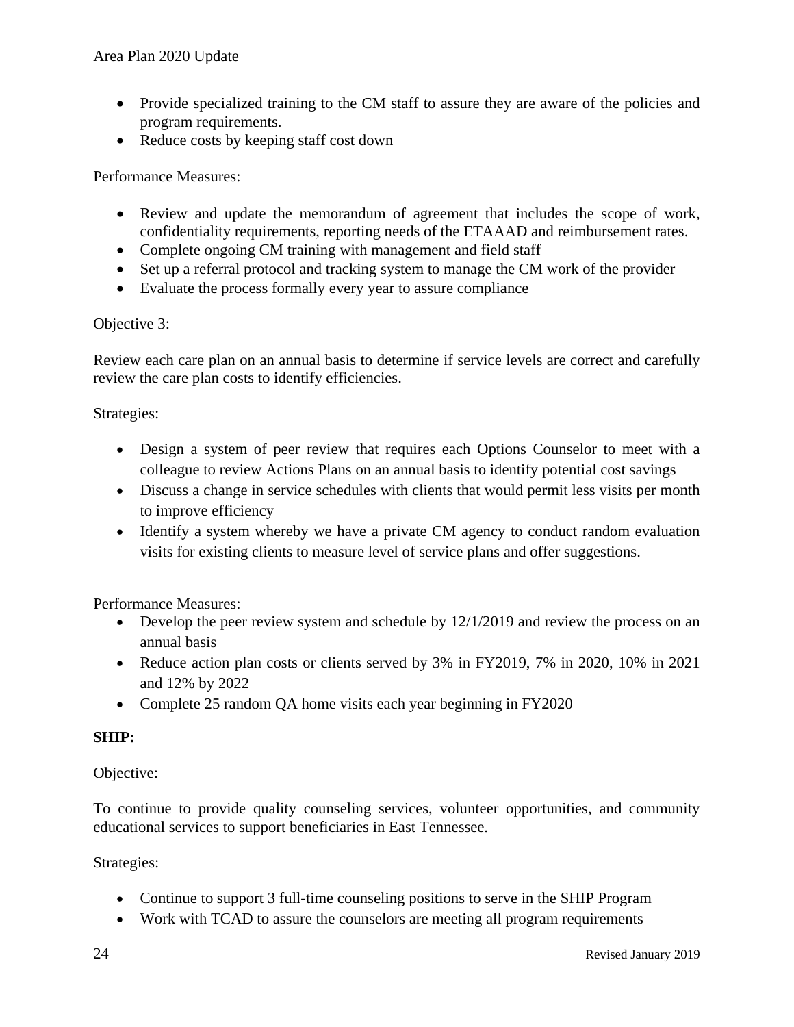- Provide specialized training to the CM staff to assure they are aware of the policies and program requirements.
- Reduce costs by keeping staff cost down

Performance Measures:

- Review and update the memorandum of agreement that includes the scope of work, confidentiality requirements, reporting needs of the ETAAAD and reimbursement rates.
- Complete ongoing CM training with management and field staff
- Set up a referral protocol and tracking system to manage the CM work of the provider
- Evaluate the process formally every year to assure compliance

Objective 3:

Review each care plan on an annual basis to determine if service levels are correct and carefully review the care plan costs to identify efficiencies.

Strategies:

- Design a system of peer review that requires each Options Counselor to meet with a colleague to review Actions Plans on an annual basis to identify potential cost savings
- Discuss a change in service schedules with clients that would permit less visits per month to improve efficiency
- Identify a system whereby we have a private CM agency to conduct random evaluation visits for existing clients to measure level of service plans and offer suggestions.

Performance Measures:

- Develop the peer review system and schedule by 12/1/2019 and review the process on an annual basis
- Reduce action plan costs or clients served by 3% in FY2019, 7% in 2020, 10% in 2021 and 12% by 2022
- Complete 25 random QA home visits each year beginning in FY2020

**SHIP:**

Objective:

To continue to provide quality counseling services, volunteer opportunities, and community educational services to support beneficiaries in East Tennessee.

Strategies:

- Continue to support 3 full-time counseling positions to serve in the SHIP Program
- Work with TCAD to assure the counselors are meeting all program requirements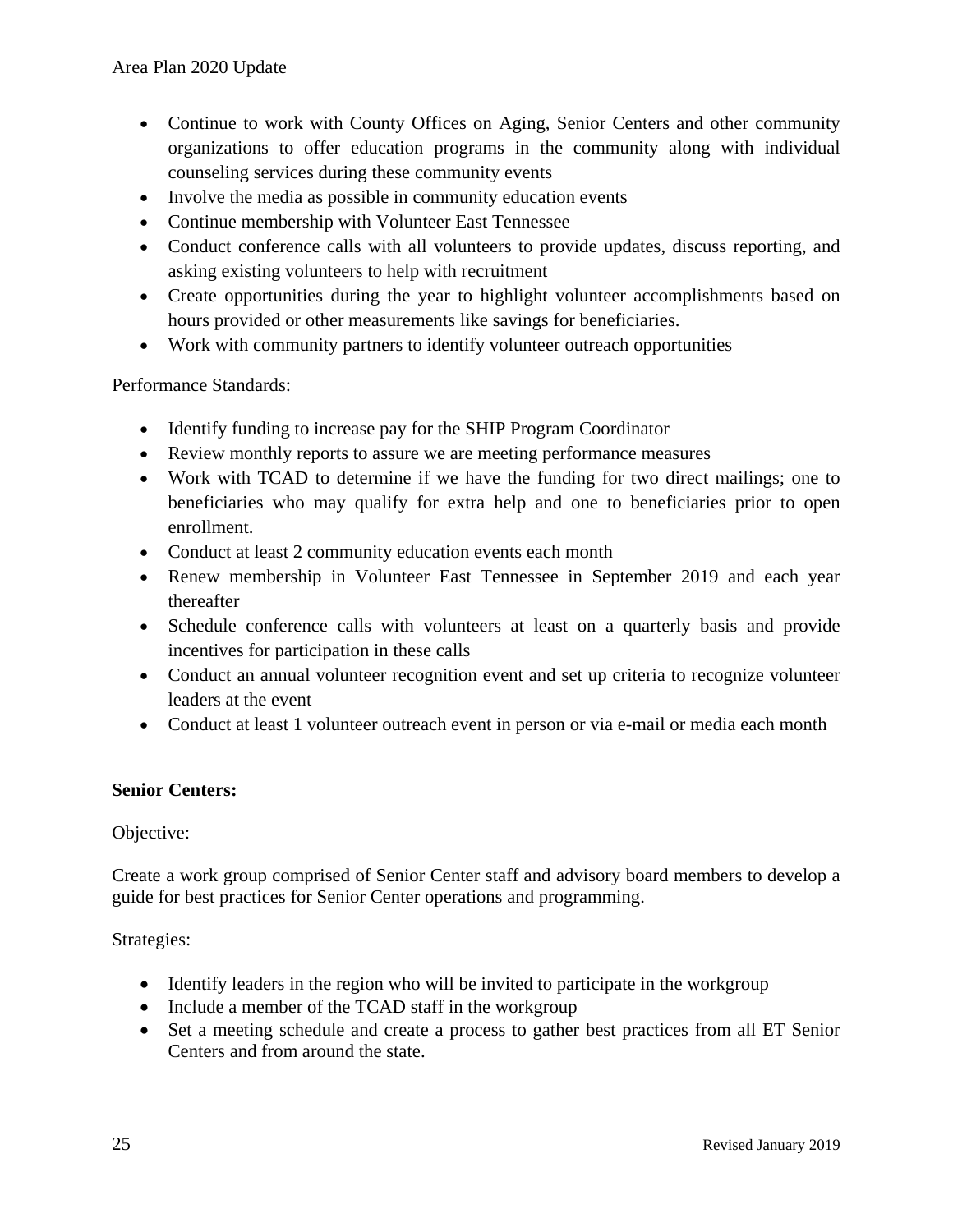- Continue to work with County Offices on Aging, Senior Centers and other community organizations to offer education programs in the community along with individual counseling services during these community events
- Involve the media as possible in community education events
- Continue membership with Volunteer East Tennessee
- Conduct conference calls with all volunteers to provide updates, discuss reporting, and asking existing volunteers to help with recruitment
- Create opportunities during the year to highlight volunteer accomplishments based on hours provided or other measurements like savings for beneficiaries.
- Work with community partners to identify volunteer outreach opportunities

Performance Standards:

- Identify funding to increase pay for the SHIP Program Coordinator
- Review monthly reports to assure we are meeting performance measures
- Work with TCAD to determine if we have the funding for two direct mailings; one to beneficiaries who may qualify for extra help and one to beneficiaries prior to open enrollment.
- Conduct at least 2 community education events each month
- Renew membership in Volunteer East Tennessee in September 2019 and each year thereafter
- Schedule conference calls with volunteers at least on a quarterly basis and provide incentives for participation in these calls
- Conduct an annual volunteer recognition event and set up criteria to recognize volunteer leaders at the event
- Conduct at least 1 volunteer outreach event in person or via e-mail or media each month

**Senior Centers:**

Objective:

Create a work group comprised of Senior Center staff and advisory board members to develop a guide for best practices for Senior Center operations and programming.

Strategies:

- Identify leaders in the region who will be invited to participate in the workgroup
- Include a member of the TCAD staff in the workgroup
- Set a meeting schedule and create a process to gather best practices from all ET Senior Centers and from around the state.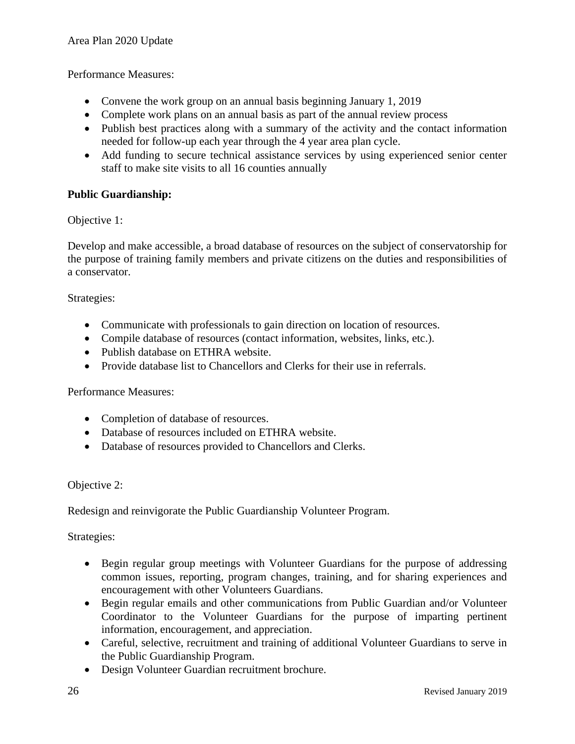Performance Measures:

- Convene the work group on an annual basis beginning January 1, 2019
- Complete work plans on an annual basis as part of the annual review process
- Publish best practices along with a summary of the activity and the contact information needed for follow-up each year through the 4 year area plan cycle.
- Add funding to secure technical assistance services by using experienced senior center staff to make site visits to all 16 counties annually

**Public Guardianship:**

Objective 1:

Develop and make accessible, a broad database of resources on the subject of conservatorship for the purpose of training family members and private citizens on the duties and responsibilities of a conservator.

Strategies:

- Communicate with professionals to gain direction on location of resources.
- Compile database of resources (contact information, websites, links, etc.).
- Publish database on ETHRA website.
- Provide database list to Chancellors and Clerks for their use in referrals.

Performance Measures:

- Completion of database of resources.
- Database of resources included on ETHRA website.
- Database of resources provided to Chancellors and Clerks.

Objective 2:

Redesign and reinvigorate the Public Guardianship Volunteer Program.

Strategies:

- Begin regular group meetings with Volunteer Guardians for the purpose of addressing common issues, reporting, program changes, training, and for sharing experiences and encouragement with other Volunteers Guardians.
- Begin regular emails and other communications from Public Guardian and/or Volunteer Coordinator to the Volunteer Guardians for the purpose of imparting pertinent information, encouragement, and appreciation.
- Careful, selective, recruitment and training of additional Volunteer Guardians to serve in the Public Guardianship Program.
- Design Volunteer Guardian recruitment brochure.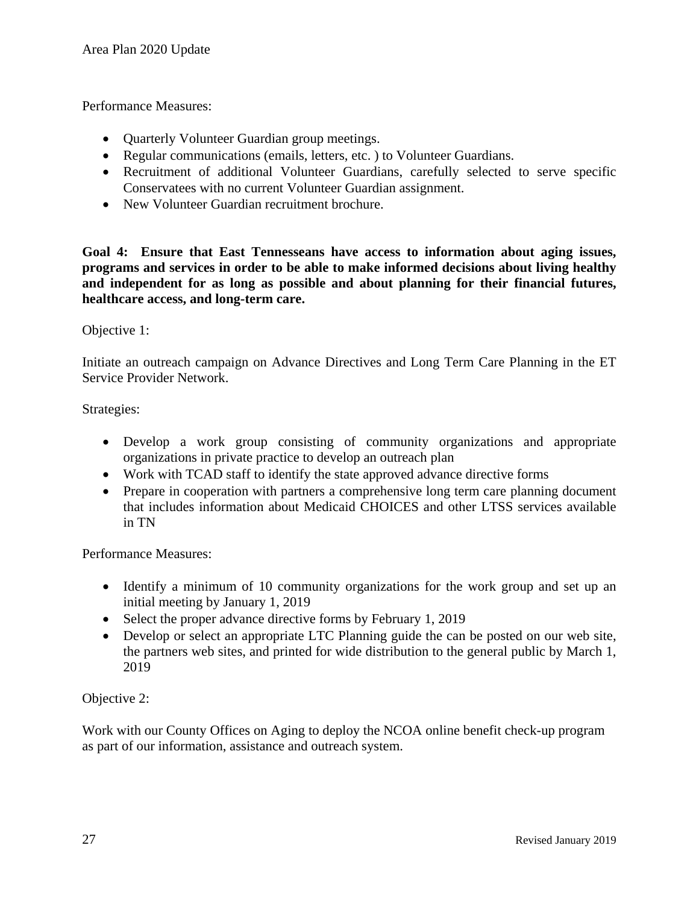Performance Measures:

- Quarterly Volunteer Guardian group meetings.
- Regular communications (emails, letters, etc. ) to Volunteer Guardians.
- Recruitment of additional Volunteer Guardians, carefully selected to serve specific Conservatees with no current Volunteer Guardian assignment.
- New Volunteer Guardian recruitment brochure.

**Goal 4: Ensure that East Tennesseans have access to information about aging issues, programs and services in order to be able to make informed decisions about living healthy and independent for as long as possible and about planning for their financial futures, healthcare access, and long-term care.**

Objective 1:

Initiate an outreach campaign on Advance Directives and Long Term Care Planning in the ET Service Provider Network.

Strategies:

- Develop a work group consisting of community organizations and appropriate organizations in private practice to develop an outreach plan
- Work with TCAD staff to identify the state approved advance directive forms
- Prepare in cooperation with partners a comprehensive long term care planning document that includes information about Medicaid CHOICES and other LTSS services available in TN

Performance Measures:

- Identify a minimum of 10 community organizations for the work group and set up an initial meeting by January 1, 2019
- Select the proper advance directive forms by February 1, 2019
- Develop or select an appropriate LTC Planning guide the can be posted on our web site, the partners web sites, and printed for wide distribution to the general public by March 1, 2019

Objective 2:

Work with our County Offices on Aging to deploy the NCOA online benefit check-up program as part of our information, assistance and outreach system.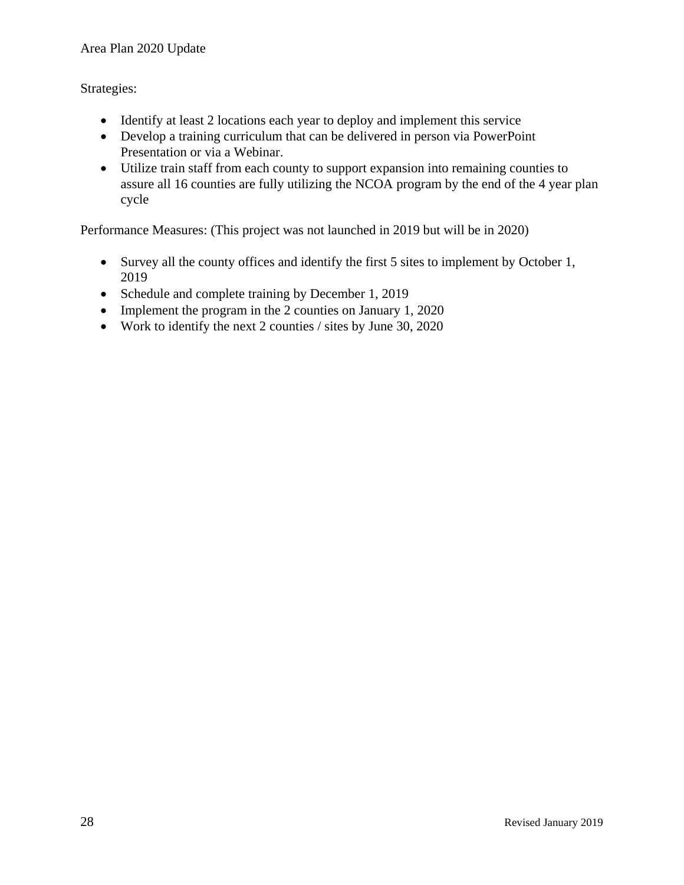Strategies:

- Identify at least 2 locations each year to deploy and implement this service
- Develop a training curriculum that can be delivered in person via PowerPoint Presentation or via a Webinar.
- Utilize train staff from each county to support expansion into remaining counties to assure all 16 counties are fully utilizing the NCOA program by the end of the 4 year plan cycle

Performance Measures: (This project was not launched in 2019 but will be in 2020)

- Survey all the county offices and identify the first 5 sites to implement by October 1, 2019
- Schedule and complete training by December 1, 2019
- Implement the program in the 2 counties on January 1, 2020
- Work to identify the next 2 counties / sites by June 30, 2020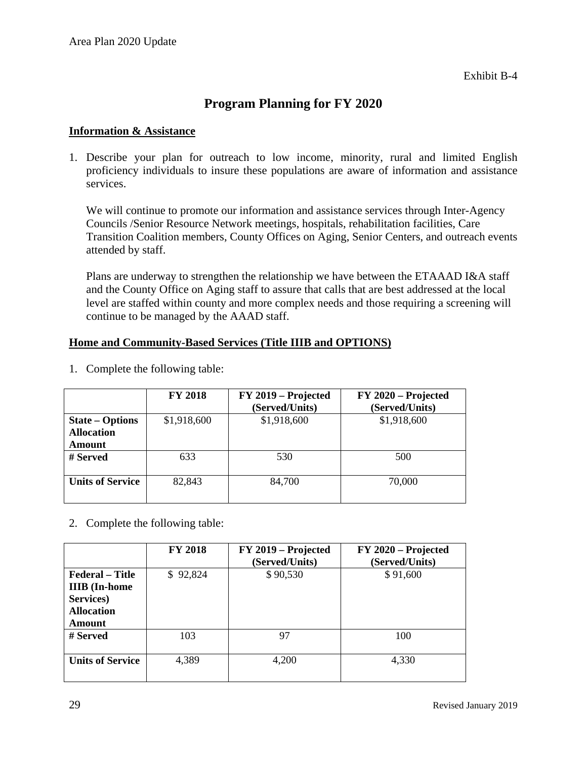Exhibit B-4

# Program Planning for FY 2020

**Information & Assistance**

1. Describe your plan for outreach to low income, minority, rural and limited English proficiency individuals to insure these populations are aware of information and assistance services.

   We will continue to promote our information and assistance services through Inter-Agency Councils /Senior Resource Network meetings, hospitals, rehabilitation facilities, Care Transition Coalition members, County Offices on Aging, Senior Centers, and outreach events attended by staff.

   Plans are underway to strengthen the relationship we have between the ETAAAD I&A staff and the County Office on Aging staff to assure that calls that are best addressed at the local level are staffed within county and more complex needs and those requiring a screening will continue to be managed by the AAAD staff.

**Home and Community-Based Services (Title IIIB and OPTIONS)**

1. Complete the following table:

| | **FY 2018** | **FY 2019 – Projected (Served/Units)** | **FY 2020 – Projected (Served/Units)** |
|---|---|---|---|
| **State – Options Allocation Amount** | $1,918,600 | $1,918,600 | $1,918,600 |
| **# Served** | 633 | 530 | 500 |
| **Units of Service** | 82,843 | 84,700 | 70,000 |

2. Complete the following table:

| | **FY 2018** | **FY 2019 – Projected (Served/Units)** | **FY 2020 – Projected (Served/Units)** |
|---|---|---|---|
| **Federal – Title IIIB (In-home Services) Allocation Amount** | $ 92,824 | $ 90,530 | $ 91,600 |
| **# Served** | 103 | 97 | 100 |
| **Units of Service** | 4,389 | 4,200 | 4,330 |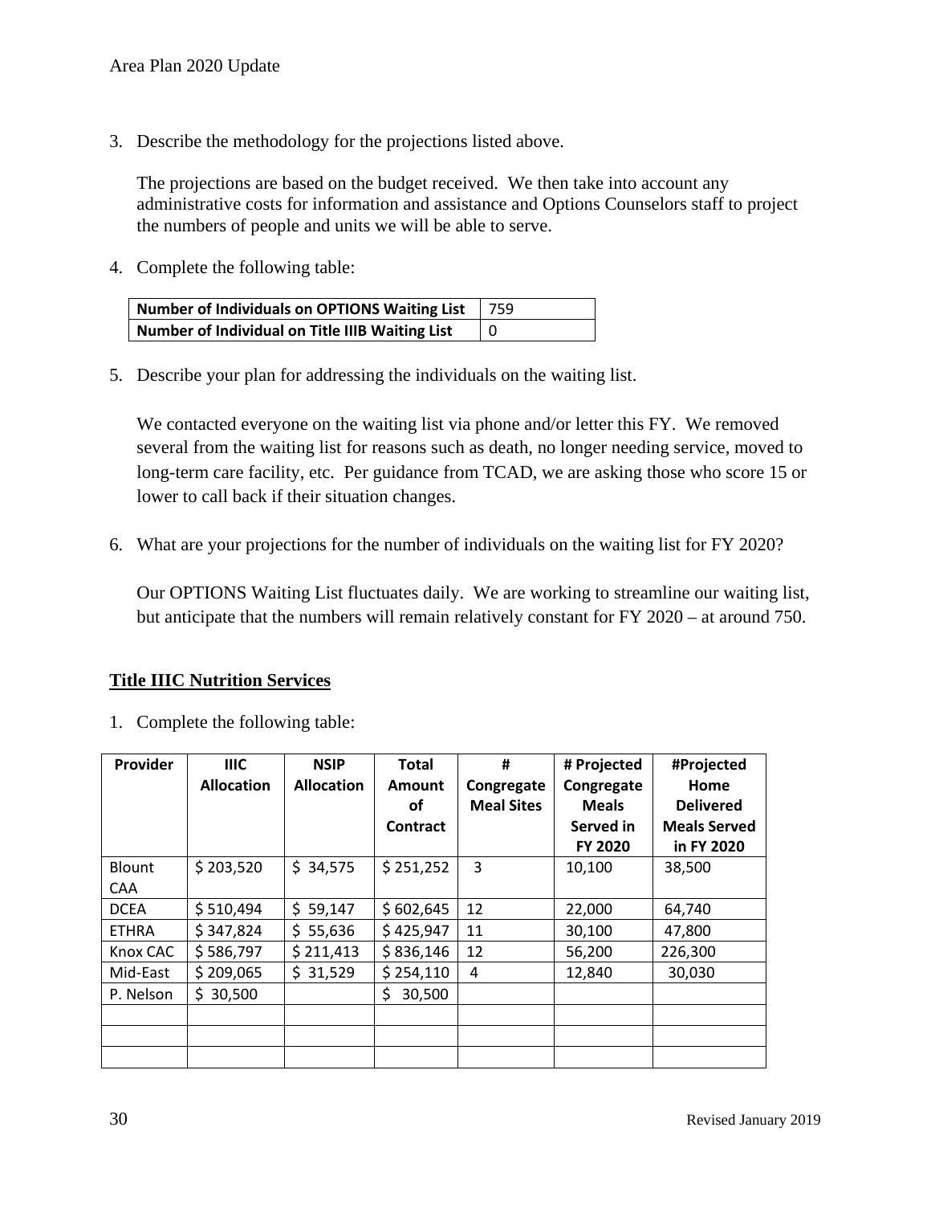3. Describe the methodology for the projections listed above.

   The projections are based on the budget received. We then take into account any administrative costs for information and assistance and Options Counselors staff to project the numbers of people and units we will be able to serve.

4. Complete the following table:

| Number of Individuals on OPTIONS Waiting List | 759 |
|---|---|
| Number of Individual on Title IIIB Waiting List | 0 |

5. Describe your plan for addressing the individuals on the waiting list.

   We contacted everyone on the waiting list via phone and/or letter this FY. We removed several from the waiting list for reasons such as death, no longer needing service, moved to long-term care facility, etc. Per guidance from TCAD, we are asking those who score 15 or lower to call back if their situation changes.

6. What are your projections for the number of individuals on the waiting list for FY 2020?

   Our OPTIONS Waiting List fluctuates daily. We are working to streamline our waiting list, but anticipate that the numbers will remain relatively constant for FY 2020 – at around 750.

## Title IIIC Nutrition Services

1. Complete the following table:

| Provider | IIIC Allocation | NSIP Allocation | Total Amount of Contract | # Congregate Meal Sites | # Projected Congregate Meals Served in FY 2020 | #Projected Home Delivered Meals Served in FY 2020 |
|---|---|---|---|---|---|---|
| Blount CAA | $ 203,520 | $ 34,575 | $ 251,252 | 3 | 10,100 | 38,500 |
| DCEA | $ 510,494 | $ 59,147 | $ 602,645 | 12 | 22,000 | 64,740 |
| ETHRA | $ 347,824 | $ 55,636 | $ 425,947 | 11 | 30,100 | 47,800 |
| Knox CAC | $ 586,797 | $ 211,413 | $ 836,146 | 12 | 56,200 | 226,300 |
| Mid-East | $ 209,065 | $ 31,529 | $ 254,110 | 4 | 12,840 | 30,030 |
| P. Nelson | $ 30,500 | | $ 30,500 | | | |
| | | | | | | |
| | | | | | | |
| | | | | | | |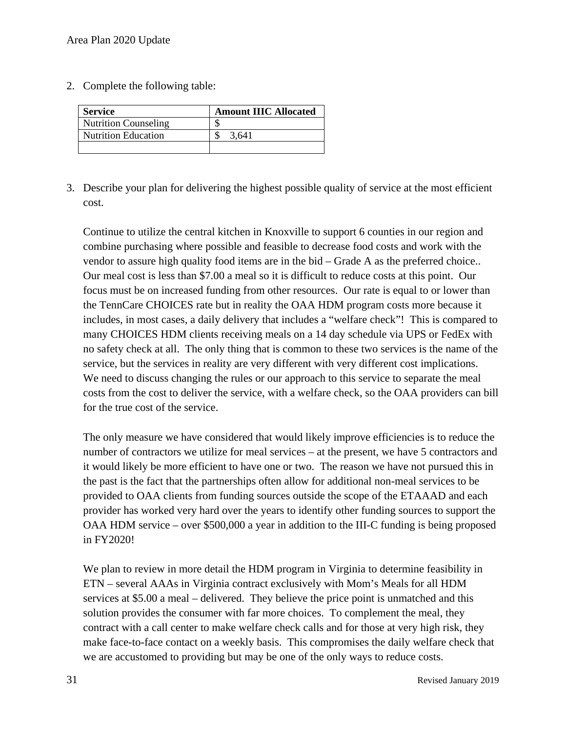2. Complete the following table:

| Service | Amount IIIC Allocated |
|---|---|
| Nutrition Counseling | $ |
| Nutrition Education | $ 3,641 |
| | |

3. Describe your plan for delivering the highest possible quality of service at the most efficient cost.

   Continue to utilize the central kitchen in Knoxville to support 6 counties in our region and combine purchasing where possible and feasible to decrease food costs and work with the vendor to assure high quality food items are in the bid – Grade A as the preferred choice.. Our meal cost is less than $7.00 a meal so it is difficult to reduce costs at this point. Our focus must be on increased funding from other resources. Our rate is equal to or lower than the TennCare CHOICES rate but in reality the OAA HDM program costs more because it includes, in most cases, a daily delivery that includes a "welfare check"! This is compared to many CHOICES HDM clients receiving meals on a 14 day schedule via UPS or FedEx with no safety check at all. The only thing that is common to these two services is the name of the service, but the services in reality are very different with very different cost implications. We need to discuss changing the rules or our approach to this service to separate the meal costs from the cost to deliver the service, with a welfare check, so the OAA providers can bill for the true cost of the service.

   The only measure we have considered that would likely improve efficiencies is to reduce the number of contractors we utilize for meal services – at the present, we have 5 contractors and it would likely be more efficient to have one or two. The reason we have not pursued this in the past is the fact that the partnerships often allow for additional non-meal services to be provided to OAA clients from funding sources outside the scope of the ETAAAD and each provider has worked very hard over the years to identify other funding sources to support the OAA HDM service – over $500,000 a year in addition to the III-C funding is being proposed in FY2020!

   We plan to review in more detail the HDM program in Virginia to determine feasibility in ETN – several AAAs in Virginia contract exclusively with Mom's Meals for all HDM services at $5.00 a meal – delivered. They believe the price point is unmatched and this solution provides the consumer with far more choices. To complement the meal, they contract with a call center to make welfare check calls and for those at very high risk, they make face-to-face contact on a weekly basis. This compromises the daily welfare check that we are accustomed to providing but may be one of the only ways to reduce costs.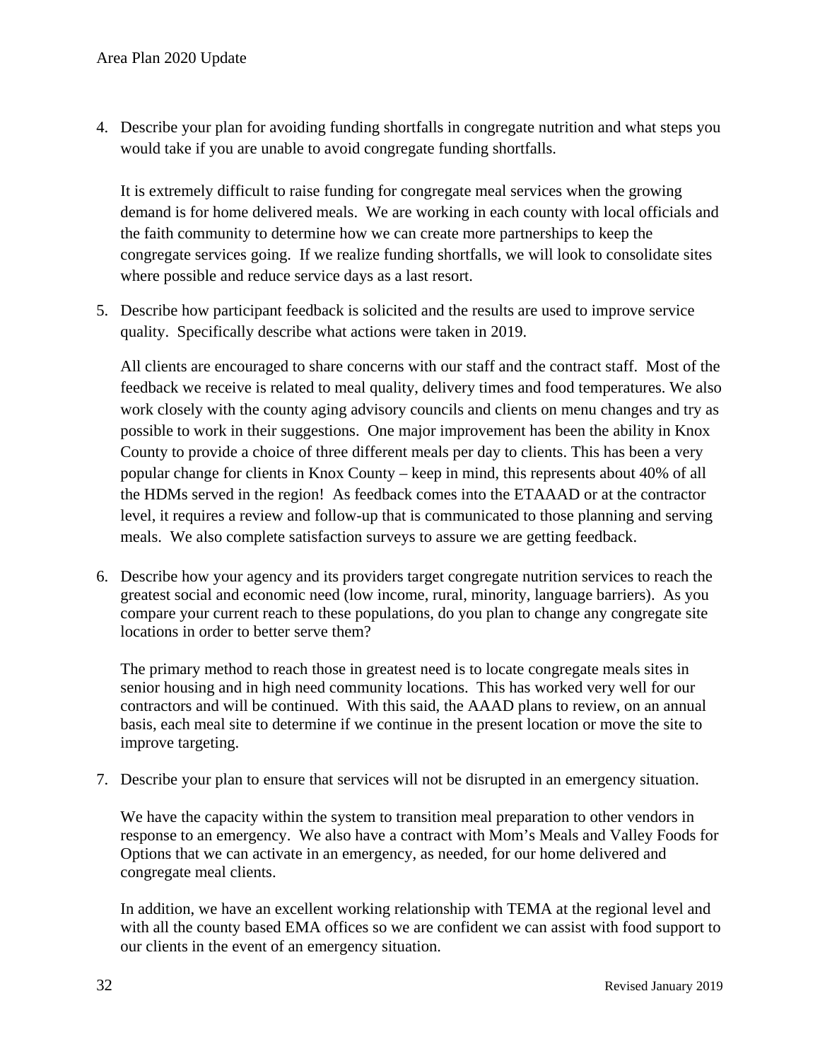4. Describe your plan for avoiding funding shortfalls in congregate nutrition and what steps you would take if you are unable to avoid congregate funding shortfalls.

   It is extremely difficult to raise funding for congregate meal services when the growing demand is for home delivered meals. We are working in each county with local officials and the faith community to determine how we can create more partnerships to keep the congregate services going. If we realize funding shortfalls, we will look to consolidate sites where possible and reduce service days as a last resort.

5. Describe how participant feedback is solicited and the results are used to improve service quality. Specifically describe what actions were taken in 2019.

   All clients are encouraged to share concerns with our staff and the contract staff. Most of the feedback we receive is related to meal quality, delivery times and food temperatures. We also work closely with the county aging advisory councils and clients on menu changes and try as possible to work in their suggestions. One major improvement has been the ability in Knox County to provide a choice of three different meals per day to clients. This has been a very popular change for clients in Knox County – keep in mind, this represents about 40% of all the HDMs served in the region! As feedback comes into the ETAAAD or at the contractor level, it requires a review and follow-up that is communicated to those planning and serving meals. We also complete satisfaction surveys to assure we are getting feedback.

6. Describe how your agency and its providers target congregate nutrition services to reach the greatest social and economic need (low income, rural, minority, language barriers). As you compare your current reach to these populations, do you plan to change any congregate site locations in order to better serve them?

   The primary method to reach those in greatest need is to locate congregate meals sites in senior housing and in high need community locations. This has worked very well for our contractors and will be continued. With this said, the AAAD plans to review, on an annual basis, each meal site to determine if we continue in the present location or move the site to improve targeting.

7. Describe your plan to ensure that services will not be disrupted in an emergency situation.

   We have the capacity within the system to transition meal preparation to other vendors in response to an emergency. We also have a contract with Mom's Meals and Valley Foods for Options that we can activate in an emergency, as needed, for our home delivered and congregate meal clients.

   In addition, we have an excellent working relationship with TEMA at the regional level and with all the county based EMA offices so we are confident we can assist with food support to our clients in the event of an emergency situation.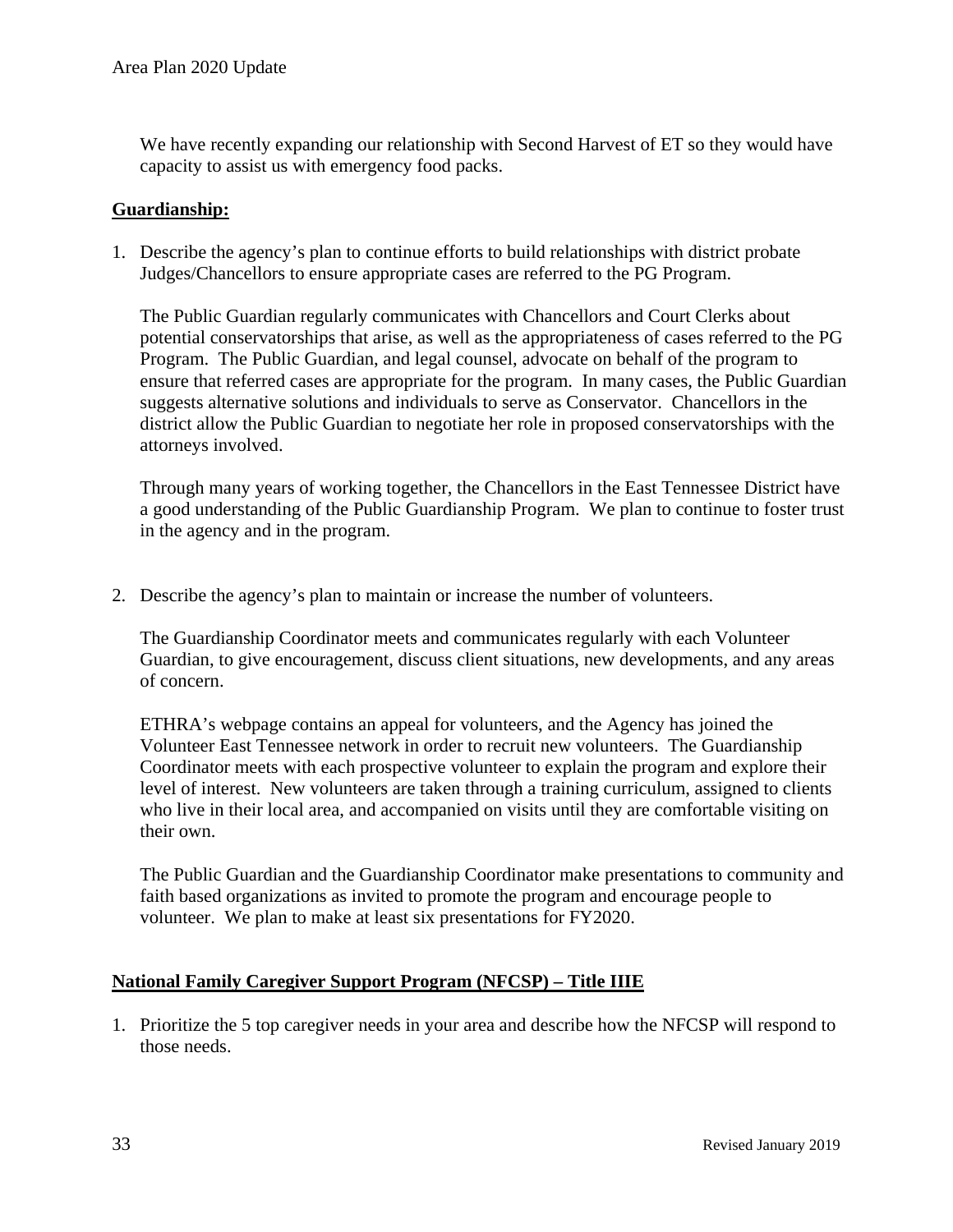We have recently expanding our relationship with Second Harvest of ET so they would have capacity to assist us with emergency food packs.

**<u>Guardianship:</u>**

1. Describe the agency's plan to continue efforts to build relationships with district probate Judges/Chancellors to ensure appropriate cases are referred to the PG Program.

   The Public Guardian regularly communicates with Chancellors and Court Clerks about potential conservatorships that arise, as well as the appropriateness of cases referred to the PG Program. The Public Guardian, and legal counsel, advocate on behalf of the program to ensure that referred cases are appropriate for the program. In many cases, the Public Guardian suggests alternative solutions and individuals to serve as Conservator. Chancellors in the district allow the Public Guardian to negotiate her role in proposed conservatorships with the attorneys involved.

   Through many years of working together, the Chancellors in the East Tennessee District have a good understanding of the Public Guardianship Program. We plan to continue to foster trust in the agency and in the program.

2. Describe the agency's plan to maintain or increase the number of volunteers.

   The Guardianship Coordinator meets and communicates regularly with each Volunteer Guardian, to give encouragement, discuss client situations, new developments, and any areas of concern.

   ETHRA's webpage contains an appeal for volunteers, and the Agency has joined the Volunteer East Tennessee network in order to recruit new volunteers. The Guardianship Coordinator meets with each prospective volunteer to explain the program and explore their level of interest. New volunteers are taken through a training curriculum, assigned to clients who live in their local area, and accompanied on visits until they are comfortable visiting on their own.

   The Public Guardian and the Guardianship Coordinator make presentations to community and faith based organizations as invited to promote the program and encourage people to volunteer. We plan to make at least six presentations for FY2020.

**<u>National Family Caregiver Support Program (NFCSP) – Title IIIE</u>**

1. Prioritize the 5 top caregiver needs in your area and describe how the NFCSP will respond to those needs.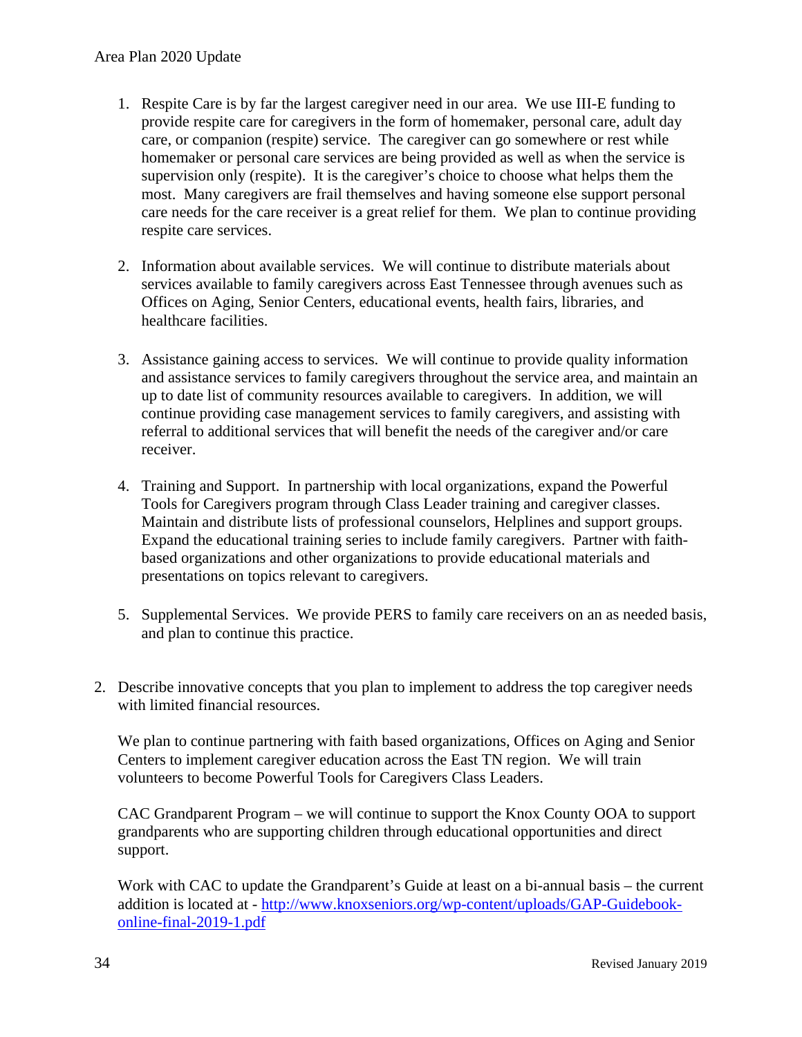1. Respite Care is by far the largest caregiver need in our area. We use III-E funding to provide respite care for caregivers in the form of homemaker, personal care, adult day care, or companion (respite) service. The caregiver can go somewhere or rest while homemaker or personal care services are being provided as well as when the service is supervision only (respite). It is the caregiver's choice to choose what helps them the most. Many caregivers are frail themselves and having someone else support personal care needs for the care receiver is a great relief for them. We plan to continue providing respite care services.

2. Information about available services. We will continue to distribute materials about services available to family caregivers across East Tennessee through avenues such as Offices on Aging, Senior Centers, educational events, health fairs, libraries, and healthcare facilities.

3. Assistance gaining access to services. We will continue to provide quality information and assistance services to family caregivers throughout the service area, and maintain an up to date list of community resources available to caregivers. In addition, we will continue providing case management services to family caregivers, and assisting with referral to additional services that will benefit the needs of the caregiver and/or care receiver.

4. Training and Support. In partnership with local organizations, expand the Powerful Tools for Caregivers program through Class Leader training and caregiver classes. Maintain and distribute lists of professional counselors, Helplines and support groups. Expand the educational training series to include family caregivers. Partner with faith-based organizations and other organizations to provide educational materials and presentations on topics relevant to caregivers.

5. Supplemental Services. We provide PERS to family care receivers on an as needed basis, and plan to continue this practice.

2. Describe innovative concepts that you plan to implement to address the top caregiver needs with limited financial resources.

   We plan to continue partnering with faith based organizations, Offices on Aging and Senior Centers to implement caregiver education across the East TN region. We will train volunteers to become Powerful Tools for Caregivers Class Leaders.

   CAC Grandparent Program – we will continue to support the Knox County OOA to support grandparents who are supporting children through educational opportunities and direct support.

   Work with CAC to update the Grandparent's Guide at least on a bi-annual basis – the current addition is located at - [http://www.knoxseniors.org/wp-content/uploads/GAP-Guidebook-online-final-2019-1.pdf](http://www.knoxseniors.org/wp-content/uploads/GAP-Guidebook-online-final-2019-1.pdf)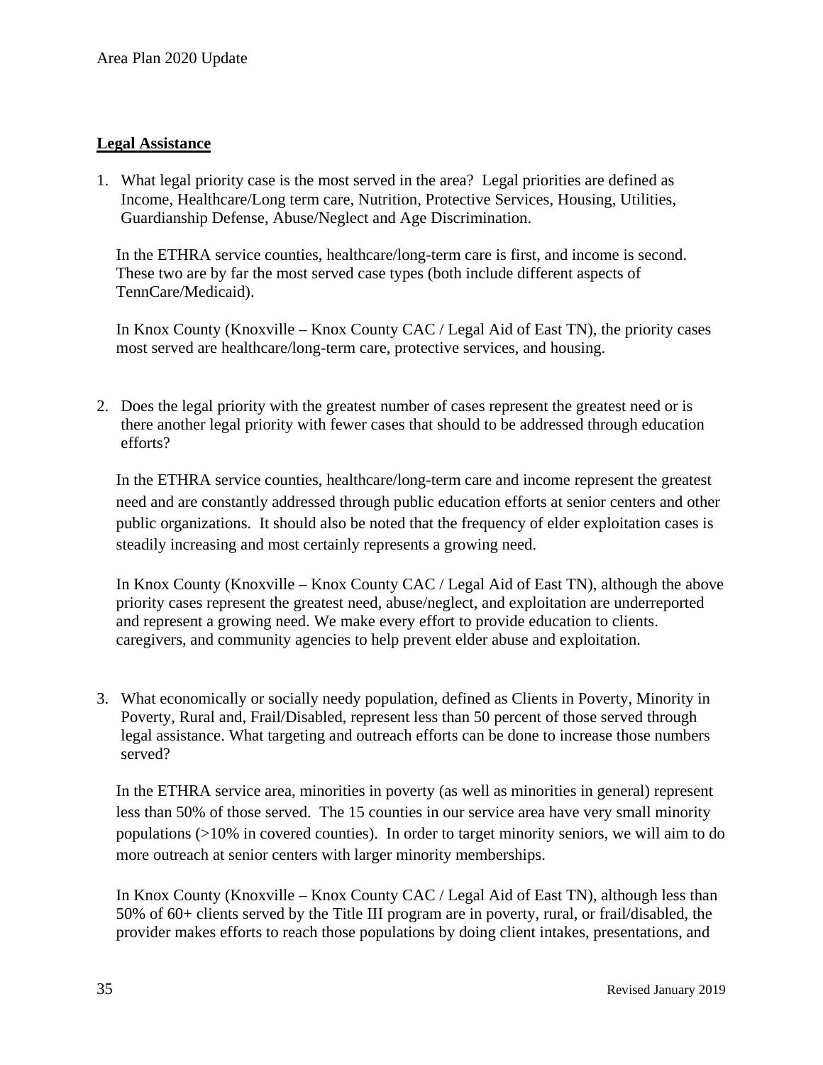## Legal Assistance

1. What legal priority case is the most served in the area? Legal priorities are defined as Income, Healthcare/Long term care, Nutrition, Protective Services, Housing, Utilities, Guardianship Defense, Abuse/Neglect and Age Discrimination.

   In the ETHRA service counties, healthcare/long-term care is first, and income is second. These two are by far the most served case types (both include different aspects of TennCare/Medicaid).

   In Knox County (Knoxville – Knox County CAC / Legal Aid of East TN), the priority cases most served are healthcare/long-term care, protective services, and housing.

2. Does the legal priority with the greatest number of cases represent the greatest need or is there another legal priority with fewer cases that should to be addressed through education efforts?

   In the ETHRA service counties, healthcare/long-term care and income represent the greatest need and are constantly addressed through public education efforts at senior centers and other public organizations. It should also be noted that the frequency of elder exploitation cases is steadily increasing and most certainly represents a growing need.

   In Knox County (Knoxville – Knox County CAC / Legal Aid of East TN), although the above priority cases represent the greatest need, abuse/neglect, and exploitation are underreported and represent a growing need. We make every effort to provide education to clients. caregivers, and community agencies to help prevent elder abuse and exploitation.

3. What economically or socially needy population, defined as Clients in Poverty, Minority in Poverty, Rural and, Frail/Disabled, represent less than 50 percent of those served through legal assistance. What targeting and outreach efforts can be done to increase those numbers served?

   In the ETHRA service area, minorities in poverty (as well as minorities in general) represent less than 50% of those served. The 15 counties in our service area have very small minority populations (>10% in covered counties). In order to target minority seniors, we will aim to do more outreach at senior centers with larger minority memberships.

   In Knox County (Knoxville – Knox County CAC / Legal Aid of East TN), although less than 50% of 60+ clients served by the Title III program are in poverty, rural, or frail/disabled, the provider makes efforts to reach those populations by doing client intakes, presentations, and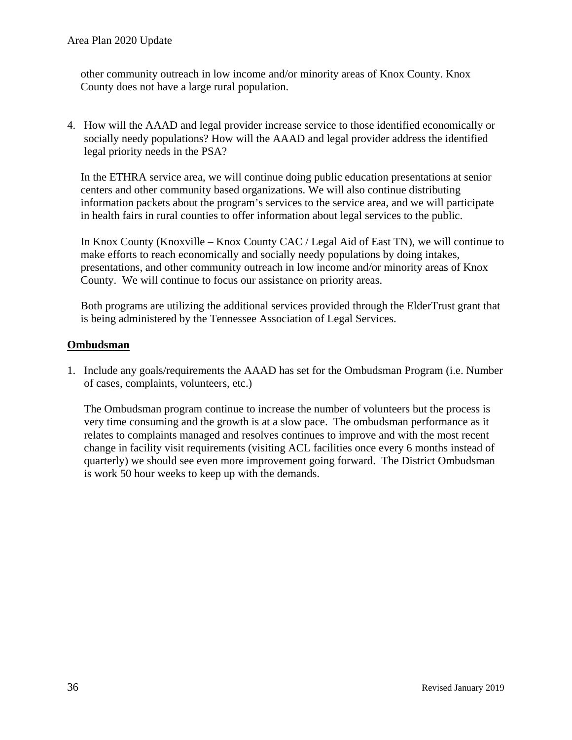other community outreach in low income and/or minority areas of Knox County. Knox County does not have a large rural population.

4. How will the AAAD and legal provider increase service to those identified economically or socially needy populations? How will the AAAD and legal provider address the identified legal priority needs in the PSA?

   In the ETHRA service area, we will continue doing public education presentations at senior centers and other community based organizations. We will also continue distributing information packets about the program's services to the service area, and we will participate in health fairs in rural counties to offer information about legal services to the public.

   In Knox County (Knoxville – Knox County CAC / Legal Aid of East TN), we will continue to make efforts to reach economically and socially needy populations by doing intakes, presentations, and other community outreach in low income and/or minority areas of Knox County. We will continue to focus our assistance on priority areas.

   Both programs are utilizing the additional services provided through the ElderTrust grant that is being administered by the Tennessee Association of Legal Services.

**Ombudsman**

1. Include any goals/requirements the AAAD has set for the Ombudsman Program (i.e. Number of cases, complaints, volunteers, etc.)

   The Ombudsman program continue to increase the number of volunteers but the process is very time consuming and the growth is at a slow pace. The ombudsman performance as it relates to complaints managed and resolves continues to improve and with the most recent change in facility visit requirements (visiting ACL facilities once every 6 months instead of quarterly) we should see even more improvement going forward. The District Ombudsman is work 50 hour weeks to keep up with the demands.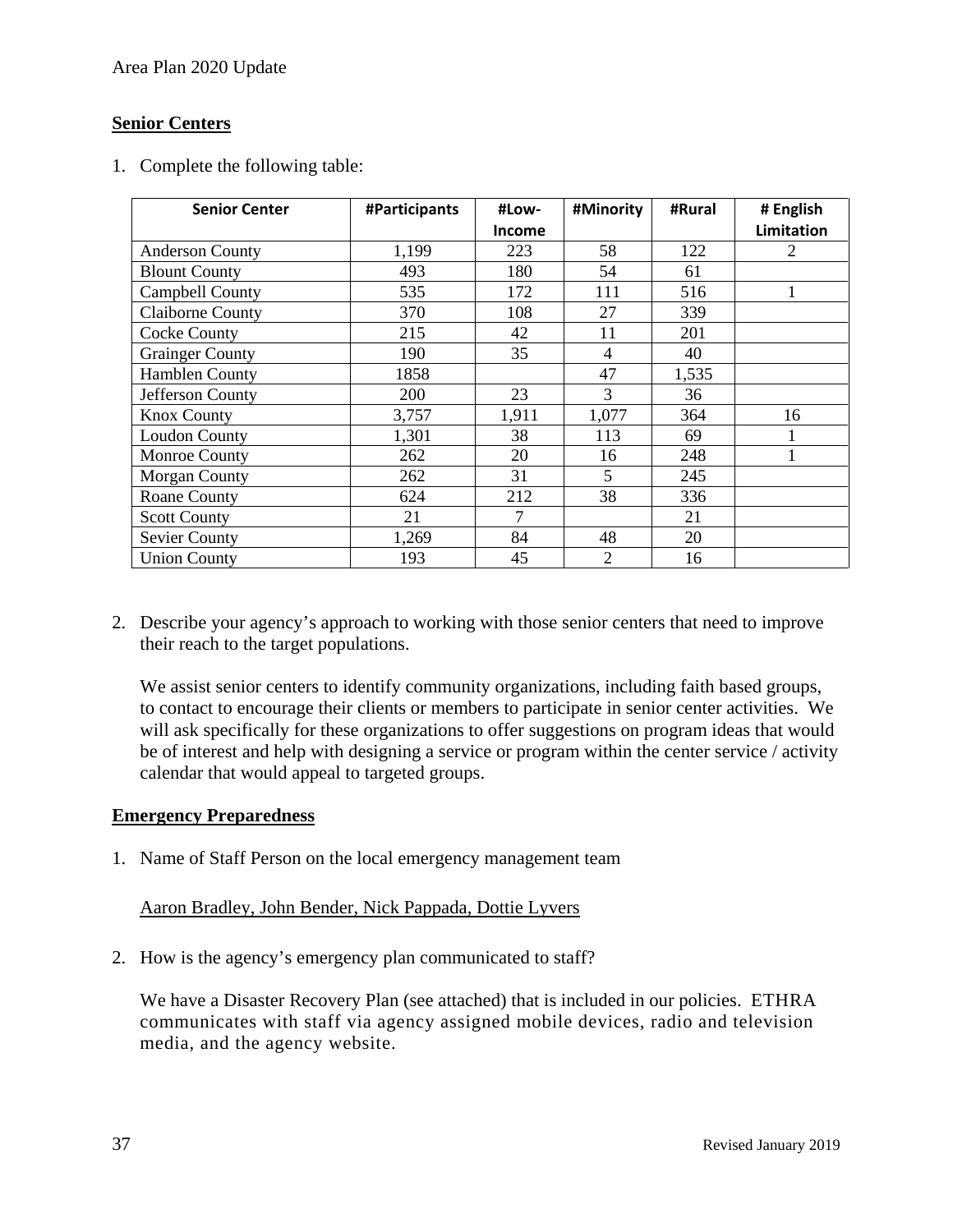## Senior Centers

1. Complete the following table:

| Senior Center | #Participants | #Low-Income | #Minority | #Rural | # English Limitation |
|---|---|---|---|---|---|
| Anderson County | 1,199 | 223 | 58 | 122 | 2 |
| Blount County | 493 | 180 | 54 | 61 | |
| Campbell County | 535 | 172 | 111 | 516 | 1 |
| Claiborne County | 370 | 108 | 27 | 339 | |
| Cocke County | 215 | 42 | 11 | 201 | |
| Grainger County | 190 | 35 | 4 | 40 | |
| Hamblen County | 1858 | | 47 | 1,535 | |
| Jefferson County | 200 | 23 | 3 | 36 | |
| Knox County | 3,757 | 1,911 | 1,077 | 364 | 16 |
| Loudon County | 1,301 | 38 | 113 | 69 | 1 |
| Monroe County | 262 | 20 | 16 | 248 | 1 |
| Morgan County | 262 | 31 | 5 | 245 | |
| Roane County | 624 | 212 | 38 | 336 | |
| Scott County | 21 | 7 | | 21 | |
| Sevier County | 1,269 | 84 | 48 | 20 | |
| Union County | 193 | 45 | 2 | 16 | |

2. Describe your agency's approach to working with those senior centers that need to improve their reach to the target populations.

   We assist senior centers to identify community organizations, including faith based groups, to contact to encourage their clients or members to participate in senior center activities. We will ask specifically for these organizations to offer suggestions on program ideas that would be of interest and help with designing a service or program within the center service / activity calendar that would appeal to targeted groups.

## Emergency Preparedness

1. Name of Staff Person on the local emergency management team

   Aaron Bradley, John Bender, Nick Pappada, Dottie Lyvers

2. How is the agency's emergency plan communicated to staff?

   We have a Disaster Recovery Plan (see attached) that is included in our policies. ETHRA communicates with staff via agency assigned mobile devices, radio and television media, and the agency website.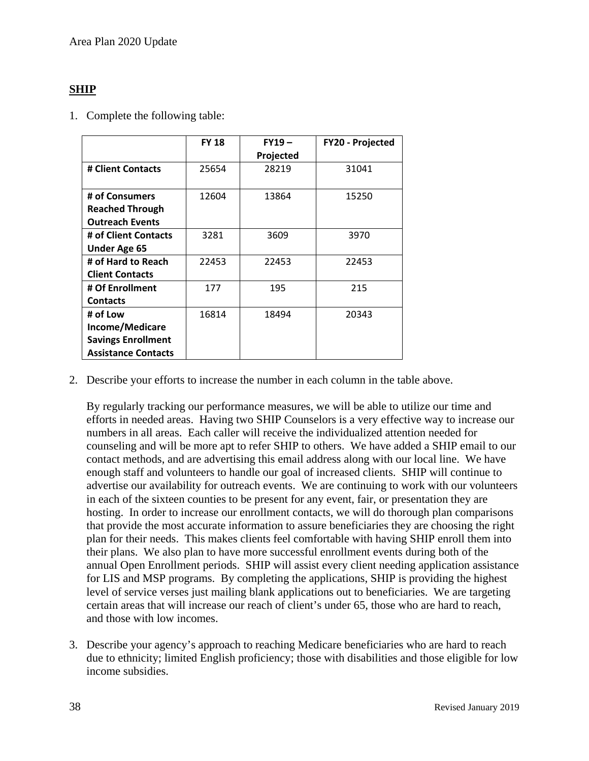## SHIP

1. Complete the following table:

| | FY 18 | FY19 – Projected | FY20 - Projected |
|---|---|---|---|
| # Client Contacts | 25654 | 28219 | 31041 |
| # of Consumers Reached Through Outreach Events | 12604 | 13864 | 15250 |
| # of Client Contacts Under Age 65 | 3281 | 3609 | 3970 |
| # of Hard to Reach Client Contacts | 22453 | 22453 | 22453 |
| # Of Enrollment Contacts | 177 | 195 | 215 |
| # of Low Income/Medicare Savings Enrollment Assistance Contacts | 16814 | 18494 | 20343 |

2. Describe your efforts to increase the number in each column in the table above.

   By regularly tracking our performance measures, we will be able to utilize our time and efforts in needed areas. Having two SHIP Counselors is a very effective way to increase our numbers in all areas. Each caller will receive the individualized attention needed for counseling and will be more apt to refer SHIP to others. We have added a SHIP email to our contact methods, and are advertising this email address along with our local line. We have enough staff and volunteers to handle our goal of increased clients. SHIP will continue to advertise our availability for outreach events. We are continuing to work with our volunteers in each of the sixteen counties to be present for any event, fair, or presentation they are hosting. In order to increase our enrollment contacts, we will do thorough plan comparisons that provide the most accurate information to assure beneficiaries they are choosing the right plan for their needs. This makes clients feel comfortable with having SHIP enroll them into their plans. We also plan to have more successful enrollment events during both of the annual Open Enrollment periods. SHIP will assist every client needing application assistance for LIS and MSP programs. By completing the applications, SHIP is providing the highest level of service verses just mailing blank applications out to beneficiaries. We are targeting certain areas that will increase our reach of client's under 65, those who are hard to reach, and those with low incomes.

3. Describe your agency's approach to reaching Medicare beneficiaries who are hard to reach due to ethnicity; limited English proficiency; those with disabilities and those eligible for low income subsidies.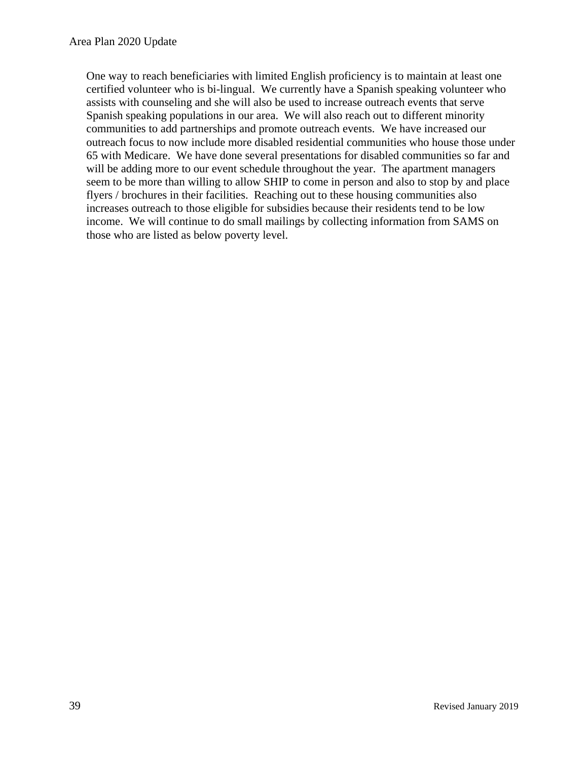One way to reach beneficiaries with limited English proficiency is to maintain at least one certified volunteer who is bi-lingual. We currently have a Spanish speaking volunteer who assists with counseling and she will also be used to increase outreach events that serve Spanish speaking populations in our area. We will also reach out to different minority communities to add partnerships and promote outreach events. We have increased our outreach focus to now include more disabled residential communities who house those under 65 with Medicare. We have done several presentations for disabled communities so far and will be adding more to our event schedule throughout the year. The apartment managers seem to be more than willing to allow SHIP to come in person and also to stop by and place flyers / brochures in their facilities. Reaching out to these housing communities also increases outreach to those eligible for subsidies because their residents tend to be low income. We will continue to do small mailings by collecting information from SAMS on those who are listed as below poverty level.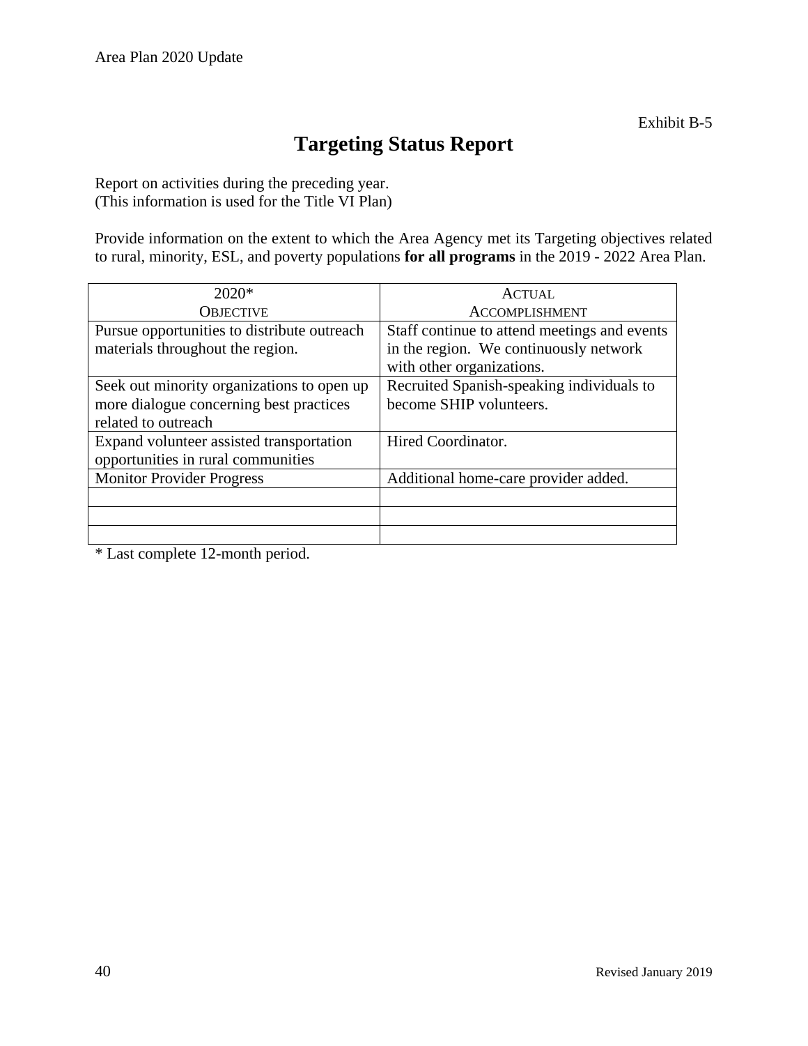Exhibit B-5

# Targeting Status Report

Report on activities during the preceding year.
(This information is used for the Title VI Plan)

Provide information on the extent to which the Area Agency met its Targeting objectives related to rural, minority, ESL, and poverty populations **for all programs** in the 2019 - 2022 Area Plan.

| 2020* OBJECTIVE | ACTUAL ACCOMPLISHMENT |
|---|---|
| Pursue opportunities to distribute outreach materials throughout the region. | Staff continue to attend meetings and events in the region. We continuously network with other organizations. |
| Seek out minority organizations to open up more dialogue concerning best practices related to outreach | Recruited Spanish-speaking individuals to become SHIP volunteers. |
| Expand volunteer assisted transportation opportunities in rural communities | Hired Coordinator. |
| Monitor Provider Progress | Additional home-care provider added. |
| | |
| | |
| | |

* Last complete 12-month period.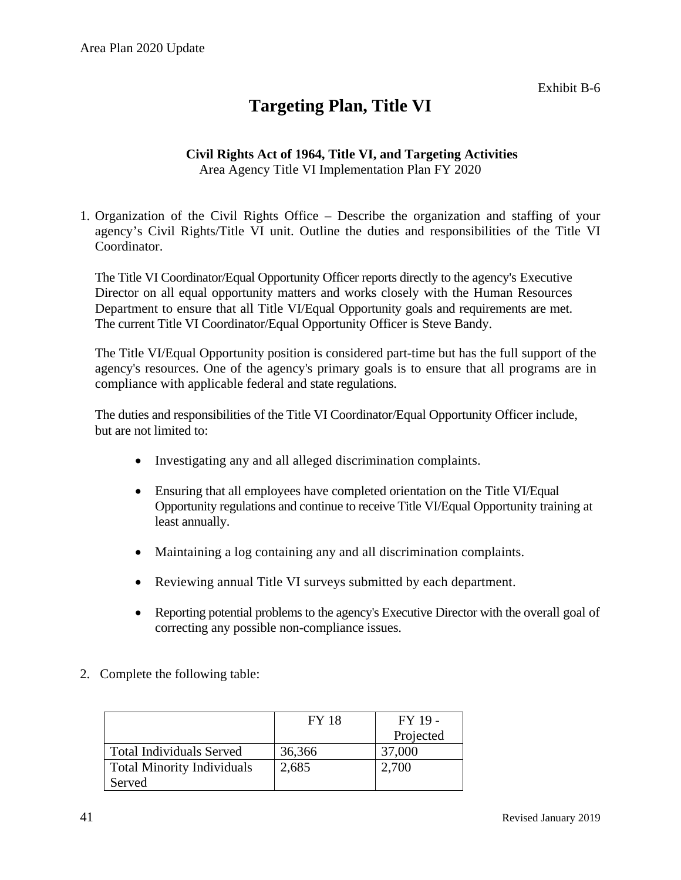Exhibit B-6

# Targeting Plan, Title VI

**Civil Rights Act of 1964, Title VI, and Targeting Activities**
Area Agency Title VI Implementation Plan FY 2020

1. Organization of the Civil Rights Office – Describe the organization and staffing of your agency's Civil Rights/Title VI unit. Outline the duties and responsibilities of the Title VI Coordinator.

   The Title VI Coordinator/Equal Opportunity Officer reports directly to the agency's Executive Director on all equal opportunity matters and works closely with the Human Resources Department to ensure that all Title VI/Equal Opportunity goals and requirements are met. The current Title VI Coordinator/Equal Opportunity Officer is Steve Bandy.

   The Title VI/Equal Opportunity position is considered part-time but has the full support of the agency's resources. One of the agency's primary goals is to ensure that all programs are in compliance with applicable federal and state regulations.

   The duties and responsibilities of the Title VI Coordinator/Equal Opportunity Officer include, but are not limited to:

   - Investigating any and all alleged discrimination complaints.
   - Ensuring that all employees have completed orientation on the Title VI/Equal Opportunity regulations and continue to receive Title VI/Equal Opportunity training at least annually.
   - Maintaining a log containing any and all discrimination complaints.
   - Reviewing annual Title VI surveys submitted by each department.
   - Reporting potential problems to the agency's Executive Director with the overall goal of correcting any possible non-compliance issues.

2. Complete the following table:

| | FY 18 | FY 19 - Projected |
|---|---|---|
| Total Individuals Served | 36,366 | 37,000 |
| Total Minority Individuals Served | 2,685 | 2,700 |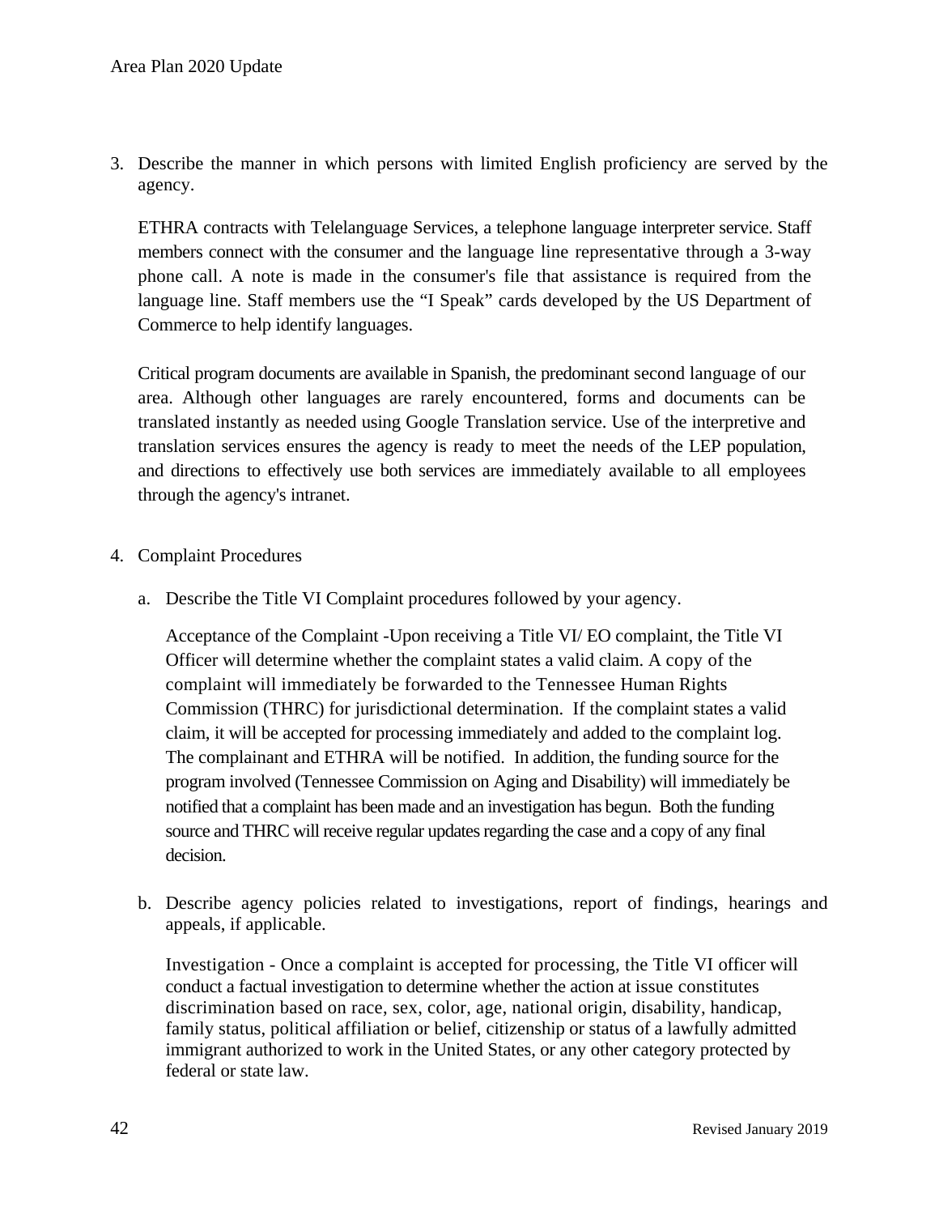3. Describe the manner in which persons with limited English proficiency are served by the agency.

   ETHRA contracts with Telelanguage Services, a telephone language interpreter service. Staff members connect with the consumer and the language line representative through a 3-way phone call. A note is made in the consumer's file that assistance is required from the language line. Staff members use the “I Speak” cards developed by the US Department of Commerce to help identify languages.

   Critical program documents are available in Spanish, the predominant second language of our area. Although other languages are rarely encountered, forms and documents can be translated instantly as needed using Google Translation service. Use of the interpretive and translation services ensures the agency is ready to meet the needs of the LEP population, and directions to effectively use both services are immediately available to all employees through the agency's intranet.

4. Complaint Procedures

   a. Describe the Title VI Complaint procedures followed by your agency.

      Acceptance of the Complaint -Upon receiving a Title VI/ EO complaint, the Title VI Officer will determine whether the complaint states a valid claim. A copy of the complaint will immediately be forwarded to the Tennessee Human Rights Commission (THRC) for jurisdictional determination. If the complaint states a valid claim, it will be accepted for processing immediately and added to the complaint log. The complainant and ETHRA will be notified. In addition, the funding source for the program involved (Tennessee Commission on Aging and Disability) will immediately be notified that a complaint has been made and an investigation has begun. Both the funding source and THRC will receive regular updates regarding the case and a copy of any final decision.

   b. Describe agency policies related to investigations, report of findings, hearings and appeals, if applicable.

      Investigation - Once a complaint is accepted for processing, the Title VI officer will conduct a factual investigation to determine whether the action at issue constitutes discrimination based on race, sex, color, age, national origin, disability, handicap, family status, political affiliation or belief, citizenship or status of a lawfully admitted immigrant authorized to work in the United States, or any other category protected by federal or state law.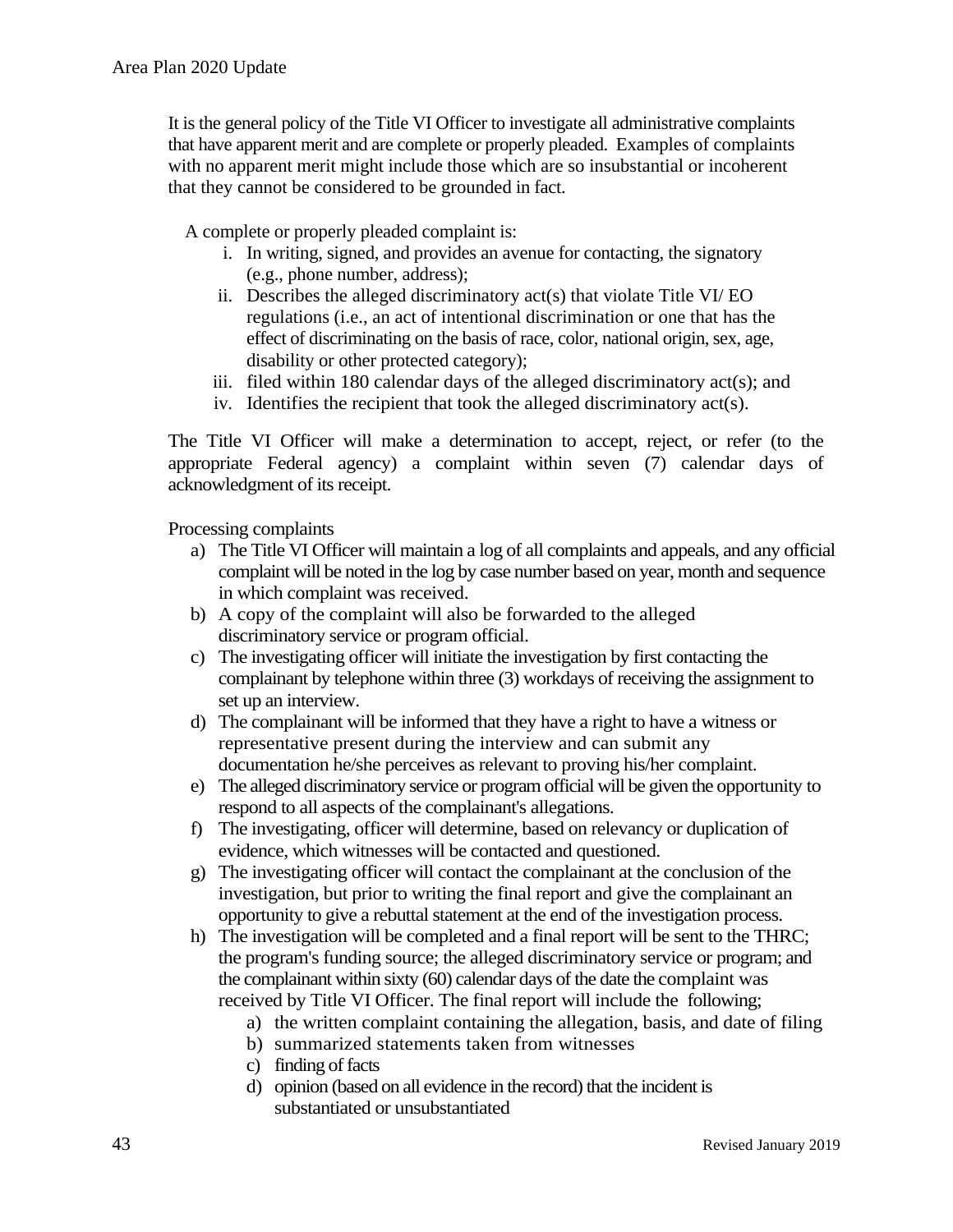It is the general policy of the Title VI Officer to investigate all administrative complaints that have apparent merit and are complete or properly pleaded. Examples of complaints with no apparent merit might include those which are so insubstantial or incoherent that they cannot be considered to be grounded in fact.

A complete or properly pleaded complaint is:

i. In writing, signed, and provides an avenue for contacting, the signatory (e.g., phone number, address);
ii. Describes the alleged discriminatory act(s) that violate Title VI/ EO regulations (i.e., an act of intentional discrimination or one that has the effect of discriminating on the basis of race, color, national origin, sex, age, disability or other protected category);
iii. filed within 180 calendar days of the alleged discriminatory act(s); and
iv. Identifies the recipient that took the alleged discriminatory act(s).

The Title VI Officer will make a determination to accept, reject, or refer (to the appropriate Federal agency) a complaint within seven (7) calendar days of acknowledgment of its receipt.

Processing complaints

a) The Title VI Officer will maintain a log of all complaints and appeals, and any official complaint will be noted in the log by case number based on year, month and sequence in which complaint was received.
b) A copy of the complaint will also be forwarded to the alleged discriminatory service or program official.
c) The investigating officer will initiate the investigation by first contacting the complainant by telephone within three (3) workdays of receiving the assignment to set up an interview.
d) The complainant will be informed that they have a right to have a witness or representative present during the interview and can submit any documentation he/she perceives as relevant to proving his/her complaint.
e) The alleged discriminatory service or program official will be given the opportunity to respond to all aspects of the complainant's allegations.
f) The investigating, officer will determine, based on relevancy or duplication of evidence, which witnesses will be contacted and questioned.
g) The investigating officer will contact the complainant at the conclusion of the investigation, but prior to writing the final report and give the complainant an opportunity to give a rebuttal statement at the end of the investigation process.
h) The investigation will be completed and a final report will be sent to the THRC; the program's funding source; the alleged discriminatory service or program; and the complainant within sixty (60) calendar days of the date the complaint was received by Title VI Officer. The final report will include the following;
    a) the written complaint containing the allegation, basis, and date of filing
    b) summarized statements taken from witnesses
    c) finding of facts
    d) opinion (based on all evidence in the record) that the incident is substantiated or unsubstantiated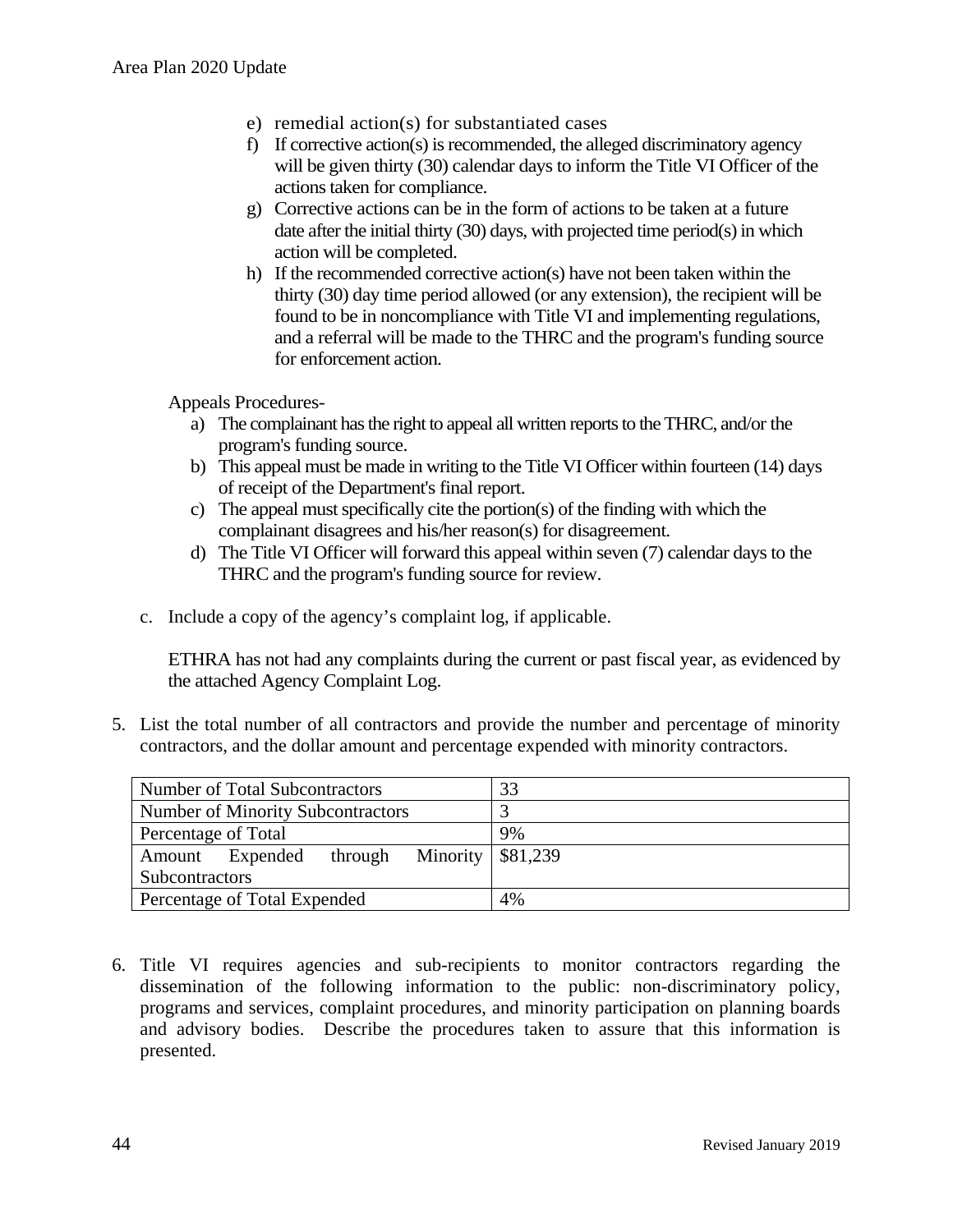e) remedial action(s) for substantiated cases
f) If corrective action(s) is recommended, the alleged discriminatory agency will be given thirty (30) calendar days to inform the Title VI Officer of the actions taken for compliance.
g) Corrective actions can be in the form of actions to be taken at a future date after the initial thirty (30) days, with projected time period(s) in which action will be completed.
h) If the recommended corrective action(s) have not been taken within the thirty (30) day time period allowed (or any extension), the recipient will be found to be in noncompliance with Title VI and implementing regulations, and a referral will be made to the THRC and the program's funding source for enforcement action.

Appeals Procedures-

a) The complainant has the right to appeal all written reports to the THRC, and/or the program's funding source.
b) This appeal must be made in writing to the Title VI Officer within fourteen (14) days of receipt of the Department's final report.
c) The appeal must specifically cite the portion(s) of the finding with which the complainant disagrees and his/her reason(s) for disagreement.
d) The Title VI Officer will forward this appeal within seven (7) calendar days to the THRC and the program's funding source for review.

c. Include a copy of the agency's complaint log, if applicable.

ETHRA has not had any complaints during the current or past fiscal year, as evidenced by the attached Agency Complaint Log.

5. List the total number of all contractors and provide the number and percentage of minority contractors, and the dollar amount and percentage expended with minority contractors.

| Number of Total Subcontractors | 33 |
|---|---|
| Number of Minority Subcontractors | 3 |
| Percentage of Total | 9% |
| Amount Expended through Minority Subcontractors | $81,239 |
| Percentage of Total Expended | 4% |

6. Title VI requires agencies and sub-recipients to monitor contractors regarding the dissemination of the following information to the public: non-discriminatory policy, programs and services, complaint procedures, and minority participation on planning boards and advisory bodies. Describe the procedures taken to assure that this information is presented.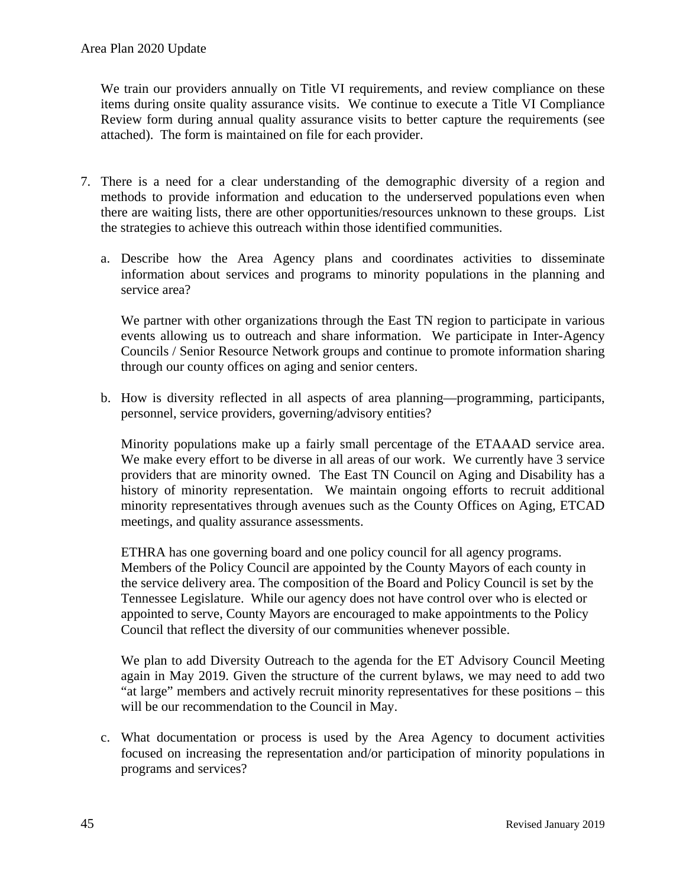We train our providers annually on Title VI requirements, and review compliance on these items during onsite quality assurance visits. We continue to execute a Title VI Compliance Review form during annual quality assurance visits to better capture the requirements (see attached). The form is maintained on file for each provider.

7. There is a need for a clear understanding of the demographic diversity of a region and methods to provide information and education to the underserved populations even when there are waiting lists, there are other opportunities/resources unknown to these groups. List the strategies to achieve this outreach within those identified communities.

   a. Describe how the Area Agency plans and coordinates activities to disseminate information about services and programs to minority populations in the planning and service area?

      We partner with other organizations through the East TN region to participate in various events allowing us to outreach and share information. We participate in Inter-Agency Councils / Senior Resource Network groups and continue to promote information sharing through our county offices on aging and senior centers.

   b. How is diversity reflected in all aspects of area planning—programming, participants, personnel, service providers, governing/advisory entities?

      Minority populations make up a fairly small percentage of the ETAAAD service area. We make every effort to be diverse in all areas of our work. We currently have 3 service providers that are minority owned. The East TN Council on Aging and Disability has a history of minority representation. We maintain ongoing efforts to recruit additional minority representatives through avenues such as the County Offices on Aging, ETCAD meetings, and quality assurance assessments.

      ETHRA has one governing board and one policy council for all agency programs. Members of the Policy Council are appointed by the County Mayors of each county in the service delivery area. The composition of the Board and Policy Council is set by the Tennessee Legislature. While our agency does not have control over who is elected or appointed to serve, County Mayors are encouraged to make appointments to the Policy Council that reflect the diversity of our communities whenever possible.

      We plan to add Diversity Outreach to the agenda for the ET Advisory Council Meeting again in May 2019. Given the structure of the current bylaws, we may need to add two "at large" members and actively recruit minority representatives for these positions – this will be our recommendation to the Council in May.

   c. What documentation or process is used by the Area Agency to document activities focused on increasing the representation and/or participation of minority populations in programs and services?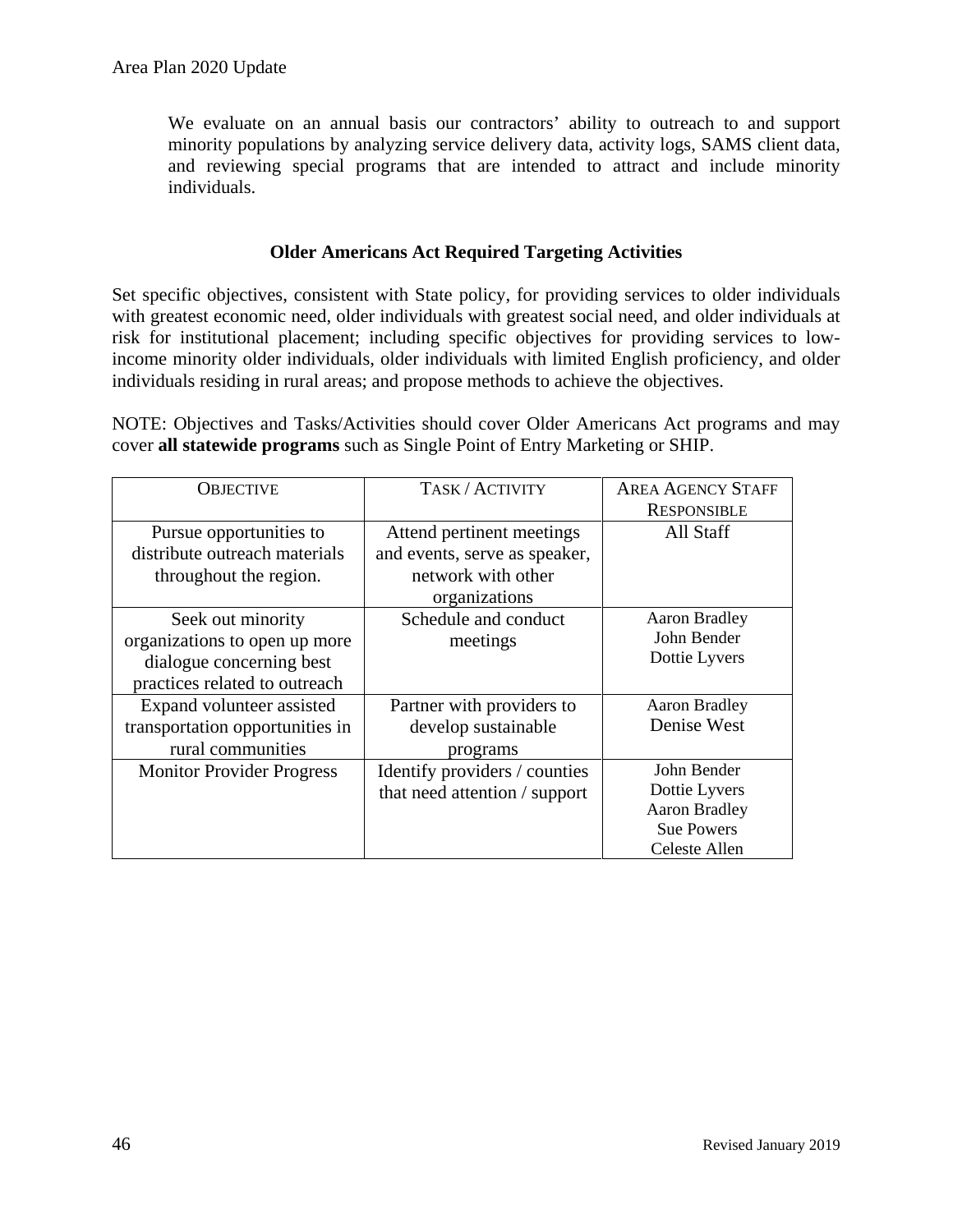We evaluate on an annual basis our contractors' ability to outreach to and support minority populations by analyzing service delivery data, activity logs, SAMS client data, and reviewing special programs that are intended to attract and include minority individuals.

## Older Americans Act Required Targeting Activities

Set specific objectives, consistent with State policy, for providing services to older individuals with greatest economic need, older individuals with greatest social need, and older individuals at risk for institutional placement; including specific objectives for providing services to low-income minority older individuals, older individuals with limited English proficiency, and older individuals residing in rural areas; and propose methods to achieve the objectives.

NOTE: Objectives and Tasks/Activities should cover Older Americans Act programs and may cover **all statewide programs** such as Single Point of Entry Marketing or SHIP.

| OBJECTIVE | TASK / ACTIVITY | AREA AGENCY STAFF RESPONSIBLE |
| --- | --- | --- |
| Pursue opportunities to distribute outreach materials throughout the region. | Attend pertinent meetings and events, serve as speaker, network with other organizations | All Staff |
| Seek out minority organizations to open up more dialogue concerning best practices related to outreach | Schedule and conduct meetings | Aaron Bradley<br>John Bender<br>Dottie Lyvers |
| Expand volunteer assisted transportation opportunities in rural communities | Partner with providers to develop sustainable programs | Aaron Bradley<br>Denise West |
| Monitor Provider Progress | Identify providers / counties that need attention / support | John Bender<br>Dottie Lyvers<br>Aaron Bradley<br>Sue Powers<br>Celeste Allen |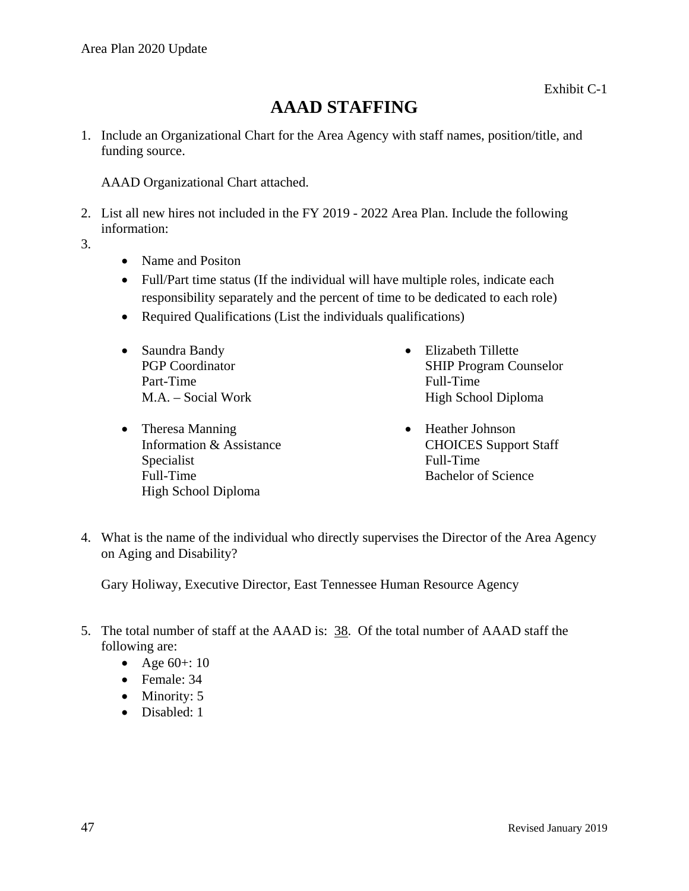Exhibit C-1

# AAAD STAFFING

1. Include an Organizational Chart for the Area Agency with staff names, position/title, and funding source.

   AAAD Organizational Chart attached.

2. List all new hires not included in the FY 2019 - 2022 Area Plan. Include the following information:
3. 
   - Name and Positon
   - Full/Part time status (If the individual will have multiple roles, indicate each responsibility separately and the percent of time to be dedicated to each role)
   - Required Qualifications (List the individuals qualifications)

   - Saundra Bandy
     PGP Coordinator
     Part-Time
     M.A. – Social Work
   - Theresa Manning
     Information & Assistance Specialist
     Full-Time
     High School Diploma
   - Elizabeth Tillette
     SHIP Program Counselor
     Full-Time
     High School Diploma
   - Heather Johnson
     CHOICES Support Staff
     Full-Time
     Bachelor of Science

4. What is the name of the individual who directly supervises the Director of the Area Agency on Aging and Disability?

   Gary Holiway, Executive Director, East Tennessee Human Resource Agency

5. The total number of staff at the AAAD is: 38. Of the total number of AAAD staff the following are:
   - Age 60+: 10
   - Female: 34
   - Minority: 5
   - Disabled: 1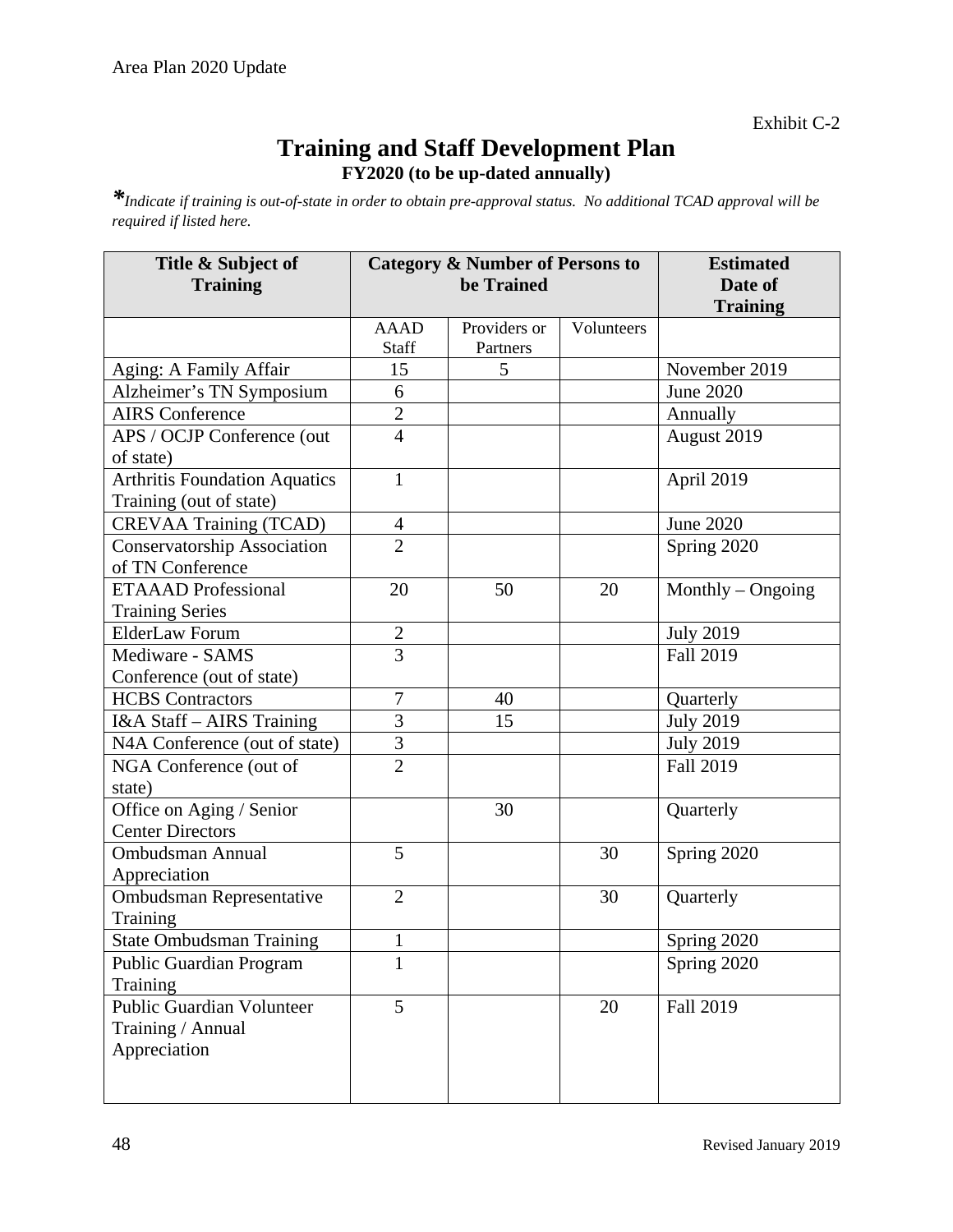Exhibit C-2

# Training and Staff Development Plan

**FY2020 (to be up-dated annually)**

***Indicate if training is out-of-state in order to obtain pre-approval status. No additional TCAD approval will be required if listed here.***

| Title & Subject of Training | Category & Number of Persons to be Trained | | | Estimated Date of Training |
|---|---|---|---|---|
| | AAAD Staff | Providers or Partners | Volunteers | |
| Aging: A Family Affair | 15 | 5 | | November 2019 |
| Alzheimer's TN Symposium | 6 | | | June 2020 |
| AIRS Conference | 2 | | | Annually |
| APS / OCJP Conference (out of state) | 4 | | | August 2019 |
| Arthritis Foundation Aquatics Training (out of state) | 1 | | | April 2019 |
| CREVAA Training (TCAD) | 4 | | | June 2020 |
| Conservatorship Association of TN Conference | 2 | | | Spring 2020 |
| ETAAAD Professional Training Series | 20 | 50 | 20 | Monthly – Ongoing |
| ElderLaw Forum | 2 | | | July 2019 |
| Mediware - SAMS Conference (out of state) | 3 | | | Fall 2019 |
| HCBS Contractors | 7 | 40 | | Quarterly |
| I&A Staff – AIRS Training | 3 | 15 | | July 2019 |
| N4A Conference (out of state) | 3 | | | July 2019 |
| NGA Conference (out of state) | 2 | | | Fall 2019 |
| Office on Aging / Senior Center Directors | | 30 | | Quarterly |
| Ombudsman Annual Appreciation | 5 | | 30 | Spring 2020 |
| Ombudsman Representative Training | 2 | | 30 | Quarterly |
| State Ombudsman Training | 1 | | | Spring 2020 |
| Public Guardian Program Training | 1 | | | Spring 2020 |
| Public Guardian Volunteer Training / Annual Appreciation | 5 | | 20 | Fall 2019 |

Revised January 2019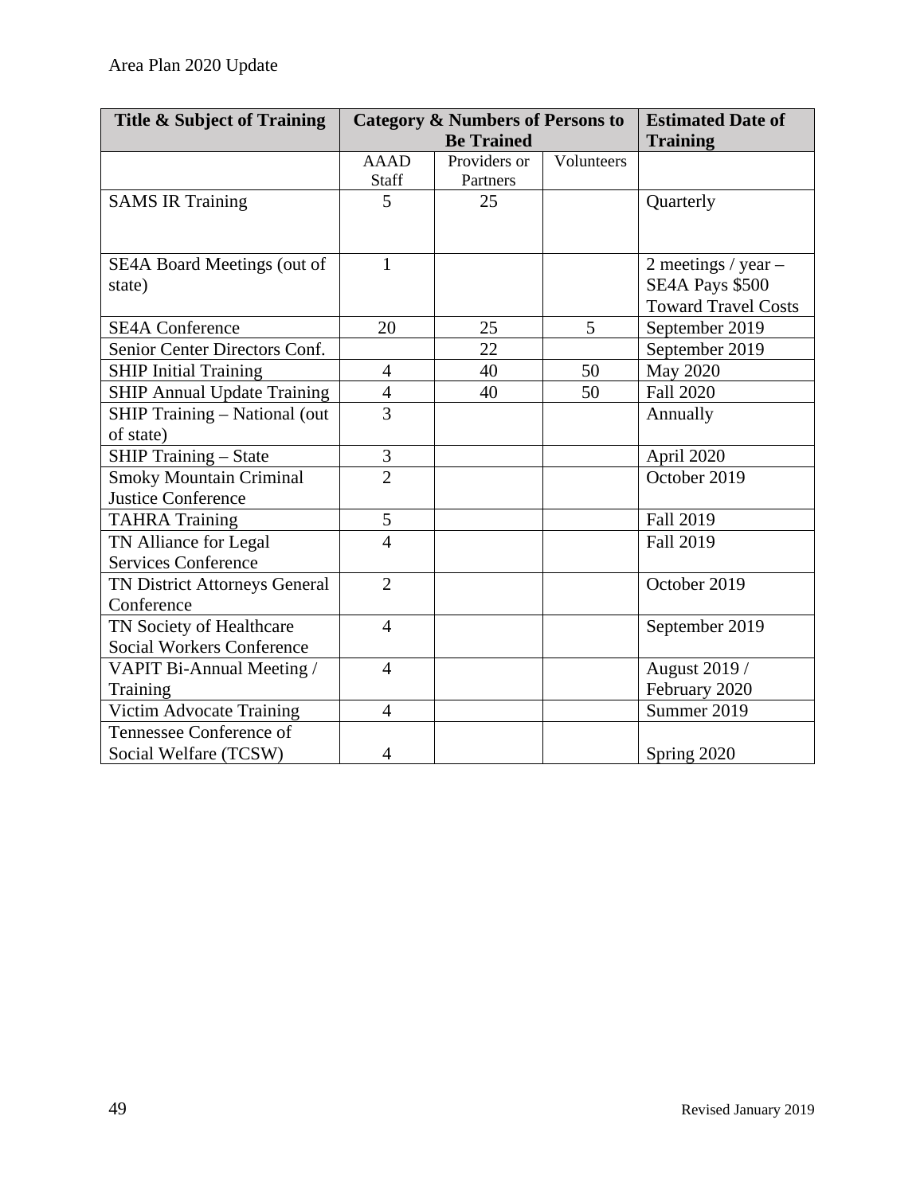| Title & Subject of Training | Category & Numbers of Persons to Be Trained | | | Estimated Date of Training |
|---|---|---|---|---|
| | AAAD Staff | Providers or Partners | Volunteers | |
| SAMS IR Training | 5 | 25 | | Quarterly |
| SE4A Board Meetings (out of state) | 1 | | | 2 meetings / year – SE4A Pays $500 Toward Travel Costs |
| SE4A Conference | 20 | 25 | 5 | September 2019 |
| Senior Center Directors Conf. | | 22 | | September 2019 |
| SHIP Initial Training | 4 | 40 | 50 | May 2020 |
| SHIP Annual Update Training | 4 | 40 | 50 | Fall 2020 |
| SHIP Training – National (out of state) | 3 | | | Annually |
| SHIP Training – State | 3 | | | April 2020 |
| Smoky Mountain Criminal Justice Conference | 2 | | | October 2019 |
| TAHRA Training | 5 | | | Fall 2019 |
| TN Alliance for Legal Services Conference | 4 | | | Fall 2019 |
| TN District Attorneys General Conference | 2 | | | October 2019 |
| TN Society of Healthcare Social Workers Conference | 4 | | | September 2019 |
| VAPIT Bi-Annual Meeting / Training | 4 | | | August 2019 / February 2020 |
| Victim Advocate Training | 4 | | | Summer 2019 |
| Tennessee Conference of Social Welfare (TCSW) | 4 | | | Spring 2020 |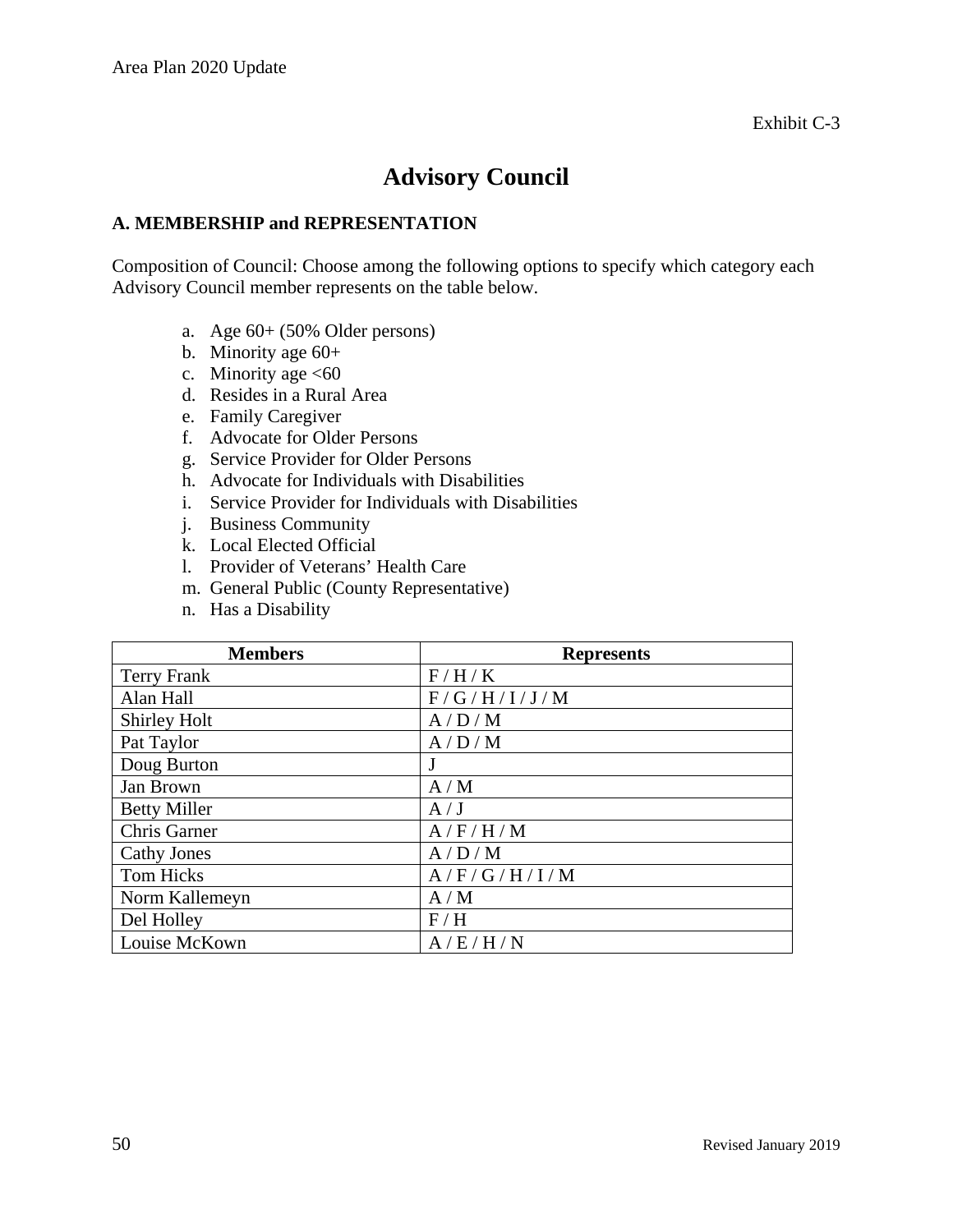Exhibit C-3

# Advisory Council

### A. MEMBERSHIP and REPRESENTATION

Composition of Council: Choose among the following options to specify which category each Advisory Council member represents on the table below.

a. Age 60+ (50% Older persons)
b. Minority age 60+
c. Minority age <60
d. Resides in a Rural Area
e. Family Caregiver
f. Advocate for Older Persons
g. Service Provider for Older Persons
h. Advocate for Individuals with Disabilities
i. Service Provider for Individuals with Disabilities
j. Business Community
k. Local Elected Official
l. Provider of Veterans' Health Care
m. General Public (County Representative)
n. Has a Disability

| Members | Represents |
|---|---|
| Terry Frank | F / H / K |
| Alan Hall | F / G / H / I / J / M |
| Shirley Holt | A / D / M |
| Pat Taylor | A / D / M |
| Doug Burton | J |
| Jan Brown | A / M |
| Betty Miller | A / J |
| Chris Garner | A / F / H / M |
| Cathy Jones | A / D / M |
| Tom Hicks | A / F / G / H / I / M |
| Norm Kallemeyn | A / M |
| Del Holley | F / H |
| Louise McKown | A / E / H / N |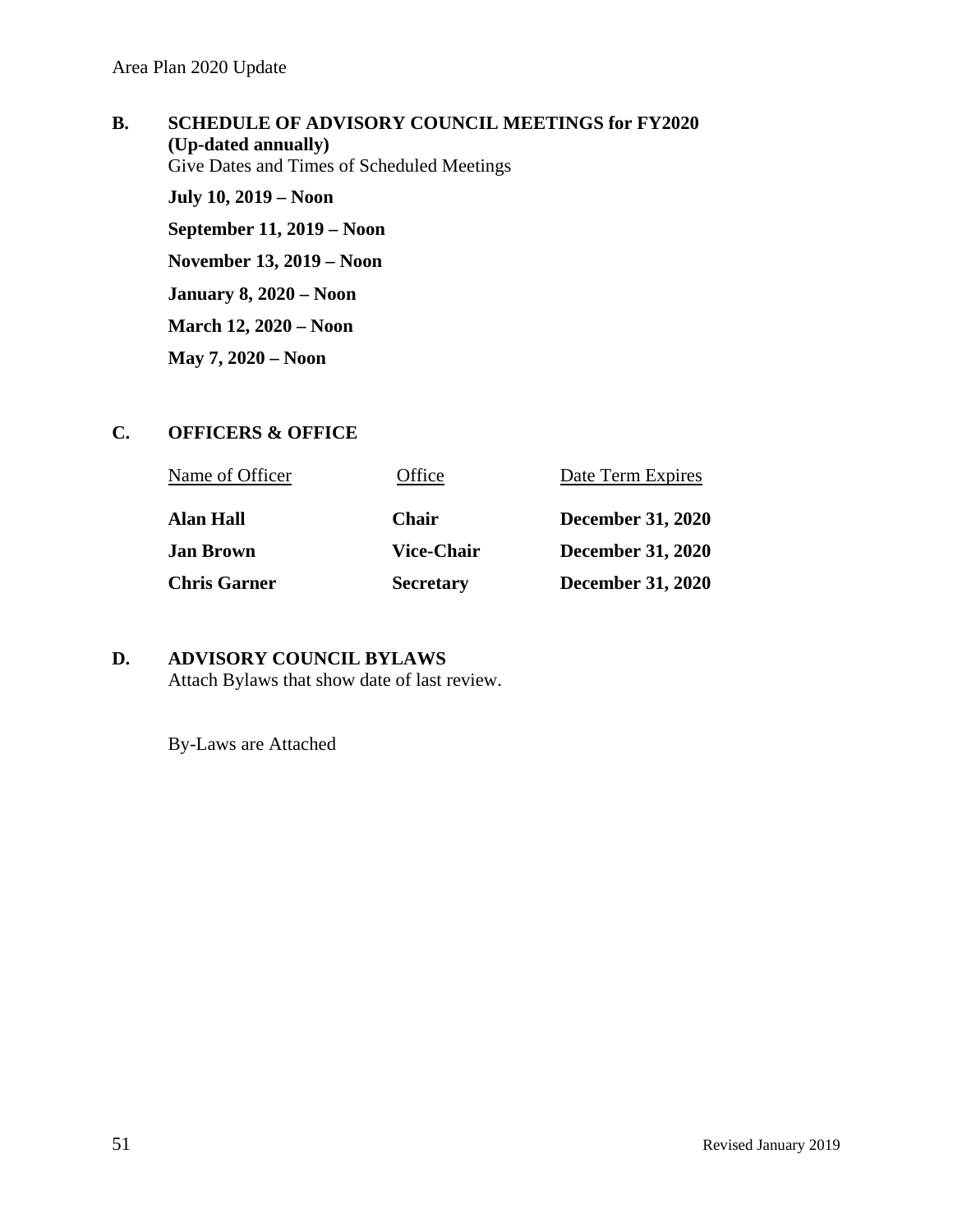## B. SCHEDULE OF ADVISORY COUNCIL MEETINGS for FY2020 (Up-dated annually)

Give Dates and Times of Scheduled Meetings

**July 10, 2019 – Noon**

**September 11, 2019 – Noon**

**November 13, 2019 – Noon**

**January 8, 2020 – Noon**

**March 12, 2020 – Noon**

**May 7, 2020 – Noon**

## C. OFFICERS & OFFICE

| Name of Officer | Office | Date Term Expires |
|---|---|---|
| **Alan Hall** | **Chair** | **December 31, 2020** |
| **Jan Brown** | **Vice-Chair** | **December 31, 2020** |
| **Chris Garner** | **Secretary** | **December 31, 2020** |

## D. ADVISORY COUNCIL BYLAWS

Attach Bylaws that show date of last review.

By-Laws are Attached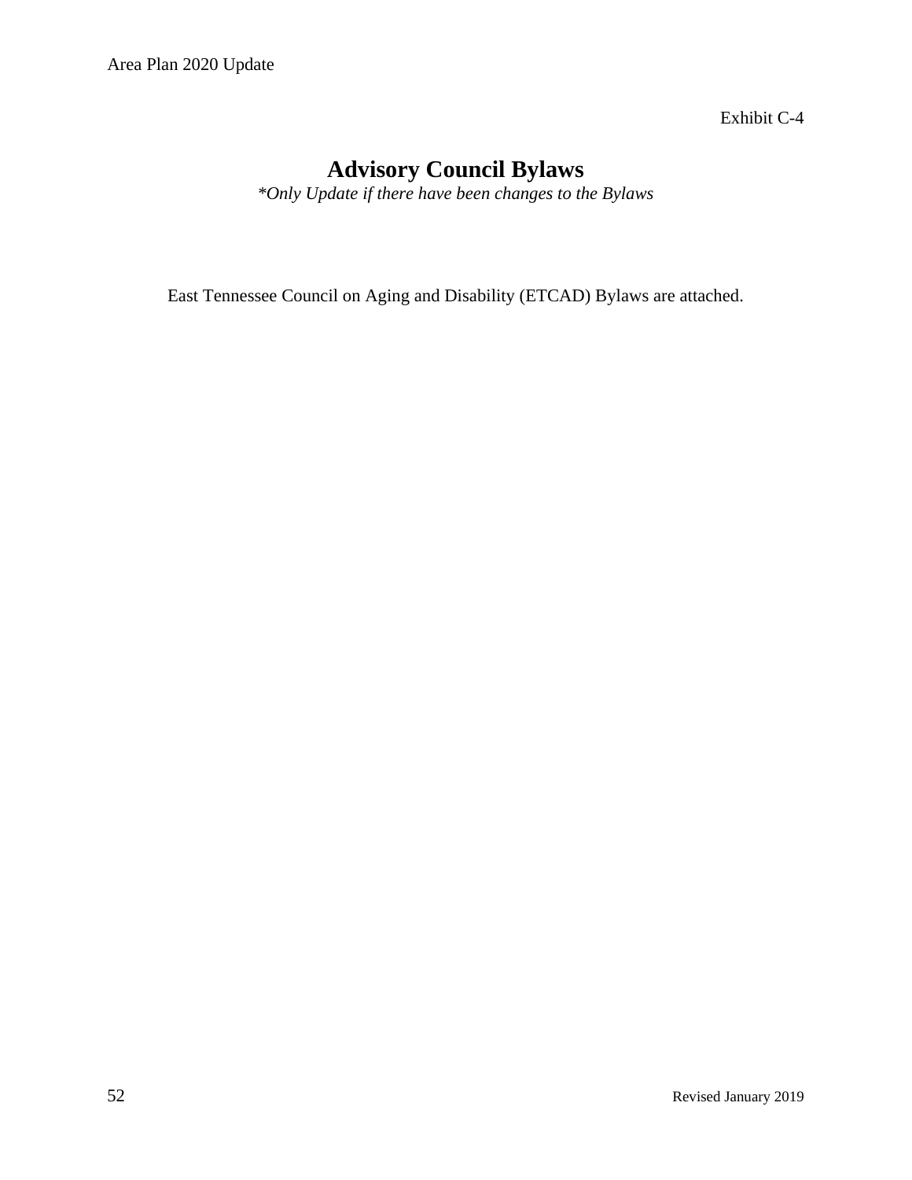Exhibit C-4

# Advisory Council Bylaws

*\*Only Update if there have been changes to the Bylaws*

East Tennessee Council on Aging and Disability (ETCAD) Bylaws are attached.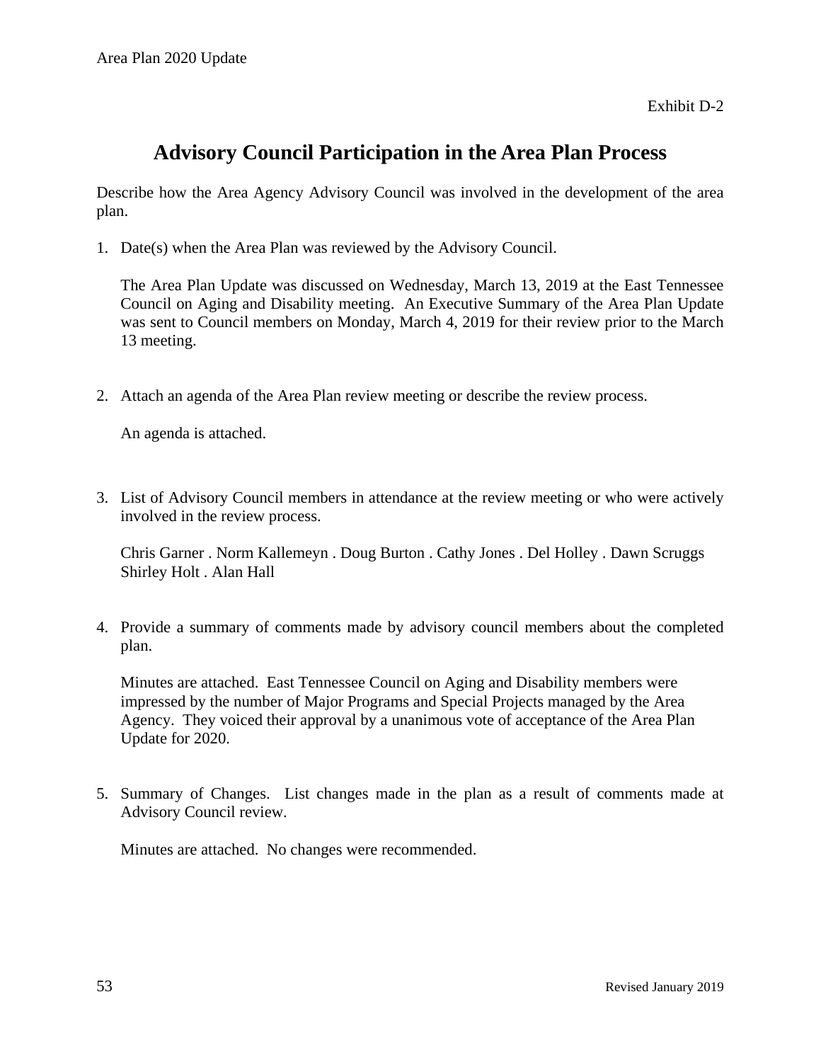Exhibit D-2

# Advisory Council Participation in the Area Plan Process

Describe how the Area Agency Advisory Council was involved in the development of the area plan.

1. Date(s) when the Area Plan was reviewed by the Advisory Council.

   The Area Plan Update was discussed on Wednesday, March 13, 2019 at the East Tennessee Council on Aging and Disability meeting. An Executive Summary of the Area Plan Update was sent to Council members on Monday, March 4, 2019 for their review prior to the March 13 meeting.

2. Attach an agenda of the Area Plan review meeting or describe the review process.

   An agenda is attached.

3. List of Advisory Council members in attendance at the review meeting or who were actively involved in the review process.

   Chris Garner . Norm Kallemeyn . Doug Burton . Cathy Jones . Del Holley . Dawn Scruggs
   Shirley Holt . Alan Hall

4. Provide a summary of comments made by advisory council members about the completed plan.

   Minutes are attached. East Tennessee Council on Aging and Disability members were impressed by the number of Major Programs and Special Projects managed by the Area Agency. They voiced their approval by a unanimous vote of acceptance of the Area Plan Update for 2020.

5. Summary of Changes. List changes made in the plan as a result of comments made at Advisory Council review.

   Minutes are attached. No changes were recommended.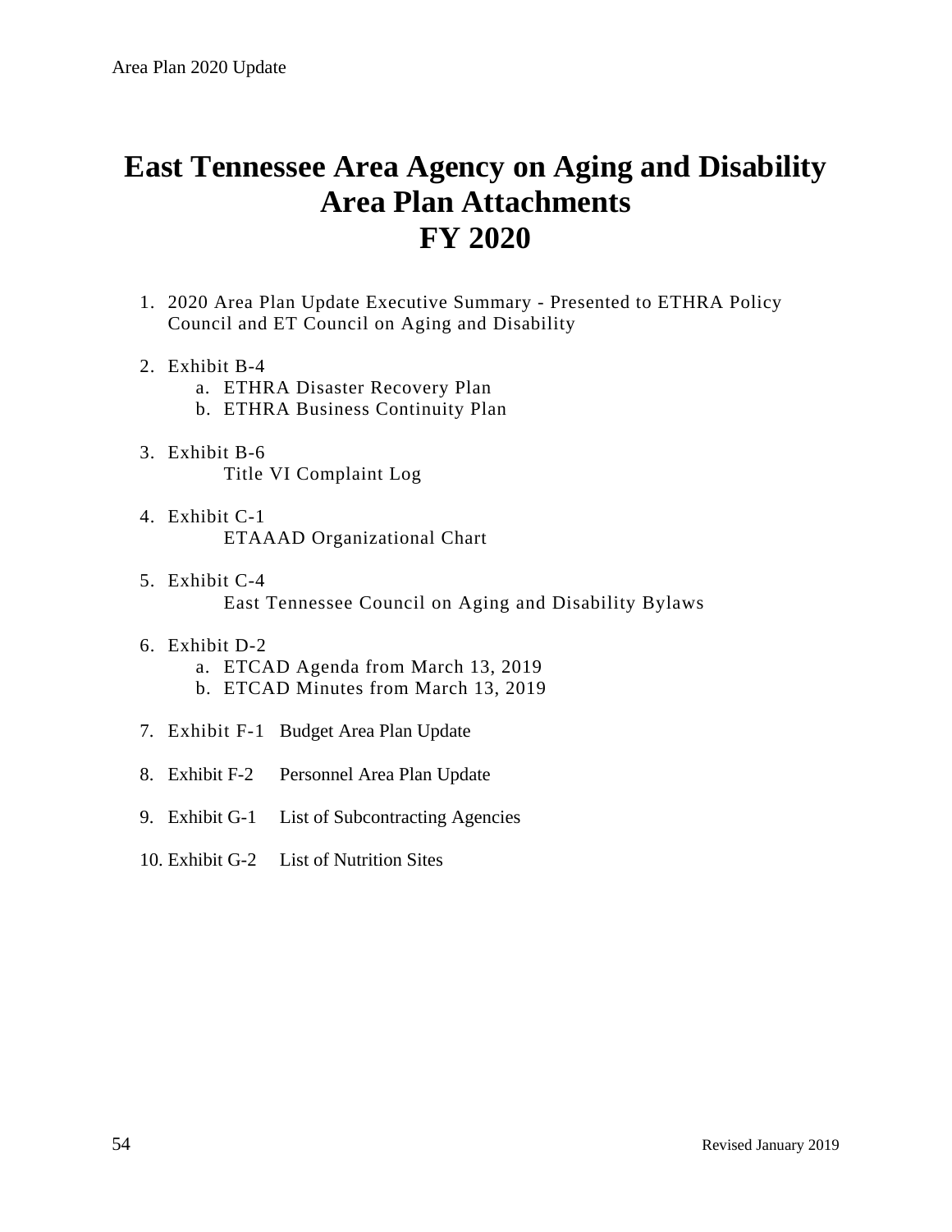# East Tennessee Area Agency on Aging and Disability
# Area Plan Attachments
# FY 2020

1. 2020 Area Plan Update Executive Summary - Presented to ETHRA Policy Council and ET Council on Aging and Disability

2. Exhibit B-4
   a. ETHRA Disaster Recovery Plan
   b. ETHRA Business Continuity Plan

3. Exhibit B-6
   Title VI Complaint Log

4. Exhibit C-1
   ETAAAD Organizational Chart

5. Exhibit C-4
   East Tennessee Council on Aging and Disability Bylaws

6. Exhibit D-2
   a. ETCAD Agenda from March 13, 2019
   b. ETCAD Minutes from March 13, 2019

7. Exhibit F-1 Budget Area Plan Update

8. Exhibit F-2 Personnel Area Plan Update

9. Exhibit G-1 List of Subcontracting Agencies

10. Exhibit G-2 List of Nutrition Sites